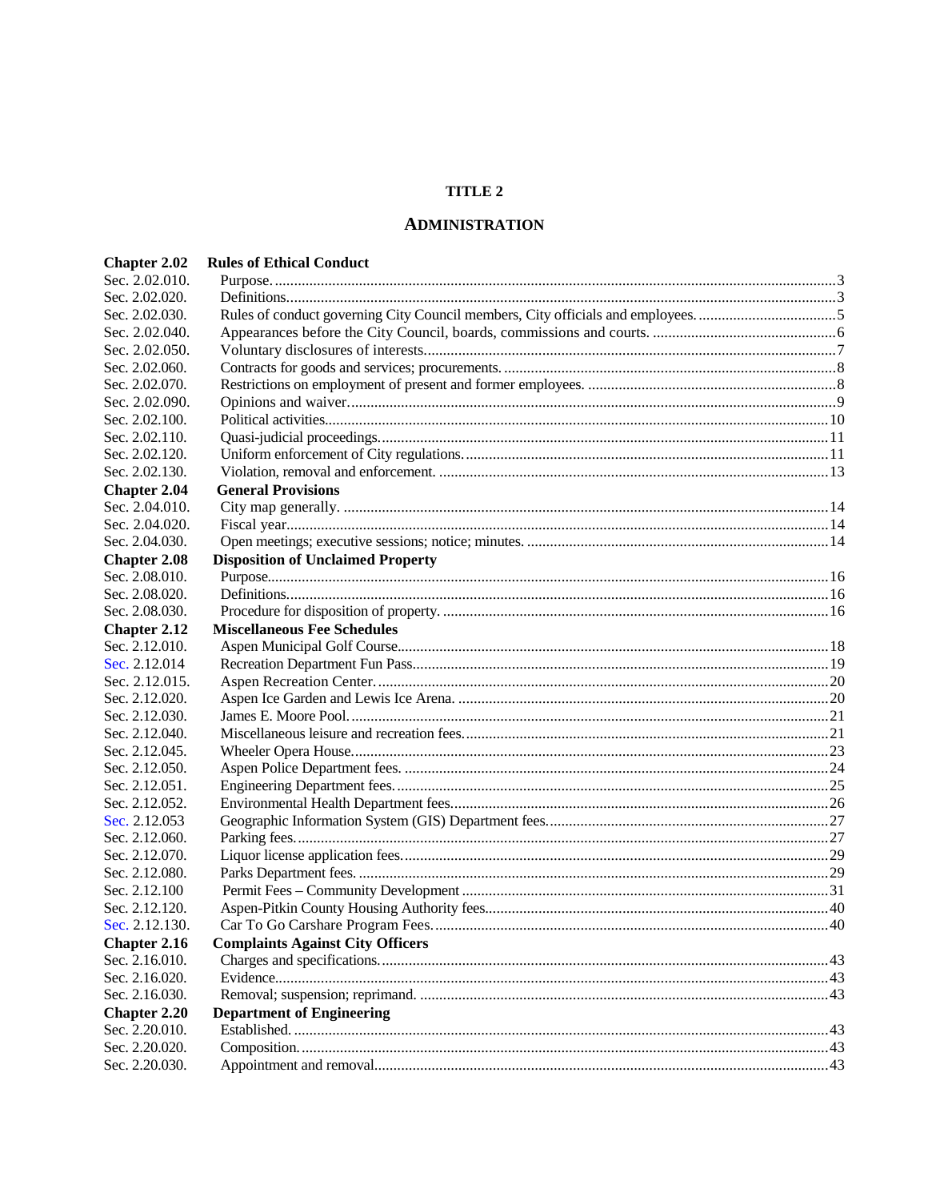# TITLE 2

## ADMINISTRATION

| | | |
|---|---|---|
| **Chapter 2.02** | **Rules of Ethical Conduct** | |
| Sec. 2.02.010. | Purpose. | 3 |
| Sec. 2.02.020. | Definitions. | 3 |
| Sec. 2.02.030. | Rules of conduct governing City Council members, City officials and employees. | 5 |
| Sec. 2.02.040. | Appearances before the City Council, boards, commissions and courts. | 6 |
| Sec. 2.02.050. | Voluntary disclosures of interests. | 7 |
| Sec. 2.02.060. | Contracts for goods and services; procurements. | 8 |
| Sec. 2.02.070. | Restrictions on employment of present and former employees. | 8 |
| Sec. 2.02.090. | Opinions and waiver. | 9 |
| Sec. 2.02.100. | Political activities. | 10 |
| Sec. 2.02.110. | Quasi-judicial proceedings. | 11 |
| Sec. 2.02.120. | Uniform enforcement of City regulations. | 11 |
| Sec. 2.02.130. | Violation, removal and enforcement. | 13 |
| **Chapter 2.04** | **General Provisions** | |
| Sec. 2.04.010. | City map generally. | 14 |
| Sec. 2.04.020. | Fiscal year. | 14 |
| Sec. 2.04.030. | Open meetings; executive sessions; notice; minutes. | 14 |
| **Chapter 2.08** | **Disposition of Unclaimed Property** | |
| Sec. 2.08.010. | Purpose. | 16 |
| Sec. 2.08.020. | Definitions. | 16 |
| Sec. 2.08.030. | Procedure for disposition of property. | 16 |
| **Chapter 2.12** | **Miscellaneous Fee Schedules** | |
| Sec. 2.12.010. | Aspen Municipal Golf Course | 18 |
| Sec. 2.12.014 | Recreation Department Fun Pass | 19 |
| Sec. 2.12.015. | Aspen Recreation Center. | 20 |
| Sec. 2.12.020. | Aspen Ice Garden and Lewis Ice Arena. | 20 |
| Sec. 2.12.030. | James E. Moore Pool. | 21 |
| Sec. 2.12.040. | Miscellaneous leisure and recreation fees. | 21 |
| Sec. 2.12.045. | Wheeler Opera House. | 23 |
| Sec. 2.12.050. | Aspen Police Department fees. | 24 |
| Sec. 2.12.051. | Engineering Department fees. | 25 |
| Sec. 2.12.052. | Environmental Health Department fees. | 26 |
| Sec. 2.12.053 | Geographic Information System (GIS) Department fees. | 27 |
| Sec. 2.12.060. | Parking fees. | 27 |
| Sec. 2.12.070. | Liquor license application fees. | 29 |
| Sec. 2.12.080. | Parks Department fees. | 29 |
| Sec. 2.12.100 | Permit Fees – Community Development | 31 |
| Sec. 2.12.120. | Aspen-Pitkin County Housing Authority fees. | 40 |
| Sec. 2.12.130. | Car To Go Carshare Program Fees. | 40 |
| **Chapter 2.16** | **Complaints Against City Officers** | |
| Sec. 2.16.010. | Charges and specifications. | 43 |
| Sec. 2.16.020. | Evidence. | 43 |
| Sec. 2.16.030. | Removal; suspension; reprimand. | 43 |
| **Chapter 2.20** | **Department of Engineering** | |
| Sec. 2.20.010. | Established. | 43 |
| Sec. 2.20.020. | Composition. | 43 |
| Sec. 2.20.030. | Appointment and removal. | 43 |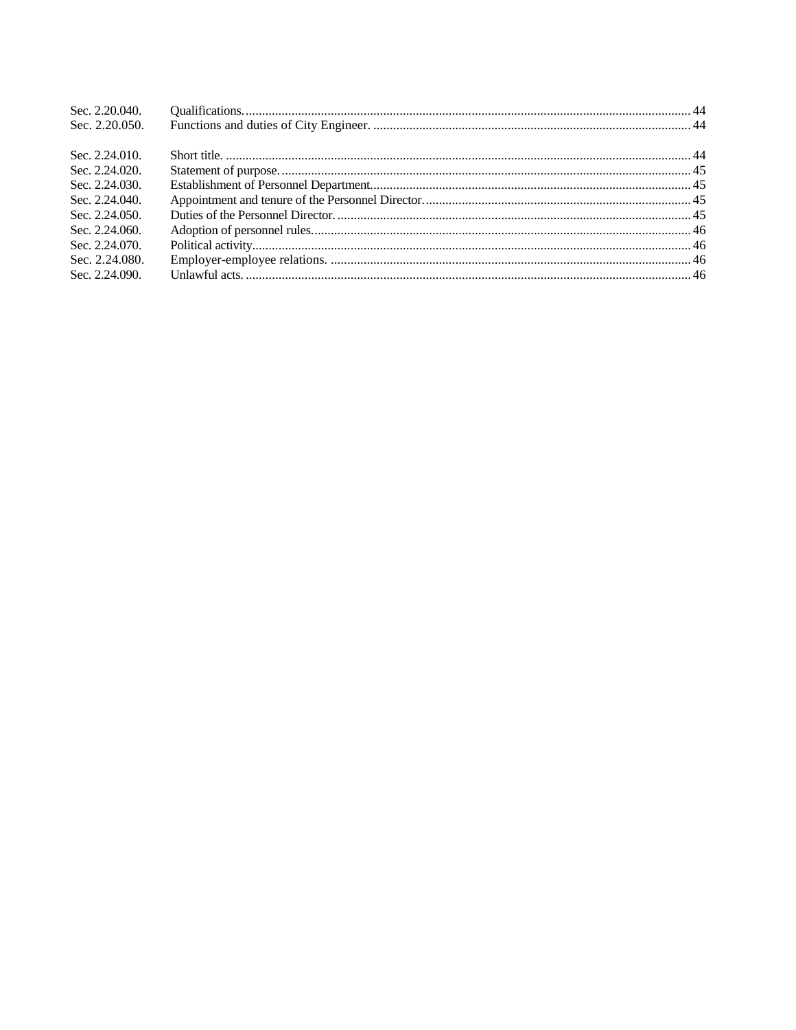Sec. 2.20.040. Qualifications. ........................................................................................................................ 44
Sec. 2.20.050. Functions and duties of City Engineer. ................................................................................. 44

Sec. 2.24.010. Short title. ............................................................................................................................. 44
Sec. 2.24.020. Statement of purpose. ............................................................................................................ 45
Sec. 2.24.030. Establishment of Personnel Department. ................................................................................. 45
Sec. 2.24.040. Appointment and tenure of the Personnel Director. ................................................................. 45
Sec. 2.24.050. Duties of the Personnel Director. ............................................................................................ 45
Sec. 2.24.060. Adoption of personnel rules. ................................................................................................... 46
Sec. 2.24.070. Political activity. ...................................................................................................................... 46
Sec. 2.24.080. Employer-employee relations. ............................................................................................... 46
Sec. 2.24.090. Unlawful acts. ......................................................................................................................... 46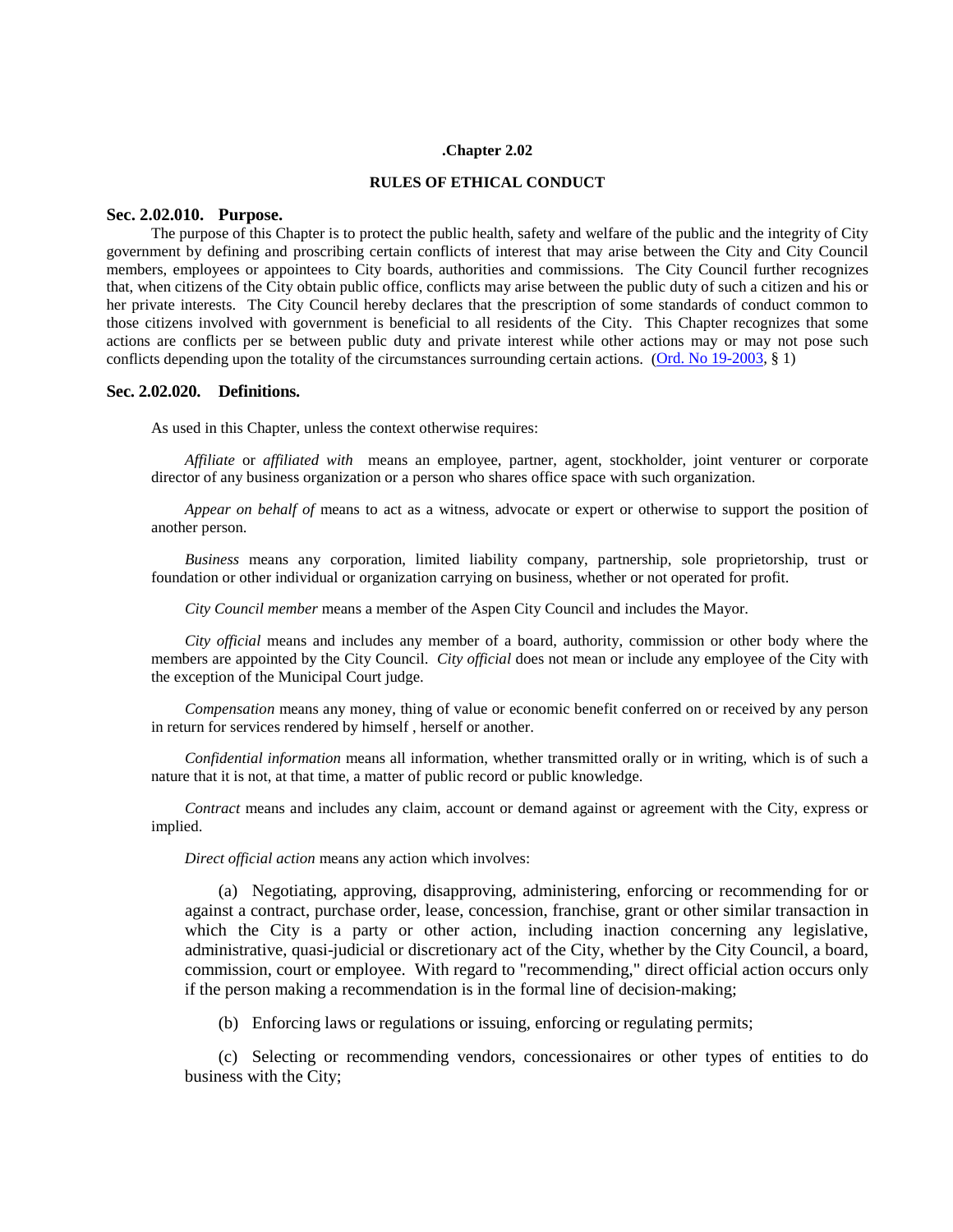# .Chapter 2.02

## RULES OF ETHICAL CONDUCT

### Sec. 2.02.010. Purpose.

The purpose of this Chapter is to protect the public health, safety and welfare of the public and the integrity of City government by defining and proscribing certain conflicts of interest that may arise between the City and City Council members, employees or appointees to City boards, authorities and commissions. The City Council further recognizes that, when citizens of the City obtain public office, conflicts may arise between the public duty of such a citizen and his or her private interests. The City Council hereby declares that the prescription of some standards of conduct common to those citizens involved with government is beneficial to all residents of the City. This Chapter recognizes that some actions are conflicts per se between public duty and private interest while other actions may or may not pose such conflicts depending upon the totality of the circumstances surrounding certain actions. (Ord. No 19-2003, § 1)

### Sec. 2.02.020. Definitions.

As used in this Chapter, unless the context otherwise requires:

*Affiliate* or *affiliated with* means an employee, partner, agent, stockholder, joint venturer or corporate director of any business organization or a person who shares office space with such organization.

*Appear on behalf of* means to act as a witness, advocate or expert or otherwise to support the position of another person.

*Business* means any corporation, limited liability company, partnership, sole proprietorship, trust or foundation or other individual or organization carrying on business, whether or not operated for profit.

*City Council member* means a member of the Aspen City Council and includes the Mayor.

*City official* means and includes any member of a board, authority, commission or other body where the members are appointed by the City Council. *City official* does not mean or include any employee of the City with the exception of the Municipal Court judge.

*Compensation* means any money, thing of value or economic benefit conferred on or received by any person in return for services rendered by himself , herself or another.

*Confidential information* means all information, whether transmitted orally or in writing, which is of such a nature that it is not, at that time, a matter of public record or public knowledge.

*Contract* means and includes any claim, account or demand against or agreement with the City, express or implied.

*Direct official action* means any action which involves:

(a) Negotiating, approving, disapproving, administering, enforcing or recommending for or against a contract, purchase order, lease, concession, franchise, grant or other similar transaction in which the City is a party or other action, including inaction concerning any legislative, administrative, quasi-judicial or discretionary act of the City, whether by the City Council, a board, commission, court or employee. With regard to "recommending," direct official action occurs only if the person making a recommendation is in the formal line of decision-making;

(b) Enforcing laws or regulations or issuing, enforcing or regulating permits;

(c) Selecting or recommending vendors, concessionaires or other types of entities to do business with the City;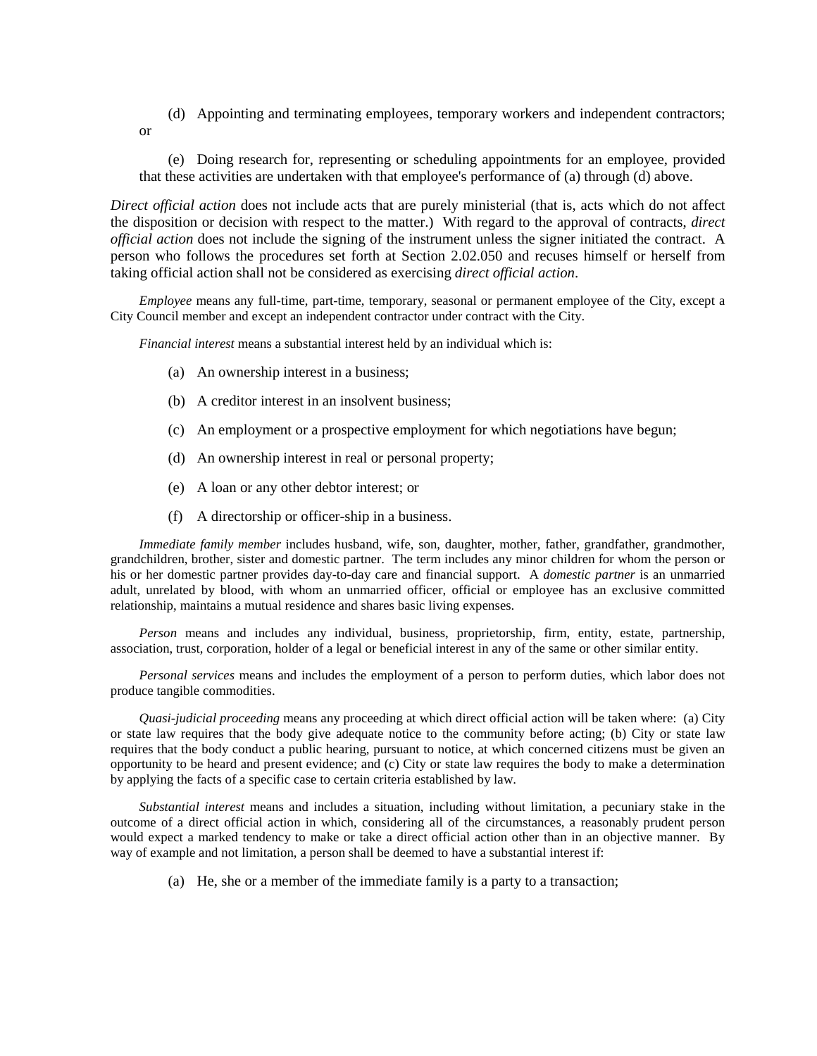(d) Appointing and terminating employees, temporary workers and independent contractors; or

(e) Doing research for, representing or scheduling appointments for an employee, provided that these activities are undertaken with that employee's performance of (a) through (d) above.

*Direct official action* does not include acts that are purely ministerial (that is, acts which do not affect the disposition or decision with respect to the matter.) With regard to the approval of contracts, *direct official action* does not include the signing of the instrument unless the signer initiated the contract. A person who follows the procedures set forth at Section 2.02.050 and recuses himself or herself from taking official action shall not be considered as exercising *direct official action*.

*Employee* means any full-time, part-time, temporary, seasonal or permanent employee of the City, except a City Council member and except an independent contractor under contract with the City.

*Financial interest* means a substantial interest held by an individual which is:

(a) An ownership interest in a business;

(b) A creditor interest in an insolvent business;

(c) An employment or a prospective employment for which negotiations have begun;

(d) An ownership interest in real or personal property;

(e) A loan or any other debtor interest; or

(f) A directorship or officer-ship in a business.

*Immediate family member* includes husband, wife, son, daughter, mother, father, grandfather, grandmother, grandchildren, brother, sister and domestic partner. The term includes any minor children for whom the person or his or her domestic partner provides day-to-day care and financial support. A *domestic partner* is an unmarried adult, unrelated by blood, with whom an unmarried officer, official or employee has an exclusive committed relationship, maintains a mutual residence and shares basic living expenses.

*Person* means and includes any individual, business, proprietorship, firm, entity, estate, partnership, association, trust, corporation, holder of a legal or beneficial interest in any of the same or other similar entity.

*Personal services* means and includes the employment of a person to perform duties, which labor does not produce tangible commodities.

*Quasi-judicial proceeding* means any proceeding at which direct official action will be taken where: (a) City or state law requires that the body give adequate notice to the community before acting; (b) City or state law requires that the body conduct a public hearing, pursuant to notice, at which concerned citizens must be given an opportunity to be heard and present evidence; and (c) City or state law requires the body to make a determination by applying the facts of a specific case to certain criteria established by law.

*Substantial interest* means and includes a situation, including without limitation, a pecuniary stake in the outcome of a direct official action in which, considering all of the circumstances, a reasonably prudent person would expect a marked tendency to make or take a direct official action other than in an objective manner. By way of example and not limitation, a person shall be deemed to have a substantial interest if:

(a) He, she or a member of the immediate family is a party to a transaction;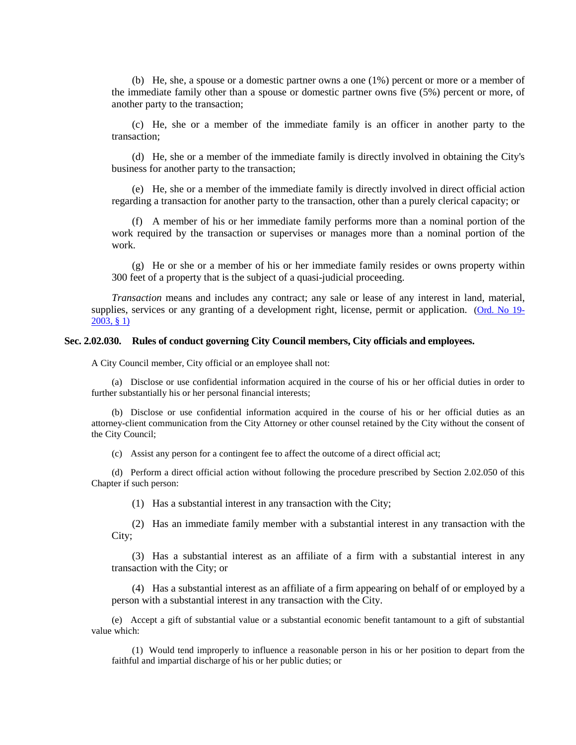(b) He, she, a spouse or a domestic partner owns a one (1%) percent or more or a member of the immediate family other than a spouse or domestic partner owns five (5%) percent or more, of another party to the transaction;

(c) He, she or a member of the immediate family is an officer in another party to the transaction;

(d) He, she or a member of the immediate family is directly involved in obtaining the City's business for another party to the transaction;

(e) He, she or a member of the immediate family is directly involved in direct official action regarding a transaction for another party to the transaction, other than a purely clerical capacity; or

(f) A member of his or her immediate family performs more than a nominal portion of the work required by the transaction or supervises or manages more than a nominal portion of the work.

(g) He or she or a member of his or her immediate family resides or owns property within 300 feet of a property that is the subject of a quasi-judicial proceeding.

*Transaction* means and includes any contract; any sale or lease of any interest in land, material, supplies, services or any granting of a development right, license, permit or application. (Ord. No 19-2003, § 1)

### Sec. 2.02.030. Rules of conduct governing City Council members, City officials and employees.

A City Council member, City official or an employee shall not:

(a) Disclose or use confidential information acquired in the course of his or her official duties in order to further substantially his or her personal financial interests;

(b) Disclose or use confidential information acquired in the course of his or her official duties as an attorney-client communication from the City Attorney or other counsel retained by the City without the consent of the City Council;

(c) Assist any person for a contingent fee to affect the outcome of a direct official act;

(d) Perform a direct official action without following the procedure prescribed by Section 2.02.050 of this Chapter if such person:

(1) Has a substantial interest in any transaction with the City;

(2) Has an immediate family member with a substantial interest in any transaction with the City;

(3) Has a substantial interest as an affiliate of a firm with a substantial interest in any transaction with the City; or

(4) Has a substantial interest as an affiliate of a firm appearing on behalf of or employed by a person with a substantial interest in any transaction with the City.

(e) Accept a gift of substantial value or a substantial economic benefit tantamount to a gift of substantial value which:

(1) Would tend improperly to influence a reasonable person in his or her position to depart from the faithful and impartial discharge of his or her public duties; or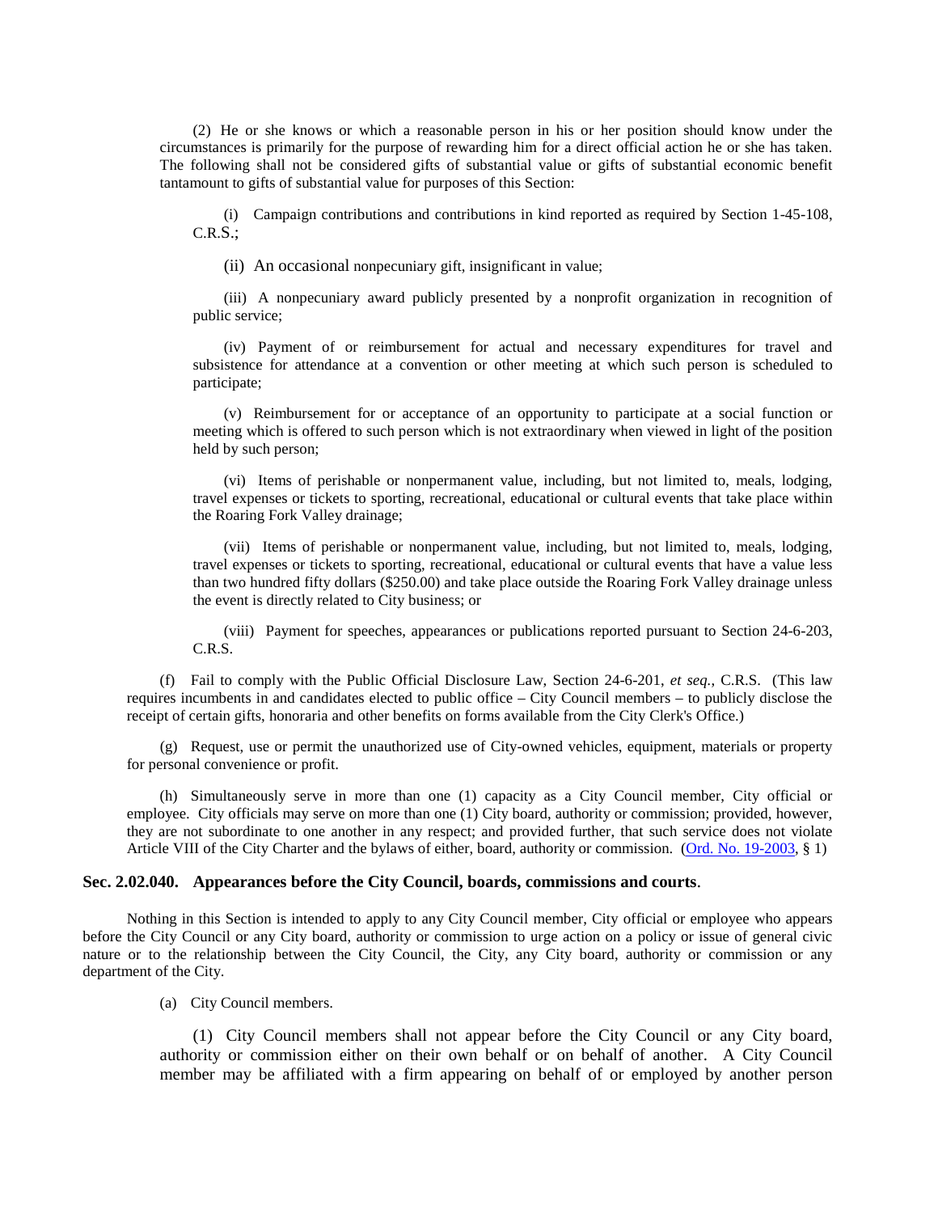(2) He or she knows or which a reasonable person in his or her position should know under the circumstances is primarily for the purpose of rewarding him for a direct official action he or she has taken. The following shall not be considered gifts of substantial value or gifts of substantial economic benefit tantamount to gifts of substantial value for purposes of this Section:

(i) Campaign contributions and contributions in kind reported as required by Section 1-45-108, C.R.S.;

(ii) An occasional nonpecuniary gift, insignificant in value;

(iii) A nonpecuniary award publicly presented by a nonprofit organization in recognition of public service;

(iv) Payment of or reimbursement for actual and necessary expenditures for travel and subsistence for attendance at a convention or other meeting at which such person is scheduled to participate;

(v) Reimbursement for or acceptance of an opportunity to participate at a social function or meeting which is offered to such person which is not extraordinary when viewed in light of the position held by such person;

(vi) Items of perishable or nonpermanent value, including, but not limited to, meals, lodging, travel expenses or tickets to sporting, recreational, educational or cultural events that take place within the Roaring Fork Valley drainage;

(vii) Items of perishable or nonpermanent value, including, but not limited to, meals, lodging, travel expenses or tickets to sporting, recreational, educational or cultural events that have a value less than two hundred fifty dollars ($250.00) and take place outside the Roaring Fork Valley drainage unless the event is directly related to City business; or

(viii) Payment for speeches, appearances or publications reported pursuant to Section 24-6-203, C.R.S.

(f) Fail to comply with the Public Official Disclosure Law, Section 24-6-201, *et seq.*, C.R.S. (This law requires incumbents in and candidates elected to public office – City Council members – to publicly disclose the receipt of certain gifts, honoraria and other benefits on forms available from the City Clerk's Office.)

(g) Request, use or permit the unauthorized use of City-owned vehicles, equipment, materials or property for personal convenience or profit.

(h) Simultaneously serve in more than one (1) capacity as a City Council member, City official or employee. City officials may serve on more than one (1) City board, authority or commission; provided, however, they are not subordinate to one another in any respect; and provided further, that such service does not violate Article VIII of the City Charter and the bylaws of either, board, authority or commission. (Ord. No. 19-2003, § 1)

### Sec. 2.02.040. Appearances before the City Council, boards, commissions and courts.

Nothing in this Section is intended to apply to any City Council member, City official or employee who appears before the City Council or any City board, authority or commission to urge action on a policy or issue of general civic nature or to the relationship between the City Council, the City, any City board, authority or commission or any department of the City.

(a) City Council members.

(1) City Council members shall not appear before the City Council or any City board, authority or commission either on their own behalf or on behalf of another. A City Council member may be affiliated with a firm appearing on behalf of or employed by another person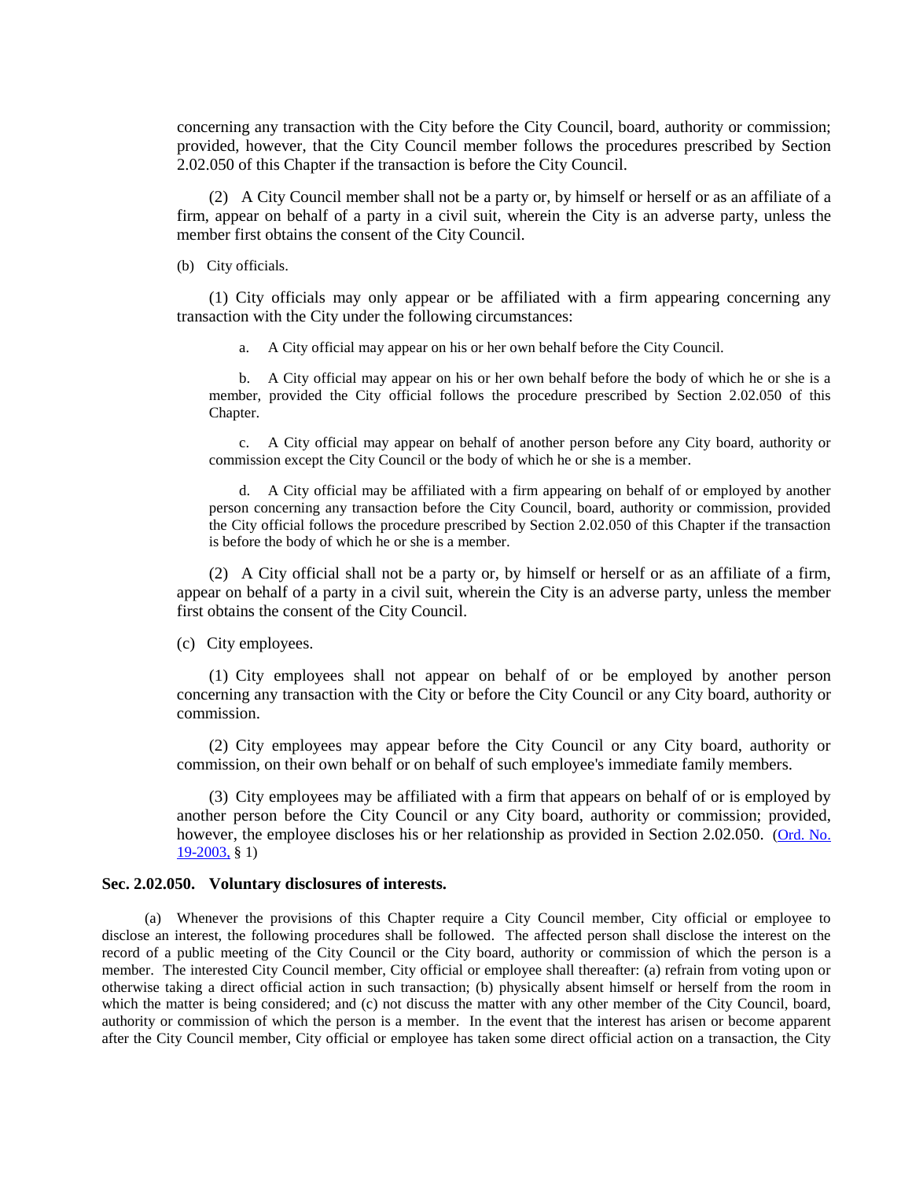concerning any transaction with the City before the City Council, board, authority or commission; provided, however, that the City Council member follows the procedures prescribed by Section 2.02.050 of this Chapter if the transaction is before the City Council.

(2) A City Council member shall not be a party or, by himself or herself or as an affiliate of a firm, appear on behalf of a party in a civil suit, wherein the City is an adverse party, unless the member first obtains the consent of the City Council.

(b) City officials.

(1) City officials may only appear or be affiliated with a firm appearing concerning any transaction with the City under the following circumstances:

a. A City official may appear on his or her own behalf before the City Council.

b. A City official may appear on his or her own behalf before the body of which he or she is a member, provided the City official follows the procedure prescribed by Section 2.02.050 of this Chapter.

c. A City official may appear on behalf of another person before any City board, authority or commission except the City Council or the body of which he or she is a member.

d. A City official may be affiliated with a firm appearing on behalf of or employed by another person concerning any transaction before the City Council, board, authority or commission, provided the City official follows the procedure prescribed by Section 2.02.050 of this Chapter if the transaction is before the body of which he or she is a member.

(2) A City official shall not be a party or, by himself or herself or as an affiliate of a firm, appear on behalf of a party in a civil suit, wherein the City is an adverse party, unless the member first obtains the consent of the City Council.

(c) City employees.

(1) City employees shall not appear on behalf of or be employed by another person concerning any transaction with the City or before the City Council or any City board, authority or commission.

(2) City employees may appear before the City Council or any City board, authority or commission, on their own behalf or on behalf of such employee's immediate family members.

(3) City employees may be affiliated with a firm that appears on behalf of or is employed by another person before the City Council or any City board, authority or commission; provided, however, the employee discloses his or her relationship as provided in Section 2.02.050. (Ord. No. 19-2003, § 1)

### Sec. 2.02.050. Voluntary disclosures of interests.

(a) Whenever the provisions of this Chapter require a City Council member, City official or employee to disclose an interest, the following procedures shall be followed. The affected person shall disclose the interest on the record of a public meeting of the City Council or the City board, authority or commission of which the person is a member. The interested City Council member, City official or employee shall thereafter: (a) refrain from voting upon or otherwise taking a direct official action in such transaction; (b) physically absent himself or herself from the room in which the matter is being considered; and (c) not discuss the matter with any other member of the City Council, board, authority or commission of which the person is a member. In the event that the interest has arisen or become apparent after the City Council member, City official or employee has taken some direct official action on a transaction, the City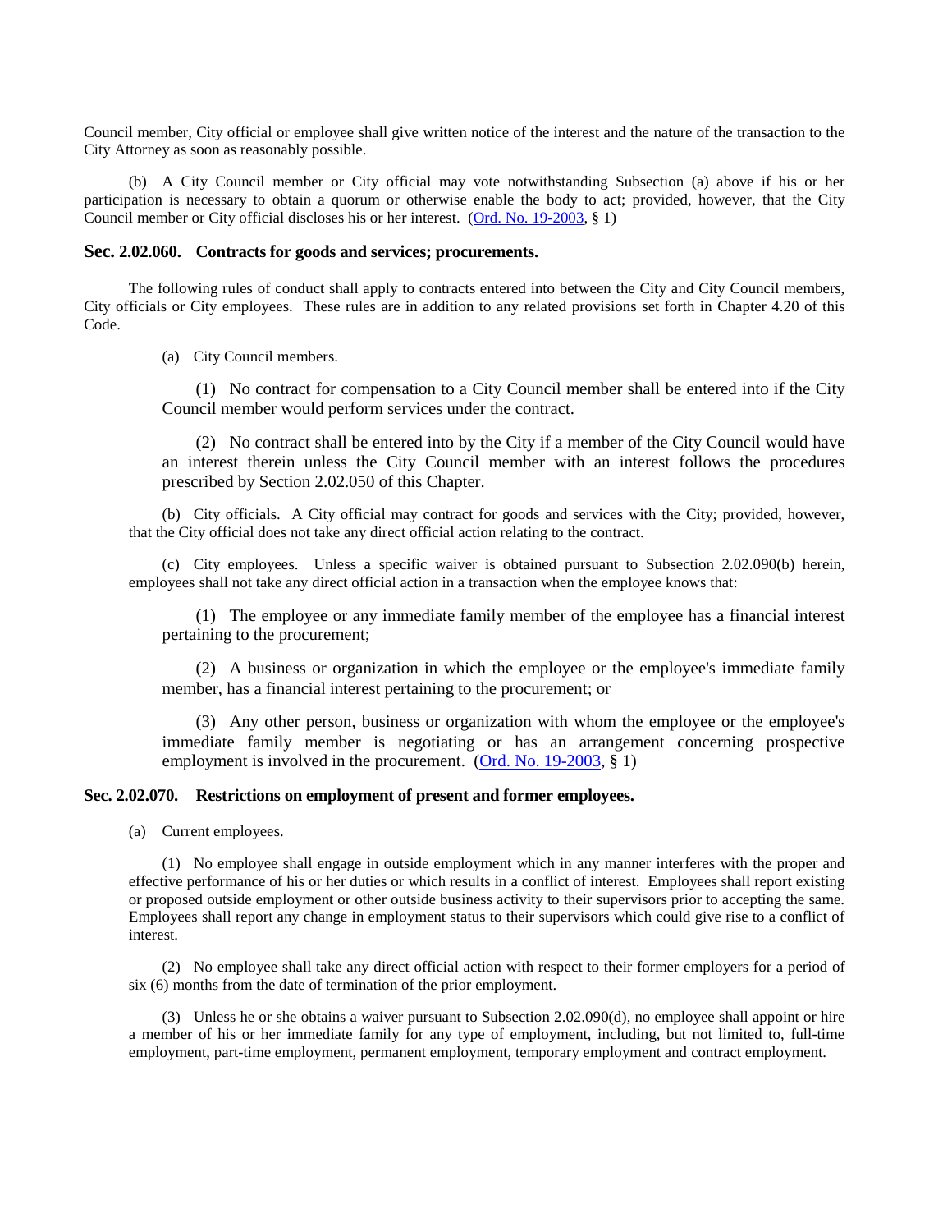Council member, City official or employee shall give written notice of the interest and the nature of the transaction to the City Attorney as soon as reasonably possible.

(b) A City Council member or City official may vote notwithstanding Subsection (a) above if his or her participation is necessary to obtain a quorum or otherwise enable the body to act; provided, however, that the City Council member or City official discloses his or her interest. (Ord. No. 19-2003, § 1)

### Sec. 2.02.060. Contracts for goods and services; procurements.

The following rules of conduct shall apply to contracts entered into between the City and City Council members, City officials or City employees. These rules are in addition to any related provisions set forth in Chapter 4.20 of this Code.

(a) City Council members.

(1) No contract for compensation to a City Council member shall be entered into if the City Council member would perform services under the contract.

(2) No contract shall be entered into by the City if a member of the City Council would have an interest therein unless the City Council member with an interest follows the procedures prescribed by Section 2.02.050 of this Chapter.

(b) City officials. A City official may contract for goods and services with the City; provided, however, that the City official does not take any direct official action relating to the contract.

(c) City employees. Unless a specific waiver is obtained pursuant to Subsection 2.02.090(b) herein, employees shall not take any direct official action in a transaction when the employee knows that:

(1) The employee or any immediate family member of the employee has a financial interest pertaining to the procurement;

(2) A business or organization in which the employee or the employee's immediate family member, has a financial interest pertaining to the procurement; or

(3) Any other person, business or organization with whom the employee or the employee's immediate family member is negotiating or has an arrangement concerning prospective employment is involved in the procurement. (Ord. No. 19-2003, § 1)

### Sec. 2.02.070. Restrictions on employment of present and former employees.

(a) Current employees.

(1) No employee shall engage in outside employment which in any manner interferes with the proper and effective performance of his or her duties or which results in a conflict of interest. Employees shall report existing or proposed outside employment or other outside business activity to their supervisors prior to accepting the same. Employees shall report any change in employment status to their supervisors which could give rise to a conflict of interest.

(2) No employee shall take any direct official action with respect to their former employers for a period of six (6) months from the date of termination of the prior employment.

(3) Unless he or she obtains a waiver pursuant to Subsection 2.02.090(d), no employee shall appoint or hire a member of his or her immediate family for any type of employment, including, but not limited to, full-time employment, part-time employment, permanent employment, temporary employment and contract employment.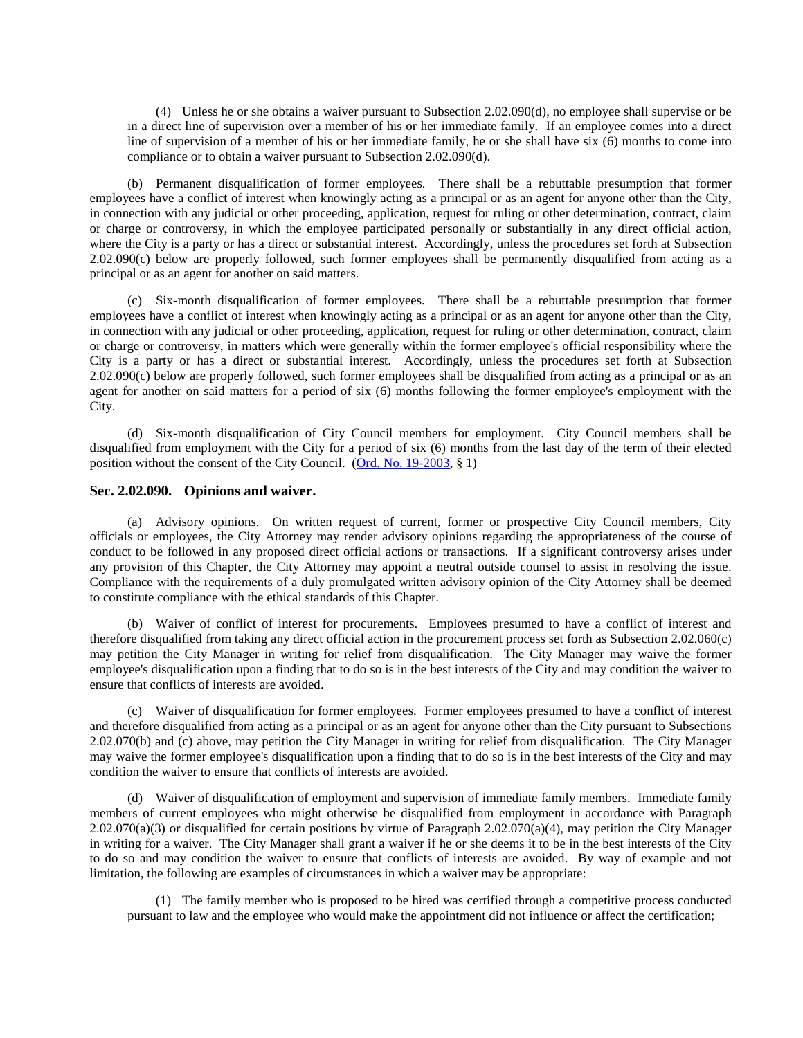(4) Unless he or she obtains a waiver pursuant to Subsection 2.02.090(d), no employee shall supervise or be in a direct line of supervision over a member of his or her immediate family. If an employee comes into a direct line of supervision of a member of his or her immediate family, he or she shall have six (6) months to come into compliance or to obtain a waiver pursuant to Subsection 2.02.090(d).

(b) Permanent disqualification of former employees. There shall be a rebuttable presumption that former employees have a conflict of interest when knowingly acting as a principal or as an agent for anyone other than the City, in connection with any judicial or other proceeding, application, request for ruling or other determination, contract, claim or charge or controversy, in which the employee participated personally or substantially in any direct official action, where the City is a party or has a direct or substantial interest. Accordingly, unless the procedures set forth at Subsection 2.02.090(c) below are properly followed, such former employees shall be permanently disqualified from acting as a principal or as an agent for another on said matters.

(c) Six-month disqualification of former employees. There shall be a rebuttable presumption that former employees have a conflict of interest when knowingly acting as a principal or as an agent for anyone other than the City, in connection with any judicial or other proceeding, application, request for ruling or other determination, contract, claim or charge or controversy, in matters which were generally within the former employee's official responsibility where the City is a party or has a direct or substantial interest. Accordingly, unless the procedures set forth at Subsection 2.02.090(c) below are properly followed, such former employees shall be disqualified from acting as a principal or as an agent for another on said matters for a period of six (6) months following the former employee's employment with the City.

(d) Six-month disqualification of City Council members for employment. City Council members shall be disqualified from employment with the City for a period of six (6) months from the last day of the term of their elected position without the consent of the City Council. (Ord. No. 19-2003, § 1)

### Sec. 2.02.090. Opinions and waiver.

(a) Advisory opinions. On written request of current, former or prospective City Council members, City officials or employees, the City Attorney may render advisory opinions regarding the appropriateness of the course of conduct to be followed in any proposed direct official actions or transactions. If a significant controversy arises under any provision of this Chapter, the City Attorney may appoint a neutral outside counsel to assist in resolving the issue. Compliance with the requirements of a duly promulgated written advisory opinion of the City Attorney shall be deemed to constitute compliance with the ethical standards of this Chapter.

(b) Waiver of conflict of interest for procurements. Employees presumed to have a conflict of interest and therefore disqualified from taking any direct official action in the procurement process set forth as Subsection 2.02.060(c) may petition the City Manager in writing for relief from disqualification. The City Manager may waive the former employee's disqualification upon a finding that to do so is in the best interests of the City and may condition the waiver to ensure that conflicts of interests are avoided.

(c) Waiver of disqualification for former employees. Former employees presumed to have a conflict of interest and therefore disqualified from acting as a principal or as an agent for anyone other than the City pursuant to Subsections 2.02.070(b) and (c) above, may petition the City Manager in writing for relief from disqualification. The City Manager may waive the former employee's disqualification upon a finding that to do so is in the best interests of the City and may condition the waiver to ensure that conflicts of interests are avoided.

(d) Waiver of disqualification of employment and supervision of immediate family members. Immediate family members of current employees who might otherwise be disqualified from employment in accordance with Paragraph 2.02.070(a)(3) or disqualified for certain positions by virtue of Paragraph 2.02.070(a)(4), may petition the City Manager in writing for a waiver. The City Manager shall grant a waiver if he or she deems it to be in the best interests of the City to do so and may condition the waiver to ensure that conflicts of interests are avoided. By way of example and not limitation, the following are examples of circumstances in which a waiver may be appropriate:

(1) The family member who is proposed to be hired was certified through a competitive process conducted pursuant to law and the employee who would make the appointment did not influence or affect the certification;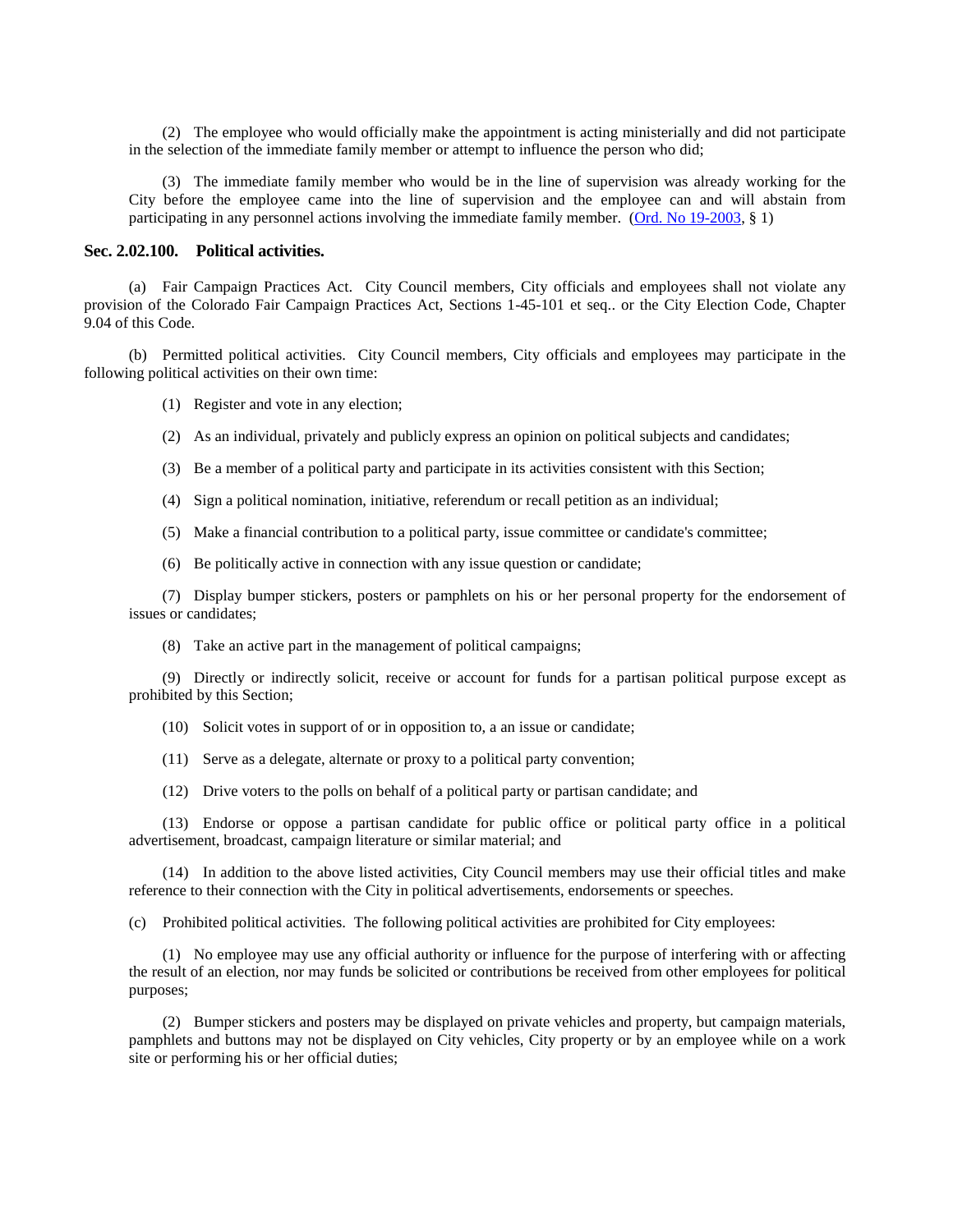(2) The employee who would officially make the appointment is acting ministerially and did not participate in the selection of the immediate family member or attempt to influence the person who did;

(3) The immediate family member who would be in the line of supervision was already working for the City before the employee came into the line of supervision and the employee can and will abstain from participating in any personnel actions involving the immediate family member. (Ord. No 19-2003, § 1)

### Sec. 2.02.100. Political activities.

(a) Fair Campaign Practices Act. City Council members, City officials and employees shall not violate any provision of the Colorado Fair Campaign Practices Act, Sections 1-45-101 et seq.. or the City Election Code, Chapter 9.04 of this Code.

(b) Permitted political activities. City Council members, City officials and employees may participate in the following political activities on their own time:

(1) Register and vote in any election;

(2) As an individual, privately and publicly express an opinion on political subjects and candidates;

(3) Be a member of a political party and participate in its activities consistent with this Section;

(4) Sign a political nomination, initiative, referendum or recall petition as an individual;

(5) Make a financial contribution to a political party, issue committee or candidate's committee;

(6) Be politically active in connection with any issue question or candidate;

(7) Display bumper stickers, posters or pamphlets on his or her personal property for the endorsement of issues or candidates;

(8) Take an active part in the management of political campaigns;

(9) Directly or indirectly solicit, receive or account for funds for a partisan political purpose except as prohibited by this Section;

(10) Solicit votes in support of or in opposition to, a an issue or candidate;

(11) Serve as a delegate, alternate or proxy to a political party convention;

(12) Drive voters to the polls on behalf of a political party or partisan candidate; and

(13) Endorse or oppose a partisan candidate for public office or political party office in a political advertisement, broadcast, campaign literature or similar material; and

(14) In addition to the above listed activities, City Council members may use their official titles and make reference to their connection with the City in political advertisements, endorsements or speeches.

(c) Prohibited political activities. The following political activities are prohibited for City employees:

(1) No employee may use any official authority or influence for the purpose of interfering with or affecting the result of an election, nor may funds be solicited or contributions be received from other employees for political purposes;

(2) Bumper stickers and posters may be displayed on private vehicles and property, but campaign materials, pamphlets and buttons may not be displayed on City vehicles, City property or by an employee while on a work site or performing his or her official duties;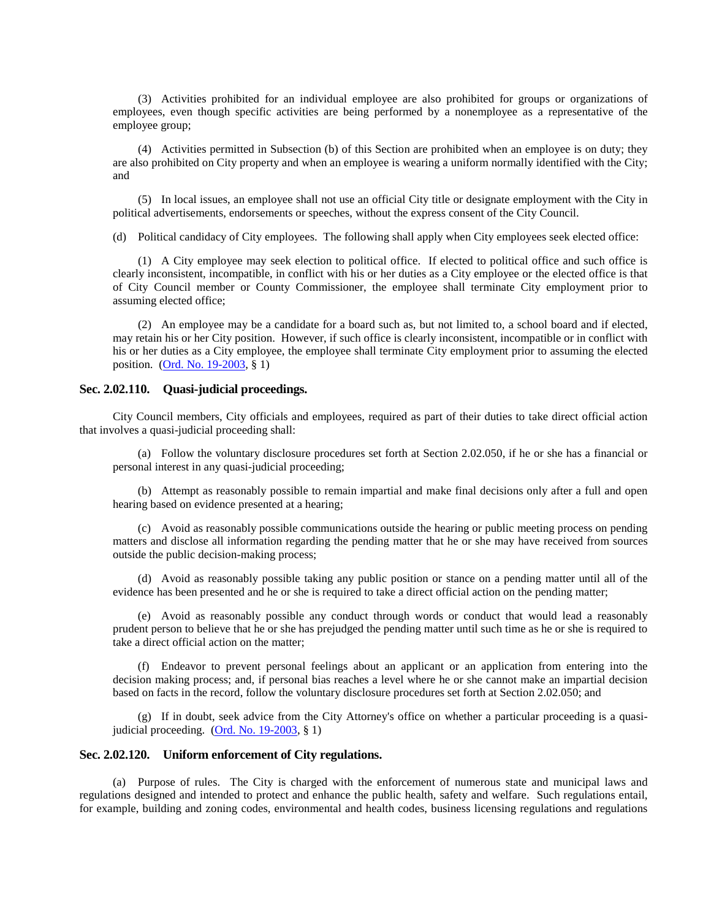(3) Activities prohibited for an individual employee are also prohibited for groups or organizations of employees, even though specific activities are being performed by a nonemployee as a representative of the employee group;

(4) Activities permitted in Subsection (b) of this Section are prohibited when an employee is on duty; they are also prohibited on City property and when an employee is wearing a uniform normally identified with the City; and

(5) In local issues, an employee shall not use an official City title or designate employment with the City in political advertisements, endorsements or speeches, without the express consent of the City Council.

(d) Political candidacy of City employees. The following shall apply when City employees seek elected office:

(1) A City employee may seek election to political office. If elected to political office and such office is clearly inconsistent, incompatible, in conflict with his or her duties as a City employee or the elected office is that of City Council member or County Commissioner, the employee shall terminate City employment prior to assuming elected office;

(2) An employee may be a candidate for a board such as, but not limited to, a school board and if elected, may retain his or her City position. However, if such office is clearly inconsistent, incompatible or in conflict with his or her duties as a City employee, the employee shall terminate City employment prior to assuming the elected position. (Ord. No. 19-2003, § 1)

### Sec. 2.02.110. Quasi-judicial proceedings.

City Council members, City officials and employees, required as part of their duties to take direct official action that involves a quasi-judicial proceeding shall:

(a) Follow the voluntary disclosure procedures set forth at Section 2.02.050, if he or she has a financial or personal interest in any quasi-judicial proceeding;

(b) Attempt as reasonably possible to remain impartial and make final decisions only after a full and open hearing based on evidence presented at a hearing;

(c) Avoid as reasonably possible communications outside the hearing or public meeting process on pending matters and disclose all information regarding the pending matter that he or she may have received from sources outside the public decision-making process;

(d) Avoid as reasonably possible taking any public position or stance on a pending matter until all of the evidence has been presented and he or she is required to take a direct official action on the pending matter;

(e) Avoid as reasonably possible any conduct through words or conduct that would lead a reasonably prudent person to believe that he or she has prejudged the pending matter until such time as he or she is required to take a direct official action on the matter;

(f) Endeavor to prevent personal feelings about an applicant or an application from entering into the decision making process; and, if personal bias reaches a level where he or she cannot make an impartial decision based on facts in the record, follow the voluntary disclosure procedures set forth at Section 2.02.050; and

(g) If in doubt, seek advice from the City Attorney's office on whether a particular proceeding is a quasi-judicial proceeding. (Ord. No. 19-2003, § 1)

### Sec. 2.02.120. Uniform enforcement of City regulations.

(a) Purpose of rules. The City is charged with the enforcement of numerous state and municipal laws and regulations designed and intended to protect and enhance the public health, safety and welfare. Such regulations entail, for example, building and zoning codes, environmental and health codes, business licensing regulations and regulations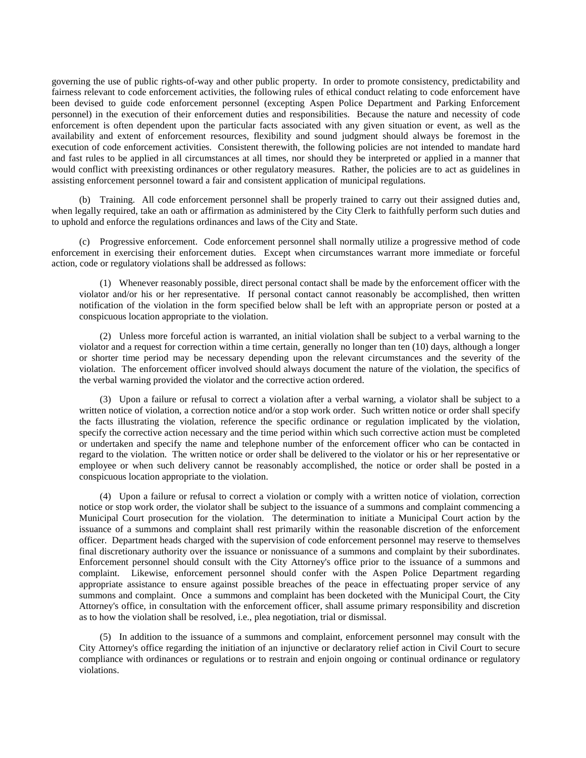governing the use of public rights-of-way and other public property. In order to promote consistency, predictability and fairness relevant to code enforcement activities, the following rules of ethical conduct relating to code enforcement have been devised to guide code enforcement personnel (excepting Aspen Police Department and Parking Enforcement personnel) in the execution of their enforcement duties and responsibilities. Because the nature and necessity of code enforcement is often dependent upon the particular facts associated with any given situation or event, as well as the availability and extent of enforcement resources, flexibility and sound judgment should always be foremost in the execution of code enforcement activities. Consistent therewith, the following policies are not intended to mandate hard and fast rules to be applied in all circumstances at all times, nor should they be interpreted or applied in a manner that would conflict with preexisting ordinances or other regulatory measures. Rather, the policies are to act as guidelines in assisting enforcement personnel toward a fair and consistent application of municipal regulations.

(b) Training. All code enforcement personnel shall be properly trained to carry out their assigned duties and, when legally required, take an oath or affirmation as administered by the City Clerk to faithfully perform such duties and to uphold and enforce the regulations ordinances and laws of the City and State.

(c) Progressive enforcement. Code enforcement personnel shall normally utilize a progressive method of code enforcement in exercising their enforcement duties. Except when circumstances warrant more immediate or forceful action, code or regulatory violations shall be addressed as follows:

(1) Whenever reasonably possible, direct personal contact shall be made by the enforcement officer with the violator and/or his or her representative. If personal contact cannot reasonably be accomplished, then written notification of the violation in the form specified below shall be left with an appropriate person or posted at a conspicuous location appropriate to the violation.

(2) Unless more forceful action is warranted, an initial violation shall be subject to a verbal warning to the violator and a request for correction within a time certain, generally no longer than ten (10) days, although a longer or shorter time period may be necessary depending upon the relevant circumstances and the severity of the violation. The enforcement officer involved should always document the nature of the violation, the specifics of the verbal warning provided the violator and the corrective action ordered.

(3) Upon a failure or refusal to correct a violation after a verbal warning, a violator shall be subject to a written notice of violation, a correction notice and/or a stop work order. Such written notice or order shall specify the facts illustrating the violation, reference the specific ordinance or regulation implicated by the violation, specify the corrective action necessary and the time period within which such corrective action must be completed or undertaken and specify the name and telephone number of the enforcement officer who can be contacted in regard to the violation. The written notice or order shall be delivered to the violator or his or her representative or employee or when such delivery cannot be reasonably accomplished, the notice or order shall be posted in a conspicuous location appropriate to the violation.

(4) Upon a failure or refusal to correct a violation or comply with a written notice of violation, correction notice or stop work order, the violator shall be subject to the issuance of a summons and complaint commencing a Municipal Court prosecution for the violation. The determination to initiate a Municipal Court action by the issuance of a summons and complaint shall rest primarily within the reasonable discretion of the enforcement officer. Department heads charged with the supervision of code enforcement personnel may reserve to themselves final discretionary authority over the issuance or nonissuance of a summons and complaint by their subordinates. Enforcement personnel should consult with the City Attorney's office prior to the issuance of a summons and complaint. Likewise, enforcement personnel should confer with the Aspen Police Department regarding appropriate assistance to ensure against possible breaches of the peace in effectuating proper service of any summons and complaint. Once a summons and complaint has been docketed with the Municipal Court, the City Attorney's office, in consultation with the enforcement officer, shall assume primary responsibility and discretion as to how the violation shall be resolved, i.e., plea negotiation, trial or dismissal.

(5) In addition to the issuance of a summons and complaint, enforcement personnel may consult with the City Attorney's office regarding the initiation of an injunctive or declaratory relief action in Civil Court to secure compliance with ordinances or regulations or to restrain and enjoin ongoing or continual ordinance or regulatory violations.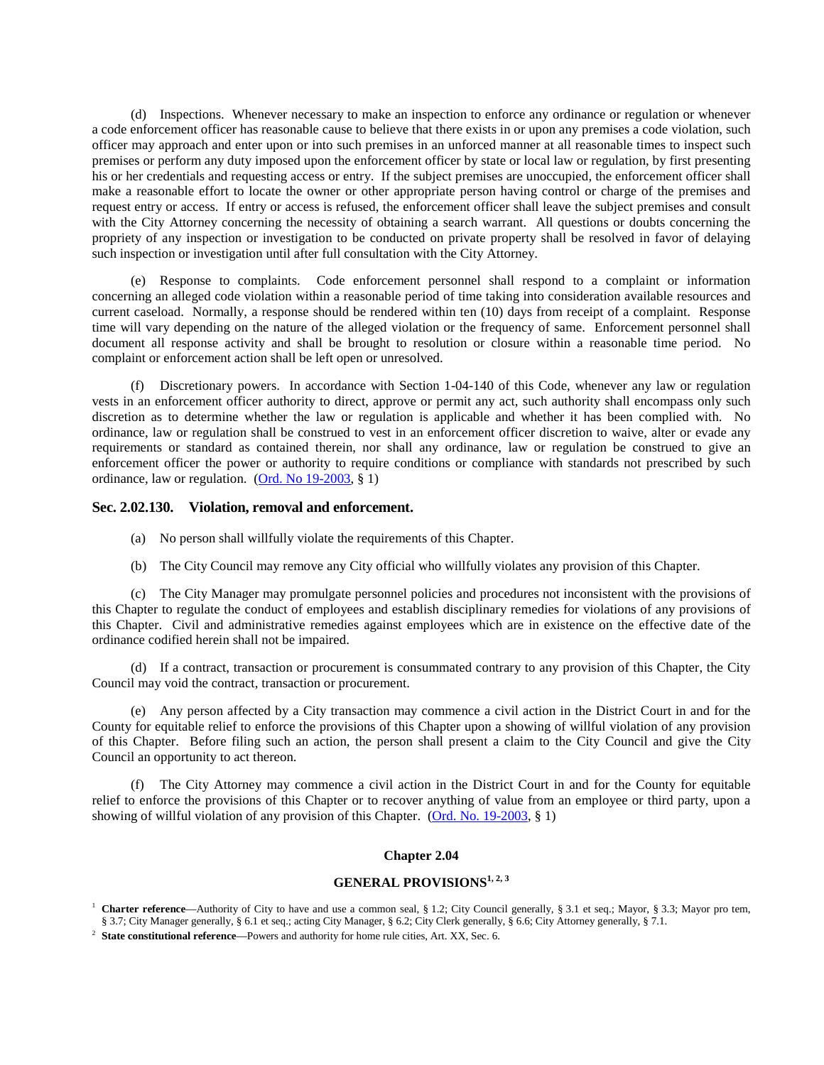(d) Inspections. Whenever necessary to make an inspection to enforce any ordinance or regulation or whenever a code enforcement officer has reasonable cause to believe that there exists in or upon any premises a code violation, such officer may approach and enter upon or into such premises in an unforced manner at all reasonable times to inspect such premises or perform any duty imposed upon the enforcement officer by state or local law or regulation, by first presenting his or her credentials and requesting access or entry. If the subject premises are unoccupied, the enforcement officer shall make a reasonable effort to locate the owner or other appropriate person having control or charge of the premises and request entry or access. If entry or access is refused, the enforcement officer shall leave the subject premises and consult with the City Attorney concerning the necessity of obtaining a search warrant. All questions or doubts concerning the propriety of any inspection or investigation to be conducted on private property shall be resolved in favor of delaying such inspection or investigation until after full consultation with the City Attorney.

(e) Response to complaints. Code enforcement personnel shall respond to a complaint or information concerning an alleged code violation within a reasonable period of time taking into consideration available resources and current caseload. Normally, a response should be rendered within ten (10) days from receipt of a complaint. Response time will vary depending on the nature of the alleged violation or the frequency of same. Enforcement personnel shall document all response activity and shall be brought to resolution or closure within a reasonable time period. No complaint or enforcement action shall be left open or unresolved.

(f) Discretionary powers. In accordance with Section 1-04-140 of this Code, whenever any law or regulation vests in an enforcement officer authority to direct, approve or permit any act, such authority shall encompass only such discretion as to determine whether the law or regulation is applicable and whether it has been complied with. No ordinance, law or regulation shall be construed to vest in an enforcement officer discretion to waive, alter or evade any requirements or standard as contained therein, nor shall any ordinance, law or regulation be construed to give an enforcement officer the power or authority to require conditions or compliance with standards not prescribed by such ordinance, law or regulation. (Ord. No 19-2003, § 1)

### Sec. 2.02.130. Violation, removal and enforcement.

(a) No person shall willfully violate the requirements of this Chapter.

(b) The City Council may remove any City official who willfully violates any provision of this Chapter.

(c) The City Manager may promulgate personnel policies and procedures not inconsistent with the provisions of this Chapter to regulate the conduct of employees and establish disciplinary remedies for violations of any provisions of this Chapter. Civil and administrative remedies against employees which are in existence on the effective date of the ordinance codified herein shall not be impaired.

(d) If a contract, transaction or procurement is consummated contrary to any provision of this Chapter, the City Council may void the contract, transaction or procurement.

(e) Any person affected by a City transaction may commence a civil action in the District Court in and for the County for equitable relief to enforce the provisions of this Chapter upon a showing of willful violation of any provision of this Chapter. Before filing such an action, the person shall present a claim to the City Council and give the City Council an opportunity to act thereon.

(f) The City Attorney may commence a civil action in the District Court in and for the County for equitable relief to enforce the provisions of this Chapter or to recover anything of value from an employee or third party, upon a showing of willful violation of any provision of this Chapter. (Ord. No. 19-2003, § 1)

## Chapter 2.04

## GENERAL PROVISIONS[1, 2, 3]

[1] **Charter reference**—Authority of City to have and use a common seal, § 1.2; City Council generally, § 3.1 et seq.; Mayor, § 3.3; Mayor pro tem, § 3.7; City Manager generally, § 6.1 et seq.; acting City Manager, § 6.2; City Clerk generally, § 6.6; City Attorney generally, § 7.1.

[2] **State constitutional reference**—Powers and authority for home rule cities, Art. XX, Sec. 6.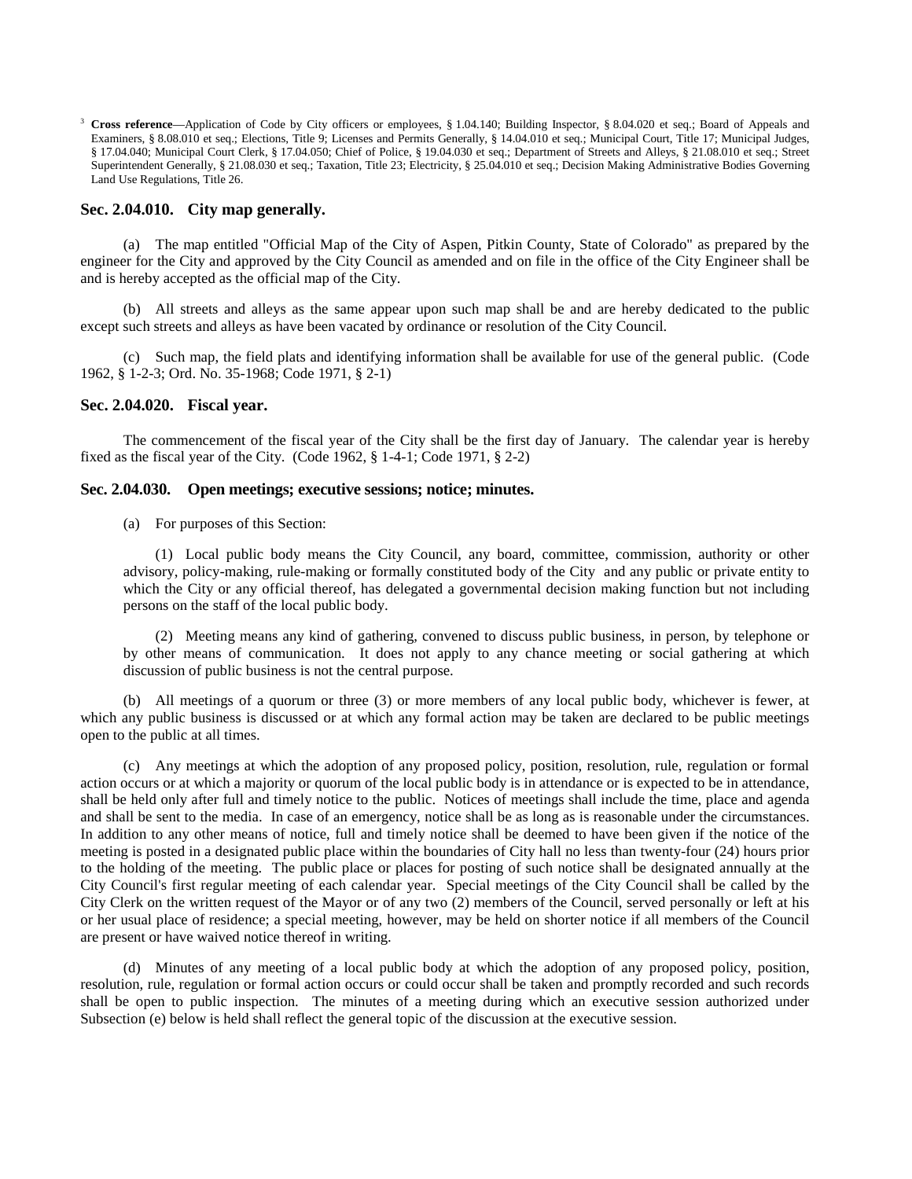[3] **Cross reference**—Application of Code by City officers or employees, § 1.04.140; Building Inspector, § 8.04.020 et seq.; Board of Appeals and Examiners, § 8.08.010 et seq.; Elections, Title 9; Licenses and Permits Generally, § 14.04.010 et seq.; Municipal Court, Title 17; Municipal Judges, § 17.04.040; Municipal Court Clerk, § 17.04.050; Chief of Police, § 19.04.030 et seq.; Department of Streets and Alleys, § 21.08.010 et seq.; Street Superintendent Generally, § 21.08.030 et seq.; Taxation, Title 23; Electricity, § 25.04.010 et seq.; Decision Making Administrative Bodies Governing Land Use Regulations, Title 26.

### Sec. 2.04.010. City map generally.

(a) The map entitled "Official Map of the City of Aspen, Pitkin County, State of Colorado" as prepared by the engineer for the City and approved by the City Council as amended and on file in the office of the City Engineer shall be and is hereby accepted as the official map of the City.

(b) All streets and alleys as the same appear upon such map shall be and are hereby dedicated to the public except such streets and alleys as have been vacated by ordinance or resolution of the City Council.

(c) Such map, the field plats and identifying information shall be available for use of the general public. (Code 1962, § 1-2-3; Ord. No. 35-1968; Code 1971, § 2-1)

### Sec. 2.04.020. Fiscal year.

The commencement of the fiscal year of the City shall be the first day of January. The calendar year is hereby fixed as the fiscal year of the City. (Code 1962, § 1-4-1; Code 1971, § 2-2)

### Sec. 2.04.030. Open meetings; executive sessions; notice; minutes.

(a) For purposes of this Section:

(1) Local public body means the City Council, any board, committee, commission, authority or other advisory, policy-making, rule-making or formally constituted body of the City and any public or private entity to which the City or any official thereof, has delegated a governmental decision making function but not including persons on the staff of the local public body.

(2) Meeting means any kind of gathering, convened to discuss public business, in person, by telephone or by other means of communication. It does not apply to any chance meeting or social gathering at which discussion of public business is not the central purpose.

(b) All meetings of a quorum or three (3) or more members of any local public body, whichever is fewer, at which any public business is discussed or at which any formal action may be taken are declared to be public meetings open to the public at all times.

(c) Any meetings at which the adoption of any proposed policy, position, resolution, rule, regulation or formal action occurs or at which a majority or quorum of the local public body is in attendance or is expected to be in attendance, shall be held only after full and timely notice to the public. Notices of meetings shall include the time, place and agenda and shall be sent to the media. In case of an emergency, notice shall be as long as is reasonable under the circumstances. In addition to any other means of notice, full and timely notice shall be deemed to have been given if the notice of the meeting is posted in a designated public place within the boundaries of City hall no less than twenty-four (24) hours prior to the holding of the meeting. The public place or places for posting of such notice shall be designated annually at the City Council's first regular meeting of each calendar year. Special meetings of the City Council shall be called by the City Clerk on the written request of the Mayor or of any two (2) members of the Council, served personally or left at his or her usual place of residence; a special meeting, however, may be held on shorter notice if all members of the Council are present or have waived notice thereof in writing.

(d) Minutes of any meeting of a local public body at which the adoption of any proposed policy, position, resolution, rule, regulation or formal action occurs or could occur shall be taken and promptly recorded and such records shall be open to public inspection. The minutes of a meeting during which an executive session authorized under Subsection (e) below is held shall reflect the general topic of the discussion at the executive session.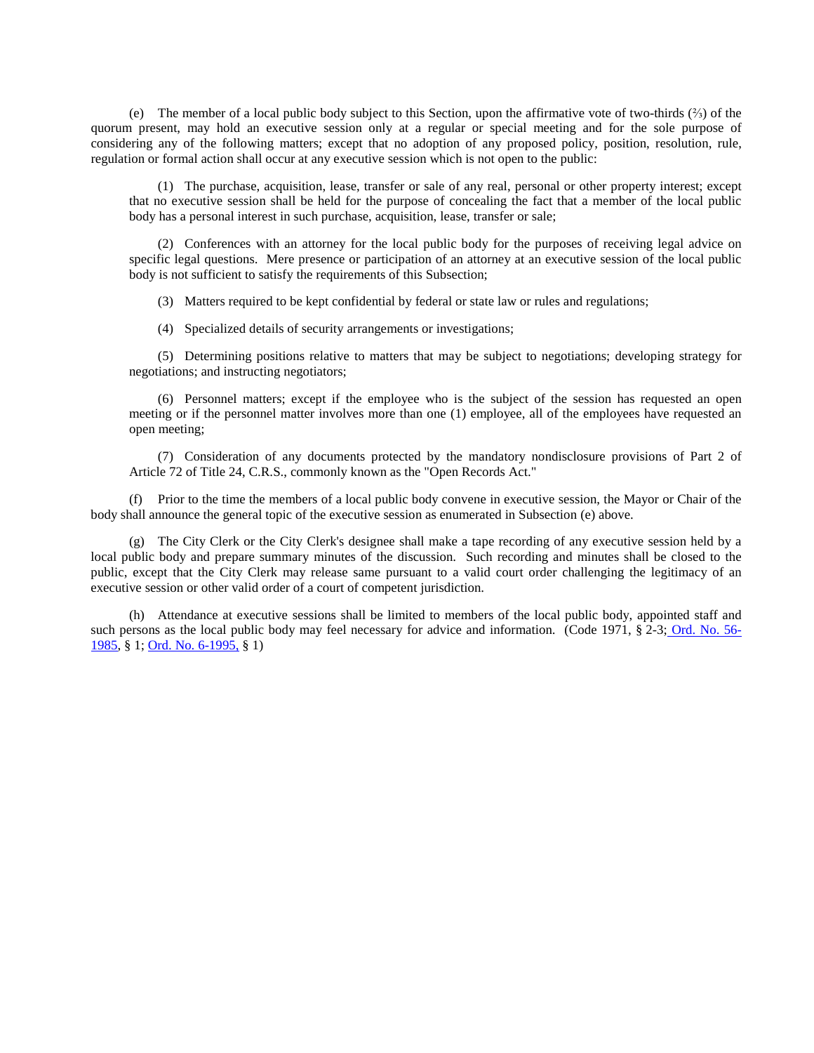(e) The member of a local public body subject to this Section, upon the affirmative vote of two-thirds (⅔) of the quorum present, may hold an executive session only at a regular or special meeting and for the sole purpose of considering any of the following matters; except that no adoption of any proposed policy, position, resolution, rule, regulation or formal action shall occur at any executive session which is not open to the public:

(1) The purchase, acquisition, lease, transfer or sale of any real, personal or other property interest; except that no executive session shall be held for the purpose of concealing the fact that a member of the local public body has a personal interest in such purchase, acquisition, lease, transfer or sale;

(2) Conferences with an attorney for the local public body for the purposes of receiving legal advice on specific legal questions. Mere presence or participation of an attorney at an executive session of the local public body is not sufficient to satisfy the requirements of this Subsection;

(3) Matters required to be kept confidential by federal or state law or rules and regulations;

(4) Specialized details of security arrangements or investigations;

(5) Determining positions relative to matters that may be subject to negotiations; developing strategy for negotiations; and instructing negotiators;

(6) Personnel matters; except if the employee who is the subject of the session has requested an open meeting or if the personnel matter involves more than one (1) employee, all of the employees have requested an open meeting;

(7) Consideration of any documents protected by the mandatory nondisclosure provisions of Part 2 of Article 72 of Title 24, C.R.S., commonly known as the "Open Records Act."

(f) Prior to the time the members of a local public body convene in executive session, the Mayor or Chair of the body shall announce the general topic of the executive session as enumerated in Subsection (e) above.

(g) The City Clerk or the City Clerk's designee shall make a tape recording of any executive session held by a local public body and prepare summary minutes of the discussion. Such recording and minutes shall be closed to the public, except that the City Clerk may release same pursuant to a valid court order challenging the legitimacy of an executive session or other valid order of a court of competent jurisdiction.

(h) Attendance at executive sessions shall be limited to members of the local public body, appointed staff and such persons as the local public body may feel necessary for advice and information. (Code 1971, § 2-3; Ord. No. 56-1985, § 1; Ord. No. 6-1995, § 1)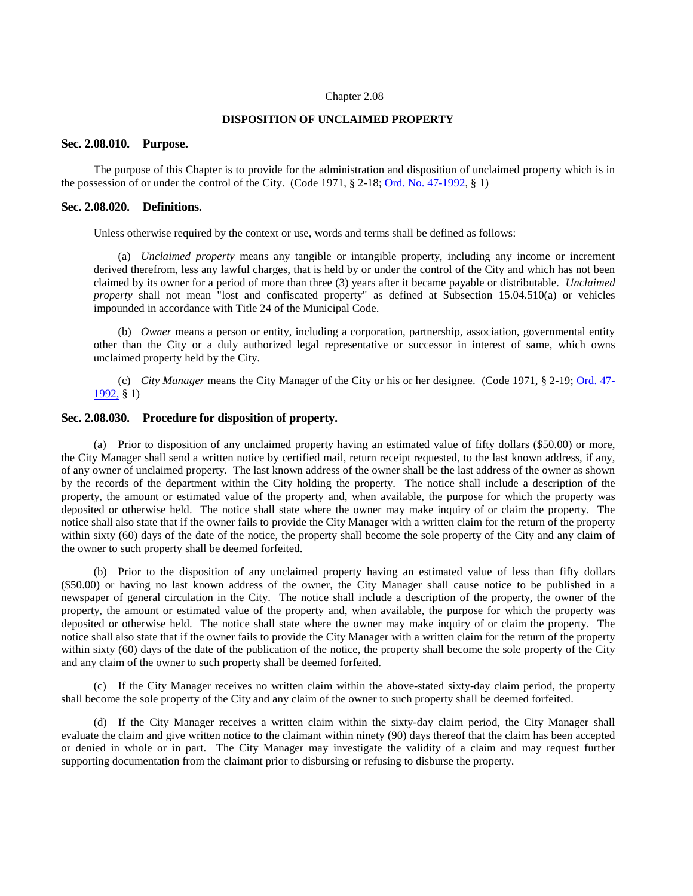Chapter 2.08

**DISPOSITION OF UNCLAIMED PROPERTY**

### Sec. 2.08.010. Purpose.

The purpose of this Chapter is to provide for the administration and disposition of unclaimed property which is in the possession of or under the control of the City. (Code 1971, § 2-18; Ord. No. 47-1992, § 1)

### Sec. 2.08.020. Definitions.

Unless otherwise required by the context or use, words and terms shall be defined as follows:

(a) *Unclaimed property* means any tangible or intangible property, including any income or increment derived therefrom, less any lawful charges, that is held by or under the control of the City and which has not been claimed by its owner for a period of more than three (3) years after it became payable or distributable. *Unclaimed property* shall not mean "lost and confiscated property" as defined at Subsection 15.04.510(a) or vehicles impounded in accordance with Title 24 of the Municipal Code.

(b) *Owner* means a person or entity, including a corporation, partnership, association, governmental entity other than the City or a duly authorized legal representative or successor in interest of same, which owns unclaimed property held by the City.

(c) *City Manager* means the City Manager of the City or his or her designee. (Code 1971, § 2-19; Ord. 47-1992, § 1)

### Sec. 2.08.030. Procedure for disposition of property.

(a) Prior to disposition of any unclaimed property having an estimated value of fifty dollars ($50.00) or more, the City Manager shall send a written notice by certified mail, return receipt requested, to the last known address, if any, of any owner of unclaimed property. The last known address of the owner shall be the last address of the owner as shown by the records of the department within the City holding the property. The notice shall include a description of the property, the amount or estimated value of the property and, when available, the purpose for which the property was deposited or otherwise held. The notice shall state where the owner may make inquiry of or claim the property. The notice shall also state that if the owner fails to provide the City Manager with a written claim for the return of the property within sixty (60) days of the date of the notice, the property shall become the sole property of the City and any claim of the owner to such property shall be deemed forfeited.

(b) Prior to the disposition of any unclaimed property having an estimated value of less than fifty dollars ($50.00) or having no last known address of the owner, the City Manager shall cause notice to be published in a newspaper of general circulation in the City. The notice shall include a description of the property, the owner of the property, the amount or estimated value of the property and, when available, the purpose for which the property was deposited or otherwise held. The notice shall state where the owner may make inquiry of or claim the property. The notice shall also state that if the owner fails to provide the City Manager with a written claim for the return of the property within sixty (60) days of the date of the publication of the notice, the property shall become the sole property of the City and any claim of the owner to such property shall be deemed forfeited.

(c) If the City Manager receives no written claim within the above-stated sixty-day claim period, the property shall become the sole property of the City and any claim of the owner to such property shall be deemed forfeited.

(d) If the City Manager receives a written claim within the sixty-day claim period, the City Manager shall evaluate the claim and give written notice to the claimant within ninety (90) days thereof that the claim has been accepted or denied in whole or in part. The City Manager may investigate the validity of a claim and may request further supporting documentation from the claimant prior to disbursing or refusing to disburse the property.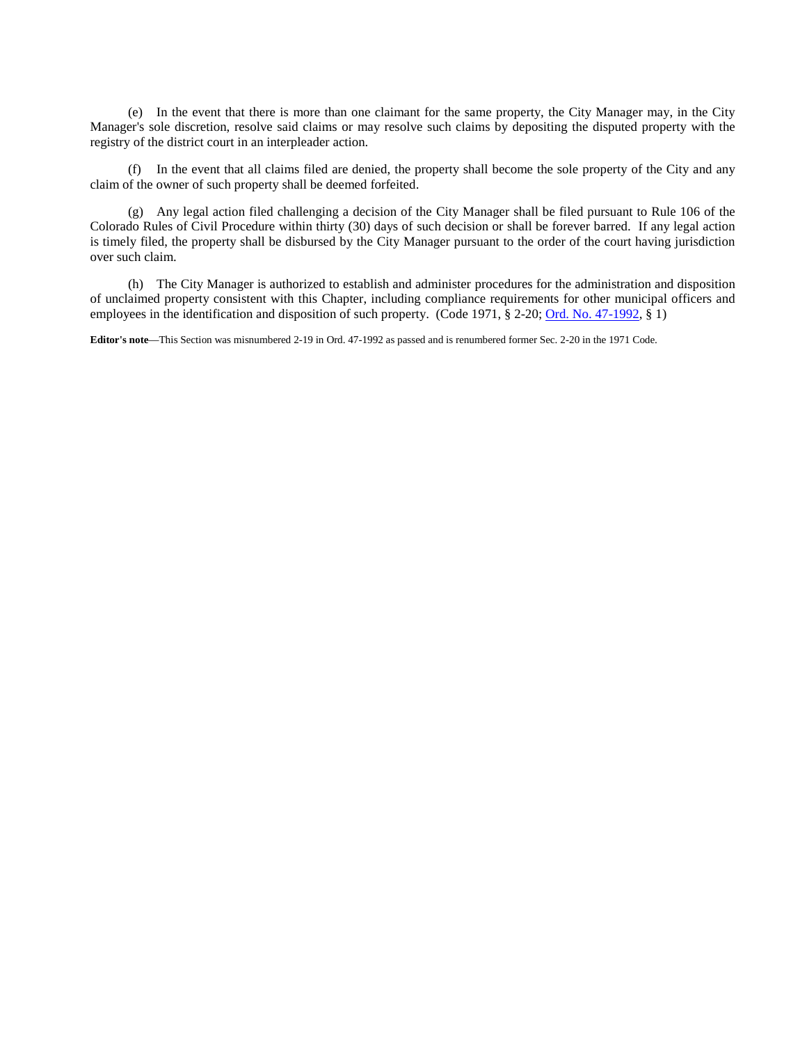(e) In the event that there is more than one claimant for the same property, the City Manager may, in the City Manager's sole discretion, resolve said claims or may resolve such claims by depositing the disputed property with the registry of the district court in an interpleader action.

(f) In the event that all claims filed are denied, the property shall become the sole property of the City and any claim of the owner of such property shall be deemed forfeited.

(g) Any legal action filed challenging a decision of the City Manager shall be filed pursuant to Rule 106 of the Colorado Rules of Civil Procedure within thirty (30) days of such decision or shall be forever barred. If any legal action is timely filed, the property shall be disbursed by the City Manager pursuant to the order of the court having jurisdiction over such claim.

(h) The City Manager is authorized to establish and administer procedures for the administration and disposition of unclaimed property consistent with this Chapter, including compliance requirements for other municipal officers and employees in the identification and disposition of such property. (Code 1971, § 2-20; Ord. No. 47-1992, § 1)

**Editor's note**—This Section was misnumbered 2-19 in Ord. 47-1992 as passed and is renumbered former Sec. 2-20 in the 1971 Code.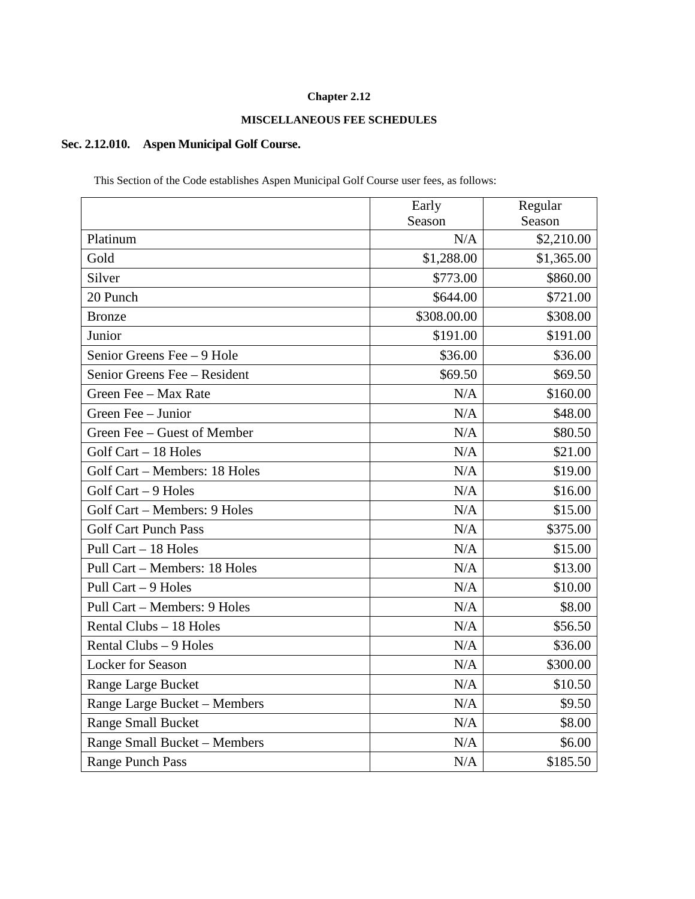# Chapter 2.12

## MISCELLANEOUS FEE SCHEDULES

### Sec. 2.12.010. Aspen Municipal Golf Course.

This Section of the Code establishes Aspen Municipal Golf Course user fees, as follows:

| | Early Season | Regular Season |
|---|---|---|
| Platinum | N/A | $2,210.00 |
| Gold | $1,288.00 | $1,365.00 |
| Silver | $773.00 | $860.00 |
| 20 Punch | $644.00 | $721.00 |
| Bronze | $308.00.00 | $308.00 |
| Junior | $191.00 | $191.00 |
| Senior Greens Fee – 9 Hole | $36.00 | $36.00 |
| Senior Greens Fee – Resident | $69.50 | $69.50 |
| Green Fee – Max Rate | N/A | $160.00 |
| Green Fee – Junior | N/A | $48.00 |
| Green Fee – Guest of Member | N/A | $80.50 |
| Golf Cart – 18 Holes | N/A | $21.00 |
| Golf Cart – Members: 18 Holes | N/A | $19.00 |
| Golf Cart – 9 Holes | N/A | $16.00 |
| Golf Cart – Members: 9 Holes | N/A | $15.00 |
| Golf Cart Punch Pass | N/A | $375.00 |
| Pull Cart – 18 Holes | N/A | $15.00 |
| Pull Cart – Members: 18 Holes | N/A | $13.00 |
| Pull Cart – 9 Holes | N/A | $10.00 |
| Pull Cart – Members: 9 Holes | N/A | $8.00 |
| Rental Clubs – 18 Holes | N/A | $56.50 |
| Rental Clubs – 9 Holes | N/A | $36.00 |
| Locker for Season | N/A | $300.00 |
| Range Large Bucket | N/A | $10.50 |
| Range Large Bucket – Members | N/A | $9.50 |
| Range Small Bucket | N/A | $8.00 |
| Range Small Bucket – Members | N/A | $6.00 |
| Range Punch Pass | N/A | $185.50 |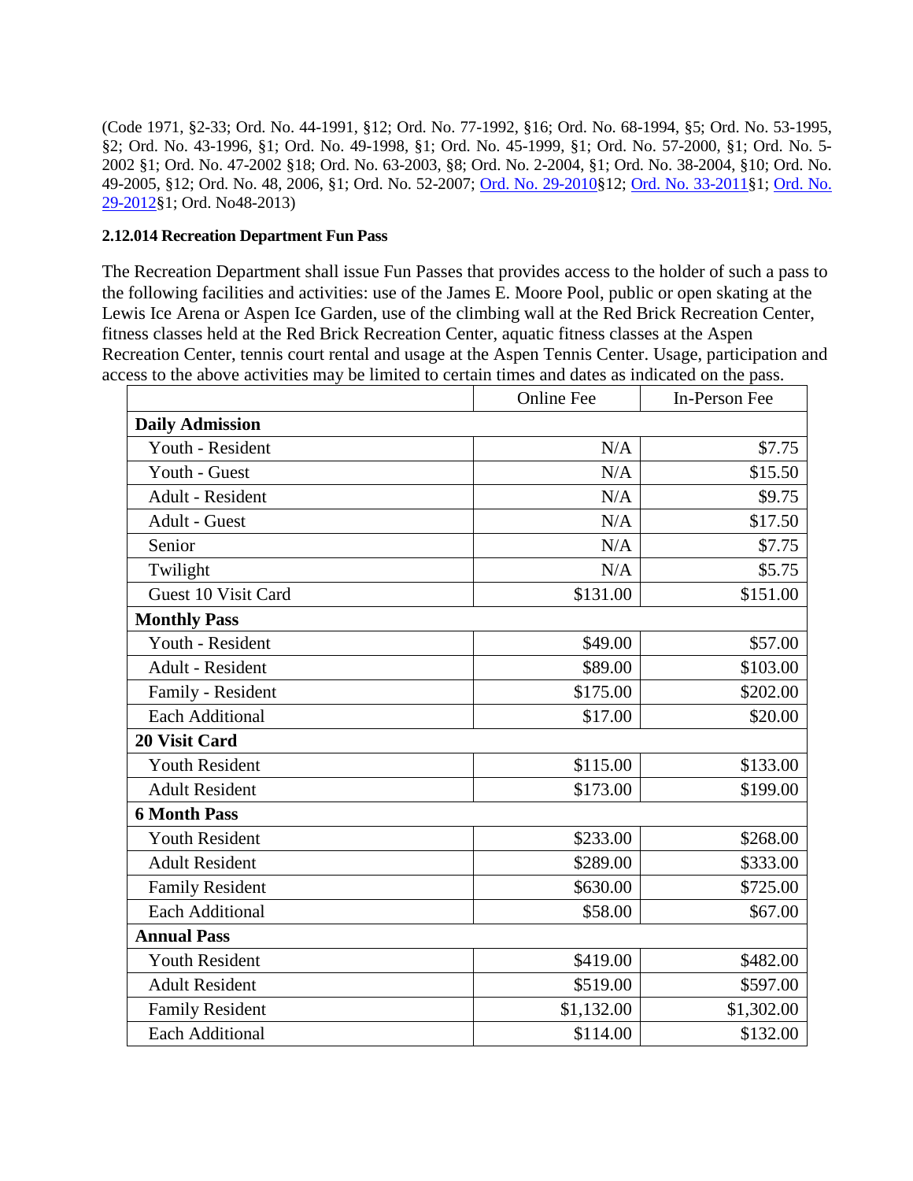(Code 1971, §2-33; Ord. No. 44-1991, §12; Ord. No. 77-1992, §16; Ord. No. 68-1994, §5; Ord. No. 53-1995, §2; Ord. No. 43-1996, §1; Ord. No. 49-1998, §1; Ord. No. 45-1999, §1; Ord. No. 57-2000, §1; Ord. No. 5-2002 §1; Ord. No. 47-2002 §18; Ord. No. 63-2003, §8; Ord. No. 2-2004, §1; Ord. No. 38-2004, §10; Ord. No. 49-2005, §12; Ord. No. 48, 2006, §1; Ord. No. 52-2007; Ord. No. 29-2010§12; Ord. No. 33-2011§1; Ord. No. 29-2012§1; Ord. No48-2013)

**2.12.014 Recreation Department Fun Pass**

The Recreation Department shall issue Fun Passes that provides access to the holder of such a pass to the following facilities and activities: use of the James E. Moore Pool, public or open skating at the Lewis Ice Arena or Aspen Ice Garden, use of the climbing wall at the Red Brick Recreation Center, fitness classes held at the Red Brick Recreation Center, aquatic fitness classes at the Aspen Recreation Center, tennis court rental and usage at the Aspen Tennis Center. Usage, participation and access to the above activities may be limited to certain times and dates as indicated on the pass.

| | Online Fee | In-Person Fee |
|---|---:|---:|
| **Daily Admission** | | |
| Youth - Resident | N/A | $7.75 |
| Youth - Guest | N/A | $15.50 |
| Adult - Resident | N/A | $9.75 |
| Adult - Guest | N/A | $17.50 |
| Senior | N/A | $7.75 |
| Twilight | N/A | $5.75 |
| Guest 10 Visit Card | $131.00 | $151.00 |
| **Monthly Pass** | | |
| Youth - Resident | $49.00 | $57.00 |
| Adult - Resident | $89.00 | $103.00 |
| Family - Resident | $175.00 | $202.00 |
| Each Additional | $17.00 | $20.00 |
| **20 Visit Card** | | |
| Youth Resident | $115.00 | $133.00 |
| Adult Resident | $173.00 | $199.00 |
| **6 Month Pass** | | |
| Youth Resident | $233.00 | $268.00 |
| Adult Resident | $289.00 | $333.00 |
| Family Resident | $630.00 | $725.00 |
| Each Additional | $58.00 | $67.00 |
| **Annual Pass** | | |
| Youth Resident | $419.00 | $482.00 |
| Adult Resident | $519.00 | $597.00 |
| Family Resident | $1,132.00 | $1,302.00 |
| Each Additional | $114.00 | $132.00 |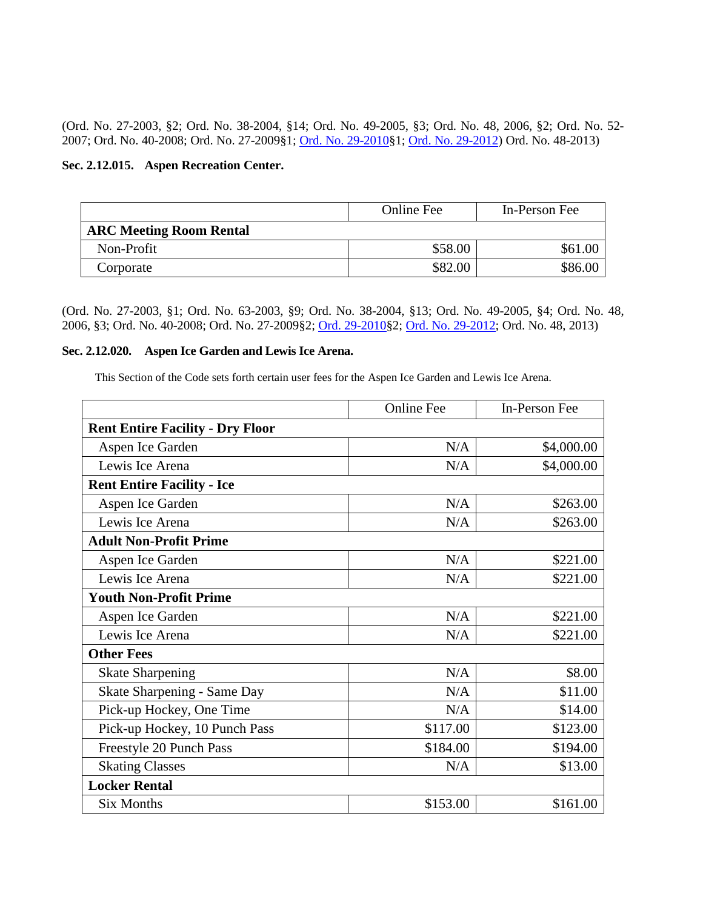(Ord. No. 27-2003, §2; Ord. No. 38-2004, §14; Ord. No. 49-2005, §3; Ord. No. 48, 2006, §2; Ord. No. 52-2007; Ord. No. 40-2008; Ord. No. 27-2009§1; Ord. No. 29-2010§1; Ord. No. 29-2012) Ord. No. 48-2013)

**Sec. 2.12.015. Aspen Recreation Center.**

| | Online Fee | In-Person Fee |
|---|---|---|
| **ARC Meeting Room Rental** | | |
| Non-Profit | $58.00 | $61.00 |
| Corporate | $82.00 | $86.00 |

(Ord. No. 27-2003, §1; Ord. No. 63-2003, §9; Ord. No. 38-2004, §13; Ord. No. 49-2005, §4; Ord. No. 48, 2006, §3; Ord. No. 40-2008; Ord. No. 27-2009§2; Ord. 29-2010§2; Ord. No. 29-2012; Ord. No. 48, 2013)

**Sec. 2.12.020. Aspen Ice Garden and Lewis Ice Arena.**

This Section of the Code sets forth certain user fees for the Aspen Ice Garden and Lewis Ice Arena.

| | Online Fee | In-Person Fee |
|---|---|---|
| **Rent Entire Facility - Dry Floor** | | |
| Aspen Ice Garden | N/A | $4,000.00 |
| Lewis Ice Arena | N/A | $4,000.00 |
| **Rent Entire Facility - Ice** | | |
| Aspen Ice Garden | N/A | $263.00 |
| Lewis Ice Arena | N/A | $263.00 |
| **Adult Non-Profit Prime** | | |
| Aspen Ice Garden | N/A | $221.00 |
| Lewis Ice Arena | N/A | $221.00 |
| **Youth Non-Profit Prime** | | |
| Aspen Ice Garden | N/A | $221.00 |
| Lewis Ice Arena | N/A | $221.00 |
| **Other Fees** | | |
| Skate Sharpening | N/A | $8.00 |
| Skate Sharpening - Same Day | N/A | $11.00 |
| Pick-up Hockey, One Time | N/A | $14.00 |
| Pick-up Hockey, 10 Punch Pass | $117.00 | $123.00 |
| Freestyle 20 Punch Pass | $184.00 | $194.00 |
| Skating Classes | N/A | $13.00 |
| **Locker Rental** | | |
| Six Months | $153.00 | $161.00 |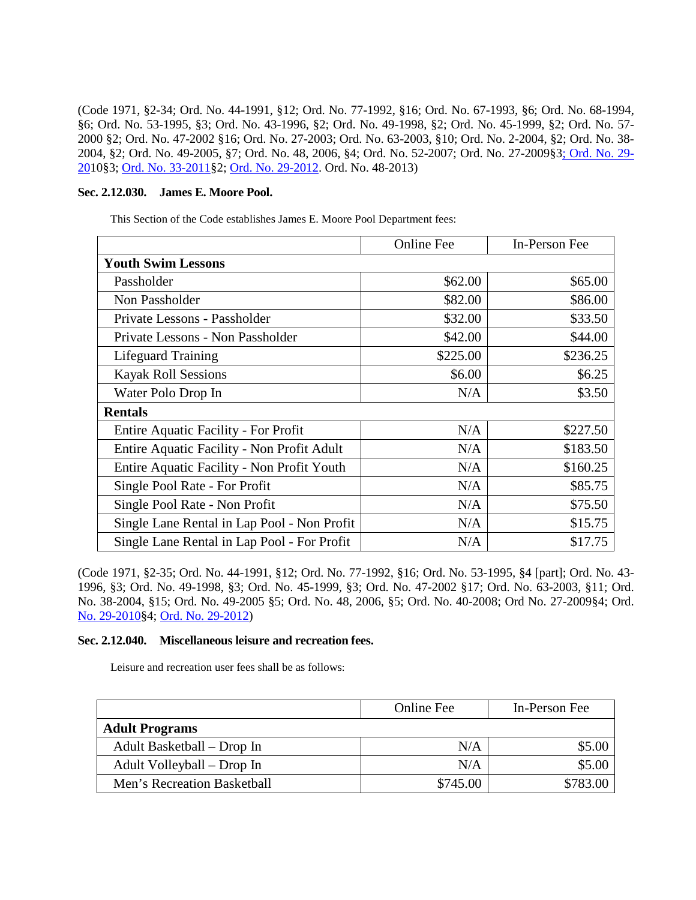(Code 1971, §2-34; Ord. No. 44-1991, §12; Ord. No. 77-1992, §16; Ord. No. 67-1993, §6; Ord. No. 68-1994, §6; Ord. No. 53-1995, §3; Ord. No. 43-1996, §2; Ord. No. 49-1998, §2; Ord. No. 45-1999, §2; Ord. No. 57-2000 §2; Ord. No. 47-2002 §16; Ord. No. 27-2003; Ord. No. 63-2003, §10; Ord. No. 2-2004, §2; Ord. No. 38-2004, §2; Ord. No. 49-2005, §7; Ord. No. 48, 2006, §4; Ord. No. 52-2007; Ord. No. 27-2009§3; Ord. No. 29-2010§3; Ord. No. 33-2011§2; Ord. No. 29-2012. Ord. No. 48-2013)

**Sec. 2.12.030. James E. Moore Pool.**

This Section of the Code establishes James E. Moore Pool Department fees:

| | Online Fee | In-Person Fee |
|---|---:|---:|
| **Youth Swim Lessons** | | |
| Passholder | $62.00 | $65.00 |
| Non Passholder | $82.00 | $86.00 |
| Private Lessons - Passholder | $32.00 | $33.50 |
| Private Lessons - Non Passholder | $42.00 | $44.00 |
| Lifeguard Training | $225.00 | $236.25 |
| Kayak Roll Sessions | $6.00 | $6.25 |
| Water Polo Drop In | N/A | $3.50 |
| **Rentals** | | |
| Entire Aquatic Facility - For Profit | N/A | $227.50 |
| Entire Aquatic Facility - Non Profit Adult | N/A | $183.50 |
| Entire Aquatic Facility - Non Profit Youth | N/A | $160.25 |
| Single Pool Rate - For Profit | N/A | $85.75 |
| Single Pool Rate - Non Profit | N/A | $75.50 |
| Single Lane Rental in Lap Pool - Non Profit | N/A | $15.75 |
| Single Lane Rental in Lap Pool - For Profit | N/A | $17.75 |

(Code 1971, §2-35; Ord. No. 44-1991, §12; Ord. No. 77-1992, §16; Ord. No. 53-1995, §4 [part]; Ord. No. 43-1996, §3; Ord. No. 49-1998, §3; Ord. No. 45-1999, §3; Ord. No. 47-2002 §17; Ord. No. 63-2003, §11; Ord. No. 38-2004, §15; Ord. No. 49-2005 §5; Ord. No. 48, 2006, §5; Ord. No. 40-2008; Ord No. 27-2009§4; Ord. No. 29-2010§4; Ord. No. 29-2012)

**Sec. 2.12.040. Miscellaneous leisure and recreation fees.**

Leisure and recreation user fees shall be as follows:

| | Online Fee | In-Person Fee |
|---|---:|---:|
| **Adult Programs** | | |
| Adult Basketball – Drop In | N/A | $5.00 |
| Adult Volleyball – Drop In | N/A | $5.00 |
| Men's Recreation Basketball | $745.00 | $783.00 |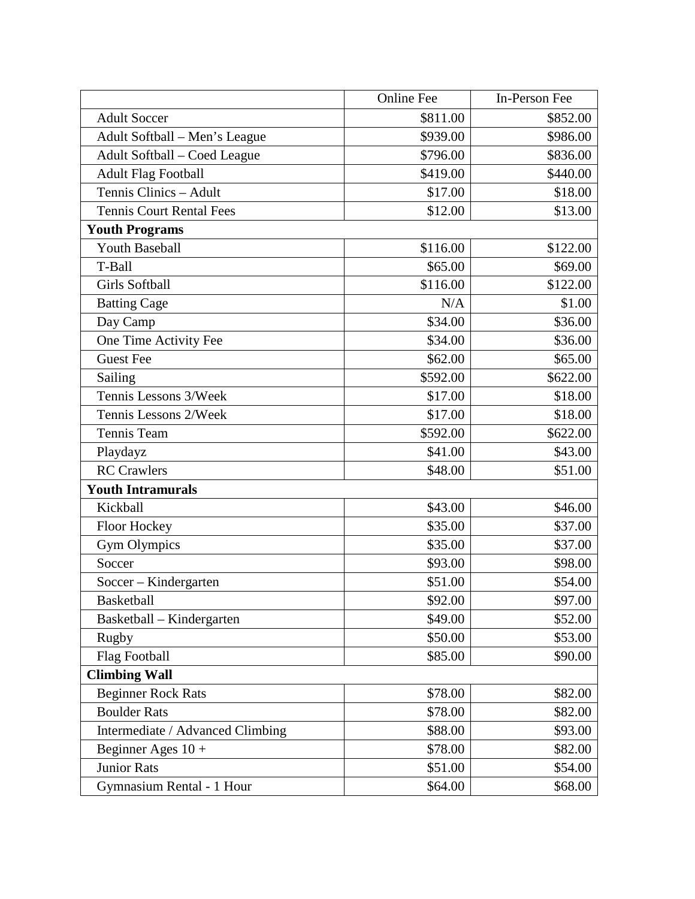| | Online Fee | In-Person Fee |
|---|---|---|
| Adult Soccer | $811.00 | $852.00 |
| Adult Softball – Men's League | $939.00 | $986.00 |
| Adult Softball – Coed League | $796.00 | $836.00 |
| Adult Flag Football | $419.00 | $440.00 |
| Tennis Clinics – Adult | $17.00 | $18.00 |
| Tennis Court Rental Fees | $12.00 | $13.00 |
| **Youth Programs** | | |
| Youth Baseball | $116.00 | $122.00 |
| T-Ball | $65.00 | $69.00 |
| Girls Softball | $116.00 | $122.00 |
| Batting Cage | N/A | $1.00 |
| Day Camp | $34.00 | $36.00 |
| One Time Activity Fee | $34.00 | $36.00 |
| Guest Fee | $62.00 | $65.00 |
| Sailing | $592.00 | $622.00 |
| Tennis Lessons 3/Week | $17.00 | $18.00 |
| Tennis Lessons 2/Week | $17.00 | $18.00 |
| Tennis Team | $592.00 | $622.00 |
| Playdayz | $41.00 | $43.00 |
| RC Crawlers | $48.00 | $51.00 |
| **Youth Intramurals** | | |
| Kickball | $43.00 | $46.00 |
| Floor Hockey | $35.00 | $37.00 |
| Gym Olympics | $35.00 | $37.00 |
| Soccer | $93.00 | $98.00 |
| Soccer – Kindergarten | $51.00 | $54.00 |
| Basketball | $92.00 | $97.00 |
| Basketball – Kindergarten | $49.00 | $52.00 |
| Rugby | $50.00 | $53.00 |
| Flag Football | $85.00 | $90.00 |
| **Climbing Wall** | | |
| Beginner Rock Rats | $78.00 | $82.00 |
| Boulder Rats | $78.00 | $82.00 |
| Intermediate / Advanced Climbing | $88.00 | $93.00 |
| Beginner Ages 10 + | $78.00 | $82.00 |
| Junior Rats | $51.00 | $54.00 |
| Gymnasium Rental - 1 Hour | $64.00 | $68.00 |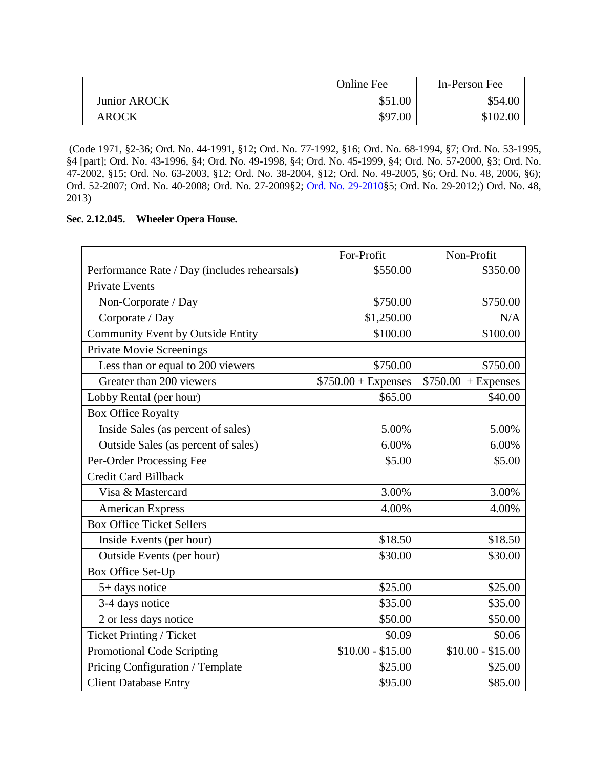| | Online Fee | In-Person Fee |
|---|---|---|
| Junior AROCK | $51.00 | $54.00 |
| AROCK | $97.00 | $102.00 |

(Code 1971, §2-36; Ord. No. 44-1991, §12; Ord. No. 77-1992, §16; Ord. No. 68-1994, §7; Ord. No. 53-1995, §4 [part]; Ord. No. 43-1996, §4; Ord. No. 49-1998, §4; Ord. No. 45-1999, §4; Ord. No. 57-2000, §3; Ord. No. 47-2002, §15; Ord. No. 63-2003, §12; Ord. No. 38-2004, §12; Ord. No. 49-2005, §6; Ord. No. 48, 2006, §6); Ord. 52-2007; Ord. No. 40-2008; Ord. No. 27-2009§2; Ord. No. 29-2010§5; Ord. No. 29-2012;) Ord. No. 48, 2013)

**Sec. 2.12.045. Wheeler Opera House.**

| | For-Profit | Non-Profit |
|---|---|---|
| Performance Rate / Day (includes rehearsals) | $550.00 | $350.00 |
| Private Events | | |
| Non-Corporate / Day | $750.00 | $750.00 |
| Corporate / Day | $1,250.00 | N/A |
| Community Event by Outside Entity | $100.00 | $100.00 |
| Private Movie Screenings | | |
| Less than or equal to 200 viewers | $750.00 | $750.00 |
| Greater than 200 viewers | $750.00 + Expenses | $750.00 + Expenses |
| Lobby Rental (per hour) | $65.00 | $40.00 |
| Box Office Royalty | | |
| Inside Sales (as percent of sales) | 5.00% | 5.00% |
| Outside Sales (as percent of sales) | 6.00% | 6.00% |
| Per-Order Processing Fee | $5.00 | $5.00 |
| Credit Card Billback | | |
| Visa & Mastercard | 3.00% | 3.00% |
| American Express | 4.00% | 4.00% |
| Box Office Ticket Sellers | | |
| Inside Events (per hour) | $18.50 | $18.50 |
| Outside Events (per hour) | $30.00 | $30.00 |
| Box Office Set-Up | | |
| 5+ days notice | $25.00 | $25.00 |
| 3-4 days notice | $35.00 | $35.00 |
| 2 or less days notice | $50.00 | $50.00 |
| Ticket Printing / Ticket | $0.09 | $0.06 |
| Promotional Code Scripting | $10.00 - $15.00 | $10.00 - $15.00 |
| Pricing Configuration / Template | $25.00 | $25.00 |
| Client Database Entry | $95.00 | $85.00 |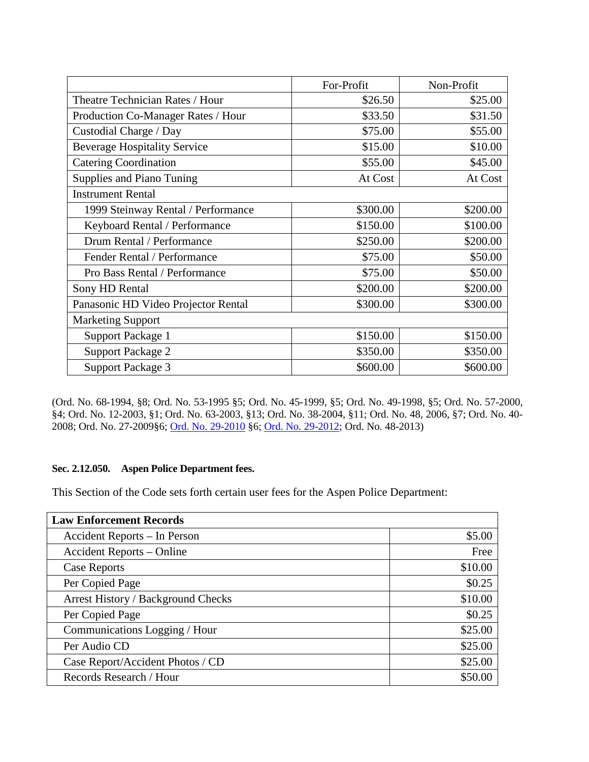| | For-Profit | Non-Profit |
|---|---|---|
| Theatre Technician Rates / Hour | $26.50 | $25.00 |
| Production Co-Manager Rates / Hour | $33.50 | $31.50 |
| Custodial Charge / Day | $75.00 | $55.00 |
| Beverage Hospitality Service | $15.00 | $10.00 |
| Catering Coordination | $55.00 | $45.00 |
| Supplies and Piano Tuning | At Cost | At Cost |
| Instrument Rental | | |
| 1999 Steinway Rental / Performance | $300.00 | $200.00 |
| Keyboard Rental / Performance | $150.00 | $100.00 |
| Drum Rental / Performance | $250.00 | $200.00 |
| Fender Rental / Performance | $75.00 | $50.00 |
| Pro Bass Rental / Performance | $75.00 | $50.00 |
| Sony HD Rental | $200.00 | $200.00 |
| Panasonic HD Video Projector Rental | $300.00 | $300.00 |
| Marketing Support | | |
| Support Package 1 | $150.00 | $150.00 |
| Support Package 2 | $350.00 | $350.00 |
| Support Package 3 | $600.00 | $600.00 |

(Ord. No. 68-1994, §8; Ord. No. 53-1995 §5; Ord. No. 45-1999, §5; Ord. No. 49-1998, §5; Ord. No. 57-2000, §4; Ord. No. 12-2003, §1; Ord. No. 63-2003, §13; Ord. No. 38-2004, §11; Ord. No. 48, 2006, §7; Ord. No. 40-2008; Ord. No. 27-2009§6; Ord. No. 29-2010 §6; Ord. No. 29-2012; Ord. No. 48-2013)

**Sec. 2.12.050. Aspen Police Department fees.**

This Section of the Code sets forth certain user fees for the Aspen Police Department:

| **Law Enforcement Records** | |
|---|---|
| Accident Reports – In Person | $5.00 |
| Accident Reports – Online | Free |
| Case Reports | $10.00 |
| Per Copied Page | $0.25 |
| Arrest History / Background Checks | $10.00 |
| Per Copied Page | $0.25 |
| Communications Logging / Hour | $25.00 |
| Per Audio CD | $25.00 |
| Case Report/Accident Photos / CD | $25.00 |
| Records Research / Hour | $50.00 |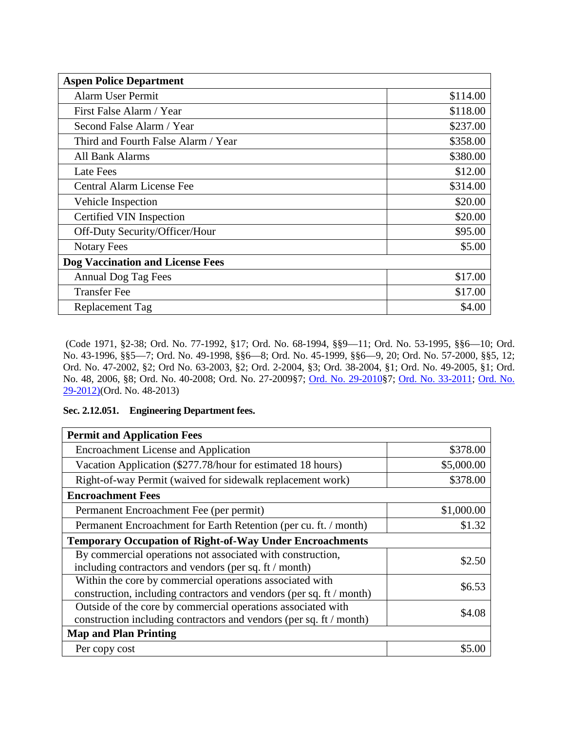| Aspen Police Department | |
|---|---|
| Alarm User Permit | $114.00 |
| First False Alarm / Year | $118.00 |
| Second False Alarm / Year | $237.00 |
| Third and Fourth False Alarm / Year | $358.00 |
| All Bank Alarms | $380.00 |
| Late Fees | $12.00 |
| Central Alarm License Fee | $314.00 |
| Vehicle Inspection | $20.00 |
| Certified VIN Inspection | $20.00 |
| Off-Duty Security/Officer/Hour | $95.00 |
| Notary Fees | $5.00 |
| **Dog Vaccination and License Fees** | |
| Annual Dog Tag Fees | $17.00 |
| Transfer Fee | $17.00 |
| Replacement Tag | $4.00 |

(Code 1971, §2-38; Ord. No. 77-1992, §17; Ord. No. 68-1994, §§9—11; Ord. No. 53-1995, §§6—10; Ord. No. 43-1996, §§5—7; Ord. No. 49-1998, §§6—8; Ord. No. 45-1999, §§6—9, 20; Ord. No. 57-2000, §§5, 12; Ord. No. 47-2002, §2; Ord No. 63-2003, §2; Ord. 2-2004, §3; Ord. 38-2004, §1; Ord. No. 49-2005, §1; Ord. No. 48, 2006, §8; Ord. No. 40-2008; Ord. No. 27-2009§7; Ord. No. 29-2010§7; Ord. No. 33-2011; Ord. No. 29-2012)(Ord. No. 48-2013)

**Sec. 2.12.051. Engineering Department fees.**

| Permit and Application Fees | |
|---|---|
| Encroachment License and Application | $378.00 |
| Vacation Application ($277.78/hour for estimated 18 hours) | $5,000.00 |
| Right-of-way Permit (waived for sidewalk replacement work) | $378.00 |
| **Encroachment Fees** | |
| Permanent Encroachment Fee (per permit) | $1,000.00 |
| Permanent Encroachment for Earth Retention (per cu. ft. / month) | $1.32 |
| **Temporary Occupation of Right-of-Way Under Encroachments** | |
| By commercial operations not associated with construction, including contractors and vendors (per sq. ft / month) | $2.50 |
| Within the core by commercial operations associated with construction, including contractors and vendors (per sq. ft / month) | $6.53 |
| Outside of the core by commercial operations associated with construction including contractors and vendors (per sq. ft / month) | $4.08 |
| **Map and Plan Printing** | |
| Per copy cost | $5.00 |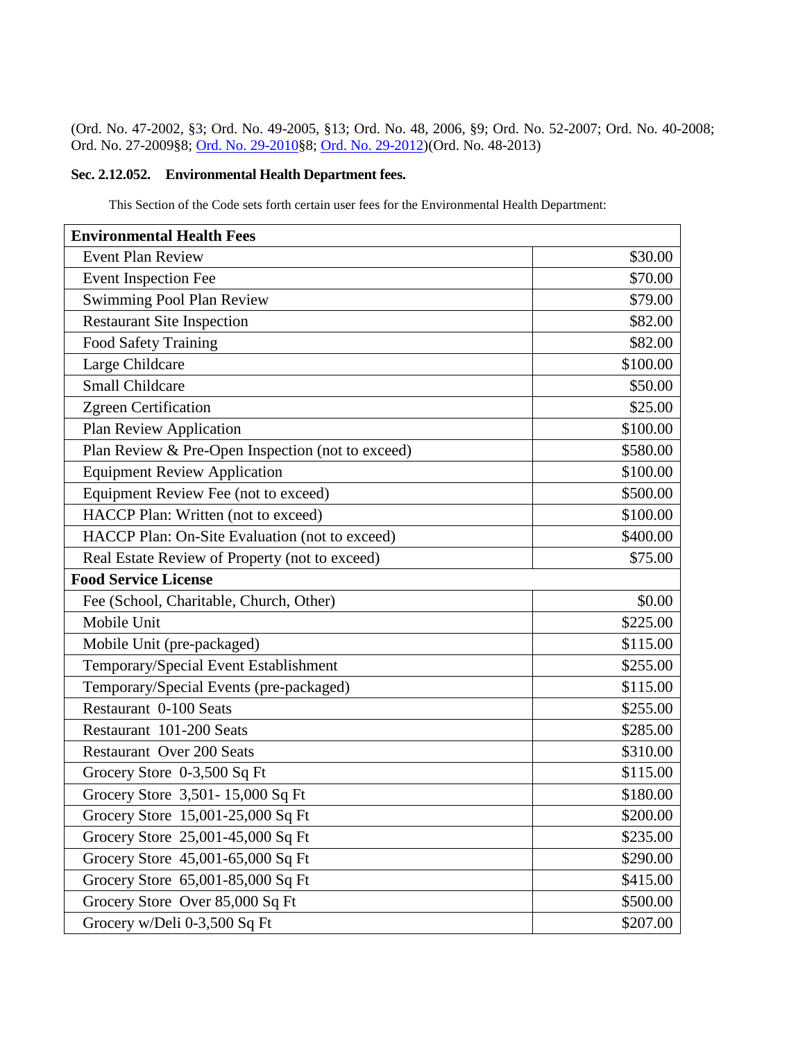(Ord. No. 47-2002, §3; Ord. No. 49-2005, §13; Ord. No. 48, 2006, §9; Ord. No. 52-2007; Ord. No. 40-2008; Ord. No. 27-2009§8; Ord. No. 29-2010§8; Ord. No. 29-2012)(Ord. No. 48-2013)

### Sec. 2.12.052. Environmental Health Department fees.

This Section of the Code sets forth certain user fees for the Environmental Health Department:

| **Environmental Health Fees** | |
|---|---|
| Event Plan Review | $30.00 |
| Event Inspection Fee | $70.00 |
| Swimming Pool Plan Review | $79.00 |
| Restaurant Site Inspection | $82.00 |
| Food Safety Training | $82.00 |
| Large Childcare | $100.00 |
| Small Childcare | $50.00 |
| Zgreen Certification | $25.00 |
| Plan Review Application | $100.00 |
| Plan Review & Pre-Open Inspection (not to exceed) | $580.00 |
| Equipment Review Application | $100.00 |
| Equipment Review Fee (not to exceed) | $500.00 |
| HACCP Plan: Written (not to exceed) | $100.00 |
| HACCP Plan: On-Site Evaluation (not to exceed) | $400.00 |
| Real Estate Review of Property (not to exceed) | $75.00 |
| **Food Service License** | |
| Fee (School, Charitable, Church, Other) | $0.00 |
| Mobile Unit | $225.00 |
| Mobile Unit (pre-packaged) | $115.00 |
| Temporary/Special Event Establishment | $255.00 |
| Temporary/Special Events (pre-packaged) | $115.00 |
| Restaurant 0-100 Seats | $255.00 |
| Restaurant 101-200 Seats | $285.00 |
| Restaurant Over 200 Seats | $310.00 |
| Grocery Store 0-3,500 Sq Ft | $115.00 |
| Grocery Store 3,501- 15,000 Sq Ft | $180.00 |
| Grocery Store 15,001-25,000 Sq Ft | $200.00 |
| Grocery Store 25,001-45,000 Sq Ft | $235.00 |
| Grocery Store 45,001-65,000 Sq Ft | $290.00 |
| Grocery Store 65,001-85,000 Sq Ft | $415.00 |
| Grocery Store Over 85,000 Sq Ft | $500.00 |
| Grocery w/Deli 0-3,500 Sq Ft | $207.00 |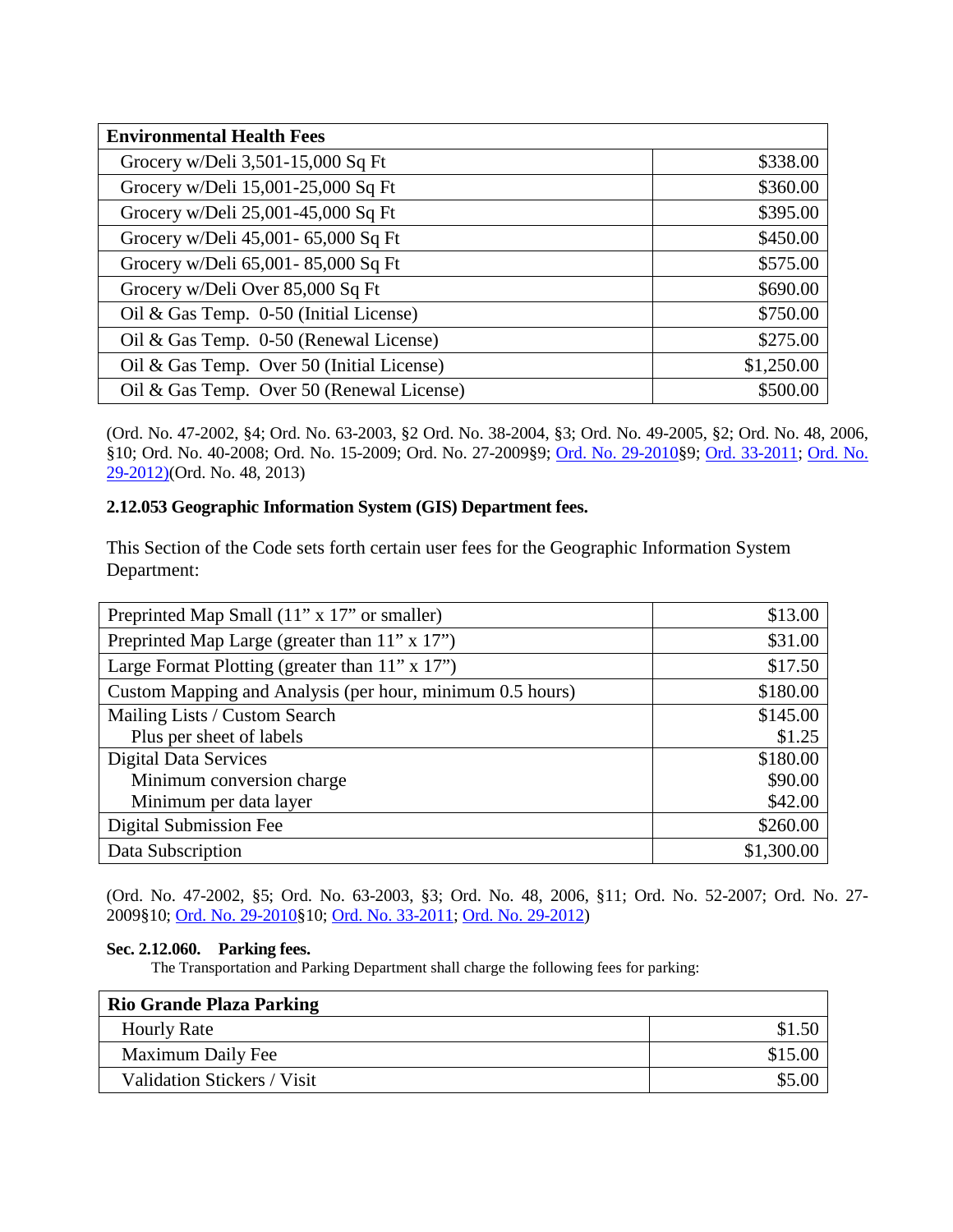| Environmental Health Fees | |
|---|---|
| Grocery w/Deli 3,501-15,000 Sq Ft | $338.00 |
| Grocery w/Deli 15,001-25,000 Sq Ft | $360.00 |
| Grocery w/Deli 25,001-45,000 Sq Ft | $395.00 |
| Grocery w/Deli 45,001- 65,000 Sq Ft | $450.00 |
| Grocery w/Deli 65,001- 85,000 Sq Ft | $575.00 |
| Grocery w/Deli Over 85,000 Sq Ft | $690.00 |
| Oil & Gas Temp. 0-50 (Initial License) | $750.00 |
| Oil & Gas Temp. 0-50 (Renewal License) | $275.00 |
| Oil & Gas Temp. Over 50 (Initial License) | $1,250.00 |
| Oil & Gas Temp. Over 50 (Renewal License) | $500.00 |

(Ord. No. 47-2002, §4; Ord. No. 63-2003, §2 Ord. No. 38-2004, §3; Ord. No. 49-2005, §2; Ord. No. 48, 2006, §10; Ord. No. 40-2008; Ord. No. 15-2009; Ord. No. 27-2009§9; Ord. No. 29-2010§9; Ord. 33-2011; Ord. No. 29-2012)(Ord. No. 48, 2013)

**2.12.053 Geographic Information System (GIS) Department fees.**

This Section of the Code sets forth certain user fees for the Geographic Information System Department:

| Item | Fee |
|---|---|
| Preprinted Map Small (11” x 17” or smaller) | $13.00 |
| Preprinted Map Large (greater than 11” x 17”) | $31.00 |
| Large Format Plotting (greater than 11” x 17”) | $17.50 |
| Custom Mapping and Analysis (per hour, minimum 0.5 hours) | $180.00 |
| Mailing Lists / Custom Search<br>Plus per sheet of labels | $145.00<br>$1.25 |
| Digital Data Services<br>Minimum conversion charge<br>Minimum per data layer | $180.00<br>$90.00<br>$42.00 |
| Digital Submission Fee | $260.00 |
| Data Subscription | $1,300.00 |

(Ord. No. 47-2002, §5; Ord. No. 63-2003, §3; Ord. No. 48, 2006, §11; Ord. No. 52-2007; Ord. No. 27-2009§10; Ord. No. 29-2010§10; Ord. No. 33-2011; Ord. No. 29-2012)

**Sec. 2.12.060. Parking fees.**

The Transportation and Parking Department shall charge the following fees for parking:

| Rio Grande Plaza Parking | |
|---|---|
| Hourly Rate | $1.50 |
| Maximum Daily Fee | $15.00 |
| Validation Stickers / Visit | $5.00 |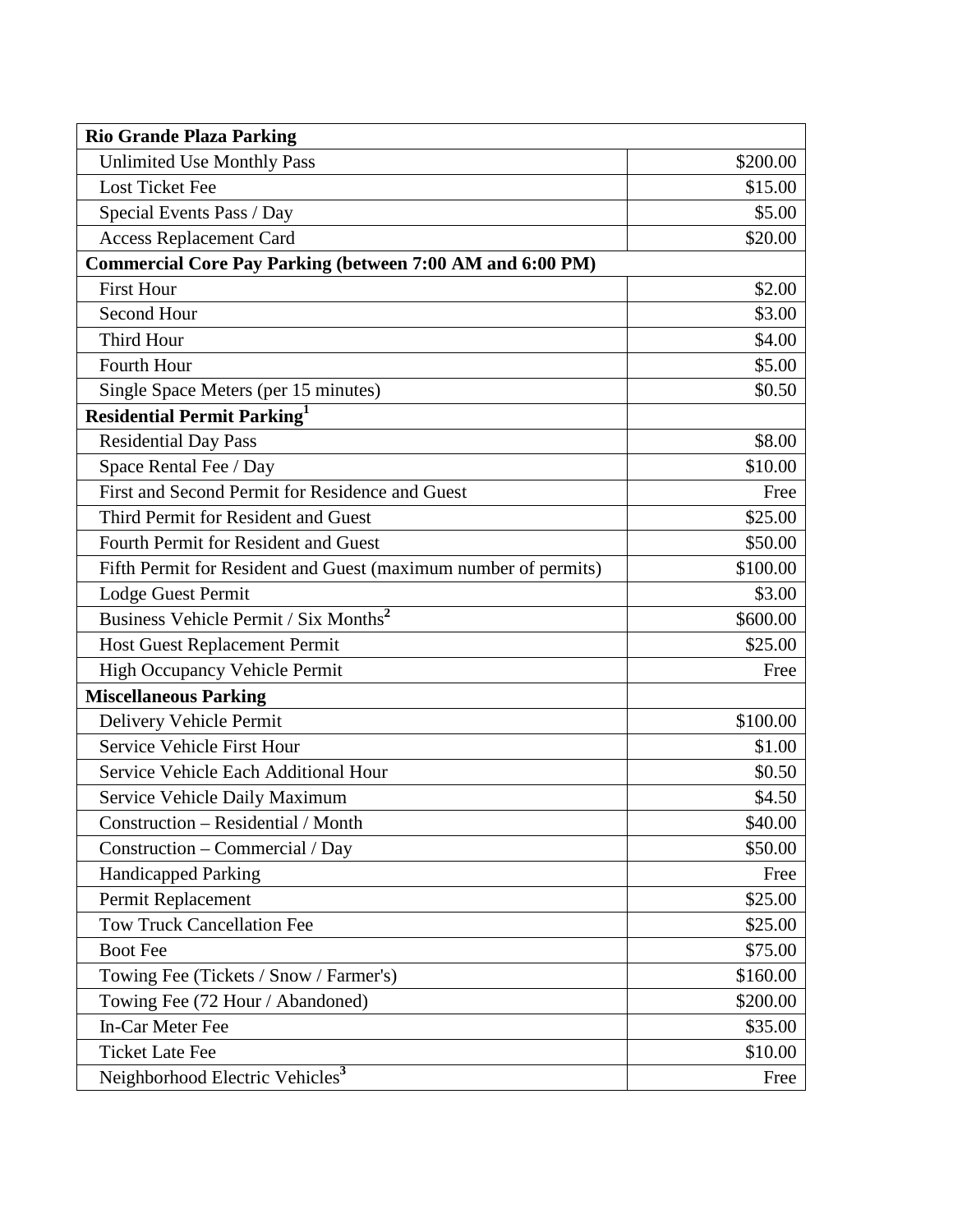| Rio Grande Plaza Parking | |
|---|---|
| Unlimited Use Monthly Pass | $200.00 |
| Lost Ticket Fee | $15.00 |
| Special Events Pass / Day | $5.00 |
| Access Replacement Card | $20.00 |
| **Commercial Core Pay Parking (between 7:00 AM and 6:00 PM)** | |
| First Hour | $2.00 |
| Second Hour | $3.00 |
| Third Hour | $4.00 |
| Fourth Hour | $5.00 |
| Single Space Meters (per 15 minutes) | $0.50 |
| **Residential Permit Parking[1]** | |
| Residential Day Pass | $8.00 |
| Space Rental Fee / Day | $10.00 |
| First and Second Permit for Residence and Guest | Free |
| Third Permit for Resident and Guest | $25.00 |
| Fourth Permit for Resident and Guest | $50.00 |
| Fifth Permit for Resident and Guest (maximum number of permits) | $100.00 |
| Lodge Guest Permit | $3.00 |
| Business Vehicle Permit / Six Months[2] | $600.00 |
| Host Guest Replacement Permit | $25.00 |
| High Occupancy Vehicle Permit | Free |
| **Miscellaneous Parking** | |
| Delivery Vehicle Permit | $100.00 |
| Service Vehicle First Hour | $1.00 |
| Service Vehicle Each Additional Hour | $0.50 |
| Service Vehicle Daily Maximum | $4.50 |
| Construction – Residential / Month | $40.00 |
| Construction – Commercial / Day | $50.00 |
| Handicapped Parking | Free |
| Permit Replacement | $25.00 |
| Tow Truck Cancellation Fee | $25.00 |
| Boot Fee | $75.00 |
| Towing Fee (Tickets / Snow / Farmer's) | $160.00 |
| Towing Fee (72 Hour / Abandoned) | $200.00 |
| In-Car Meter Fee | $35.00 |
| Ticket Late Fee | $10.00 |
| Neighborhood Electric Vehicles[3] | Free |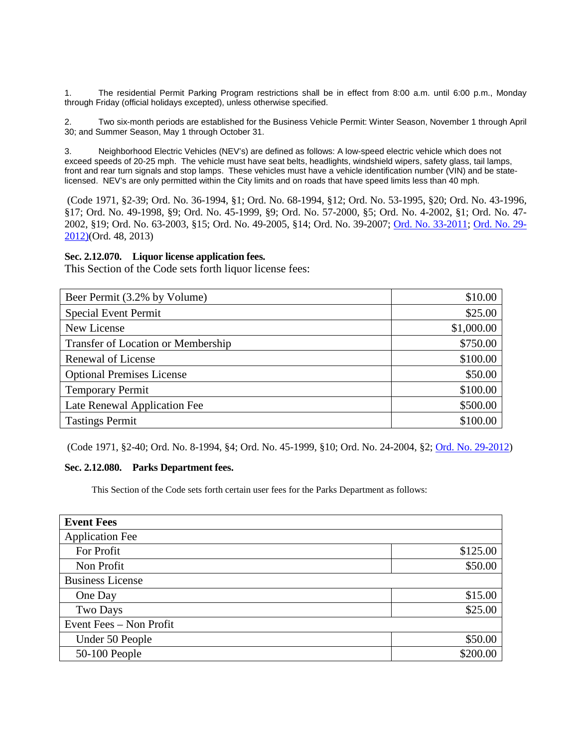1. The residential Permit Parking Program restrictions shall be in effect from 8:00 a.m. until 6:00 p.m., Monday through Friday (official holidays excepted), unless otherwise specified.

2. Two six-month periods are established for the Business Vehicle Permit: Winter Season, November 1 through April 30; and Summer Season, May 1 through October 31.

3. Neighborhood Electric Vehicles (NEV's) are defined as follows: A low-speed electric vehicle which does not exceed speeds of 20-25 mph. The vehicle must have seat belts, headlights, windshield wipers, safety glass, tail lamps, front and rear turn signals and stop lamps. These vehicles must have a vehicle identification number (VIN) and be state-licensed. NEV's are only permitted within the City limits and on roads that have speed limits less than 40 mph.

(Code 1971, §2-39; Ord. No. 36-1994, §1; Ord. No. 68-1994, §12; Ord. No. 53-1995, §20; Ord. No. 43-1996, §17; Ord. No. 49-1998, §9; Ord. No. 45-1999, §9; Ord. No. 57-2000, §5; Ord. No. 4-2002, §1; Ord. No. 47-2002, §19; Ord. No. 63-2003, §15; Ord. No. 49-2005, §14; Ord. No. 39-2007; Ord. No. 33-2011; Ord. No. 29-2012)(Ord. 48, 2013)

**Sec. 2.12.070. Liquor license application fees.**

This Section of the Code sets forth liquor license fees:

| | |
|---|---:|
| Beer Permit (3.2% by Volume) | $10.00 |
| Special Event Permit | $25.00 |
| New License | $1,000.00 |
| Transfer of Location or Membership | $750.00 |
| Renewal of License | $100.00 |
| Optional Premises License | $50.00 |
| Temporary Permit | $100.00 |
| Late Renewal Application Fee | $500.00 |
| Tastings Permit | $100.00 |

(Code 1971, §2-40; Ord. No. 8-1994, §4; Ord. No. 45-1999, §10; Ord. No. 24-2004, §2; Ord. No. 29-2012)

**Sec. 2.12.080. Parks Department fees.**

This Section of the Code sets forth certain user fees for the Parks Department as follows:

| **Event Fees** | |
|---|---:|
| Application Fee | |
| For Profit | $125.00 |
| Non Profit | $50.00 |
| Business License | |
| One Day | $15.00 |
| Two Days | $25.00 |
| Event Fees – Non Profit | |
| Under 50 People | $50.00 |
| 50-100 People | $200.00 |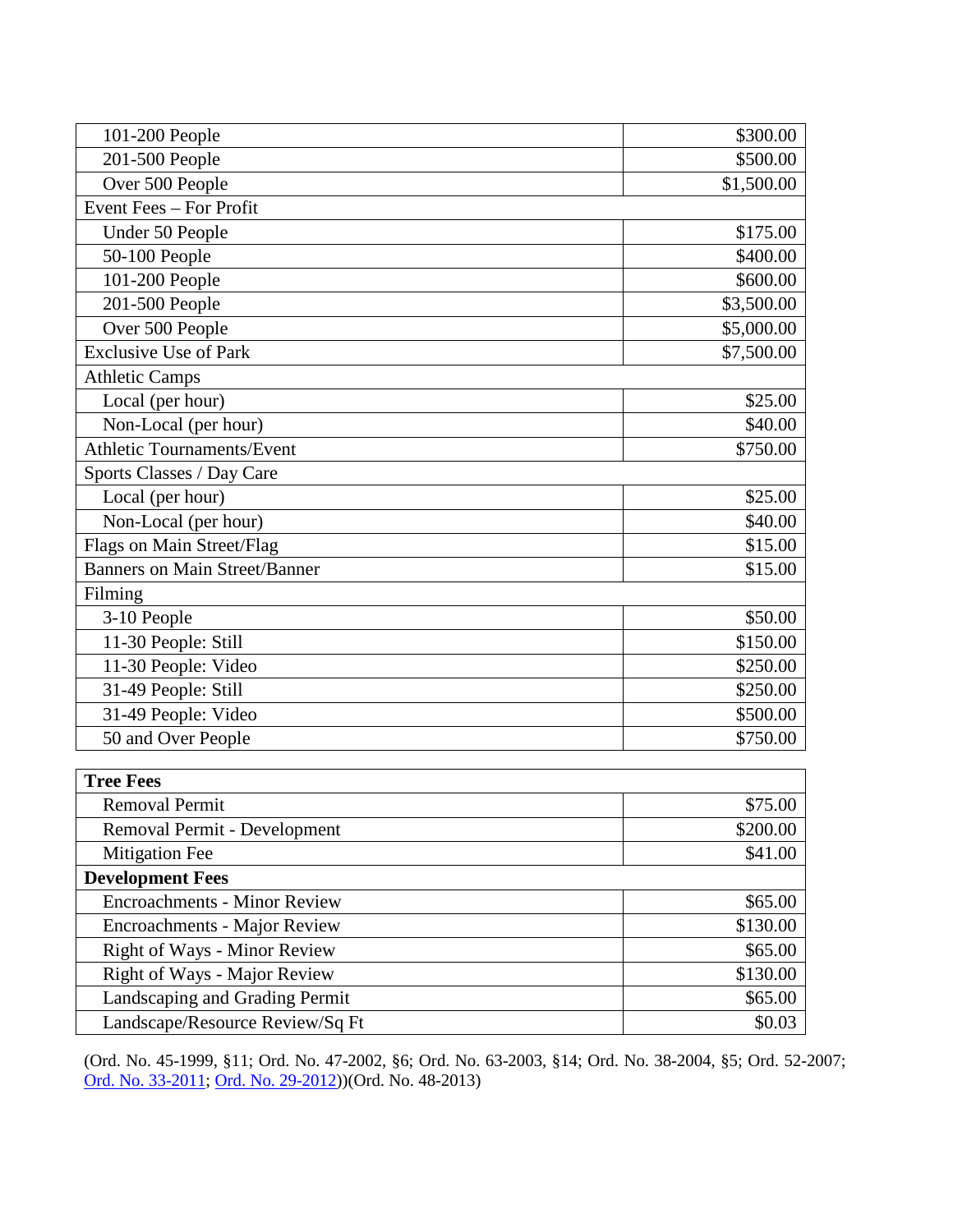| | |
|---|---|
| 101-200 People | $300.00 |
| 201-500 People | $500.00 |
| Over 500 People | $1,500.00 |
| Event Fees – For Profit | |
| Under 50 People | $175.00 |
| 50-100 People | $400.00 |
| 101-200 People | $600.00 |
| 201-500 People | $3,500.00 |
| Over 500 People | $5,000.00 |
| Exclusive Use of Park | $7,500.00 |
| Athletic Camps | |
| Local (per hour) | $25.00 |
| Non-Local (per hour) | $40.00 |
| Athletic Tournaments/Event | $750.00 |
| Sports Classes / Day Care | |
| Local (per hour) | $25.00 |
| Non-Local (per hour) | $40.00 |
| Flags on Main Street/Flag | $15.00 |
| Banners on Main Street/Banner | $15.00 |
| Filming | |
| 3-10 People | $50.00 |
| 11-30 People: Still | $150.00 |
| 11-30 People: Video | $250.00 |
| 31-49 People: Still | $250.00 |
| 31-49 People: Video | $500.00 |
| 50 and Over People | $750.00 |

| **Tree Fees** | |
|---|---|
| Removal Permit | $75.00 |
| Removal Permit - Development | $200.00 |
| Mitigation Fee | $41.00 |
| **Development Fees** | |
| Encroachments - Minor Review | $65.00 |
| Encroachments - Major Review | $130.00 |
| Right of Ways - Minor Review | $65.00 |
| Right of Ways - Major Review | $130.00 |
| Landscaping and Grading Permit | $65.00 |
| Landscape/Resource Review/Sq Ft | $0.03 |

(Ord. No. 45-1999, §11; Ord. No. 47-2002, §6; Ord. No. 63-2003, §14; Ord. No. 38-2004, §5; Ord. 52-2007; Ord. No. 33-2011; Ord. No. 29-2012))(Ord. No. 48-2013)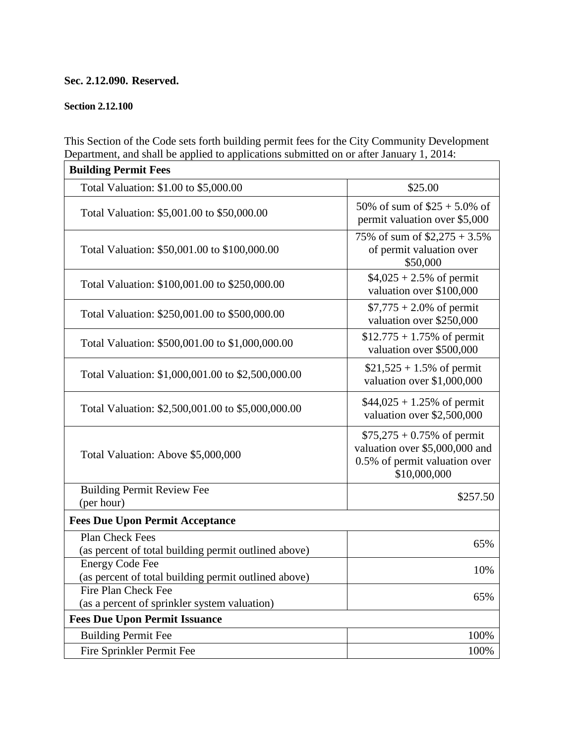**Sec. 2.12.090. Reserved.**

**Section 2.12.100**

This Section of the Code sets forth building permit fees for the City Community Development Department, and shall be applied to applications submitted on or after January 1, 2014:

| **Building Permit Fees** | |
|---|---|
| Total Valuation: $1.00 to $5,000.00 | $25.00 |
| Total Valuation: $5,001.00 to $50,000.00 | 50% of sum of $25 + 5.0% of permit valuation over $5,000 |
| Total Valuation: $50,001.00 to $100,000.00 | 75% of sum of $2,275 + 3.5% of permit valuation over $50,000 |
| Total Valuation: $100,001.00 to $250,000.00 | $4,025 + 2.5% of permit valuation over $100,000 |
| Total Valuation: $250,001.00 to $500,000.00 | $7,775 + 2.0% of permit valuation over $250,000 |
| Total Valuation: $500,001.00 to $1,000,000.00 | $12.775 + 1.75% of permit valuation over $500,000 |
| Total Valuation: $1,000,001.00 to $2,500,000.00 | $21,525 + 1.5% of permit valuation over $1,000,000 |
| Total Valuation: $2,500,001.00 to $5,000,000.00 | $44,025 + 1.25% of permit valuation over $2,500,000 |
| Total Valuation: Above $5,000,000 | $75,275 + 0.75% of permit valuation over $5,000,000 and 0.5% of permit valuation over $10,000,000 |
| Building Permit Review Fee (per hour) | $257.50 |
| **Fees Due Upon Permit Acceptance** | |
| Plan Check Fees (as percent of total building permit outlined above) | 65% |
| Energy Code Fee (as percent of total building permit outlined above) | 10% |
| Fire Plan Check Fee (as a percent of sprinkler system valuation) | 65% |
| **Fees Due Upon Permit Issuance** | |
| Building Permit Fee | 100% |
| Fire Sprinkler Permit Fee | 100% |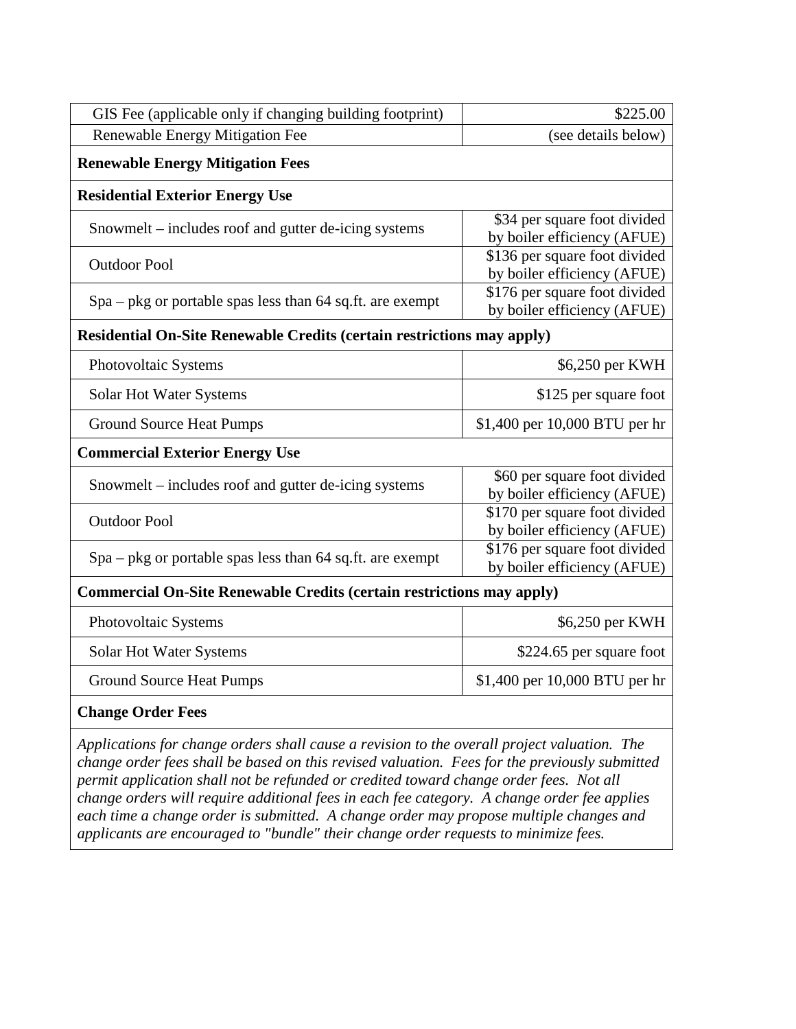| GIS Fee (applicable only if changing building footprint) | \$225.00 |
|---|---|
| Renewable Energy Mitigation Fee | (see details below) |
| **Renewable Energy Mitigation Fees** | |
| **Residential Exterior Energy Use** | |
| Snowmelt – includes roof and gutter de-icing systems | \$34 per square foot divided by boiler efficiency (AFUE) |
| Outdoor Pool | \$136 per square foot divided by boiler efficiency (AFUE) |
| Spa – pkg or portable spas less than 64 sq.ft. are exempt | \$176 per square foot divided by boiler efficiency (AFUE) |
| **Residential On-Site Renewable Credits (certain restrictions may apply)** | |
| Photovoltaic Systems | \$6,250 per KWH |
| Solar Hot Water Systems | \$125 per square foot |
| Ground Source Heat Pumps | \$1,400 per 10,000 BTU per hr |
| **Commercial Exterior Energy Use** | |
| Snowmelt – includes roof and gutter de-icing systems | \$60 per square foot divided by boiler efficiency (AFUE) |
| Outdoor Pool | \$170 per square foot divided by boiler efficiency (AFUE) |
| Spa – pkg or portable spas less than 64 sq.ft. are exempt | \$176 per square foot divided by boiler efficiency (AFUE) |
| **Commercial On-Site Renewable Credits (certain restrictions may apply)** | |
| Photovoltaic Systems | \$6,250 per KWH |
| Solar Hot Water Systems | \$224.65 per square foot |
| Ground Source Heat Pumps | \$1,400 per 10,000 BTU per hr |
| **Change Order Fees** | |

*Applications for change orders shall cause a revision to the overall project valuation. The change order fees shall be based on this revised valuation. Fees for the previously submitted permit application shall not be refunded or credited toward change order fees. Not all change orders will require additional fees in each fee category. A change order fee applies each time a change order is submitted. A change order may propose multiple changes and applicants are encouraged to "bundle" their change order requests to minimize fees.*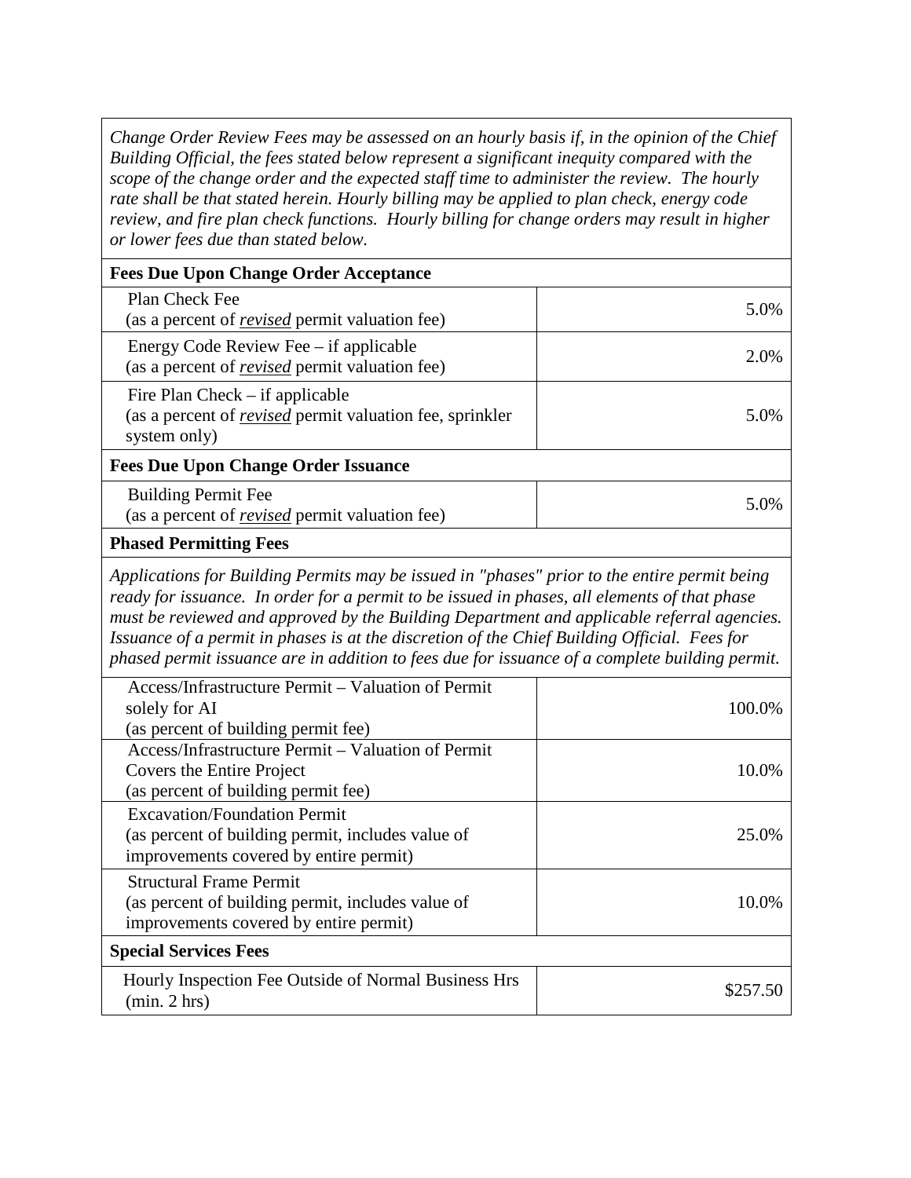*Change Order Review Fees may be assessed on an hourly basis if, in the opinion of the Chief Building Official, the fees stated below represent a significant inequity compared with the scope of the change order and the expected staff time to administer the review. The hourly rate shall be that stated herein. Hourly billing may be applied to plan check, energy code review, and fire plan check functions. Hourly billing for change orders may result in higher or lower fees due than stated below.*

| **Fees Due Upon Change Order Acceptance** | |
|---|---|
| Plan Check Fee (as a percent of *revised* permit valuation fee) | 5.0% |
| Energy Code Review Fee – if applicable (as a percent of *revised* permit valuation fee) | 2.0% |
| Fire Plan Check – if applicable (as a percent of *revised* permit valuation fee, sprinkler system only) | 5.0% |
| **Fees Due Upon Change Order Issuance** | |
| Building Permit Fee (as a percent of *revised* permit valuation fee) | 5.0% |
| **Phased Permitting Fees** | |
| *Applications for Building Permits may be issued in "phases" prior to the entire permit being ready for issuance. In order for a permit to be issued in phases, all elements of that phase must be reviewed and approved by the Building Department and applicable referral agencies. Issuance of a permit in phases is at the discretion of the Chief Building Official. Fees for phased permit issuance are in addition to fees due for issuance of a complete building permit.* | |
| Access/Infrastructure Permit – Valuation of Permit solely for AI (as percent of building permit fee) | 100.0% |
| Access/Infrastructure Permit – Valuation of Permit Covers the Entire Project (as percent of building permit fee) | 10.0% |
| Excavation/Foundation Permit (as percent of building permit, includes value of improvements covered by entire permit) | 25.0% |
| Structural Frame Permit (as percent of building permit, includes value of improvements covered by entire permit) | 10.0% |
| **Special Services Fees** | |
| Hourly Inspection Fee Outside of Normal Business Hrs (min. 2 hrs) | $257.50 |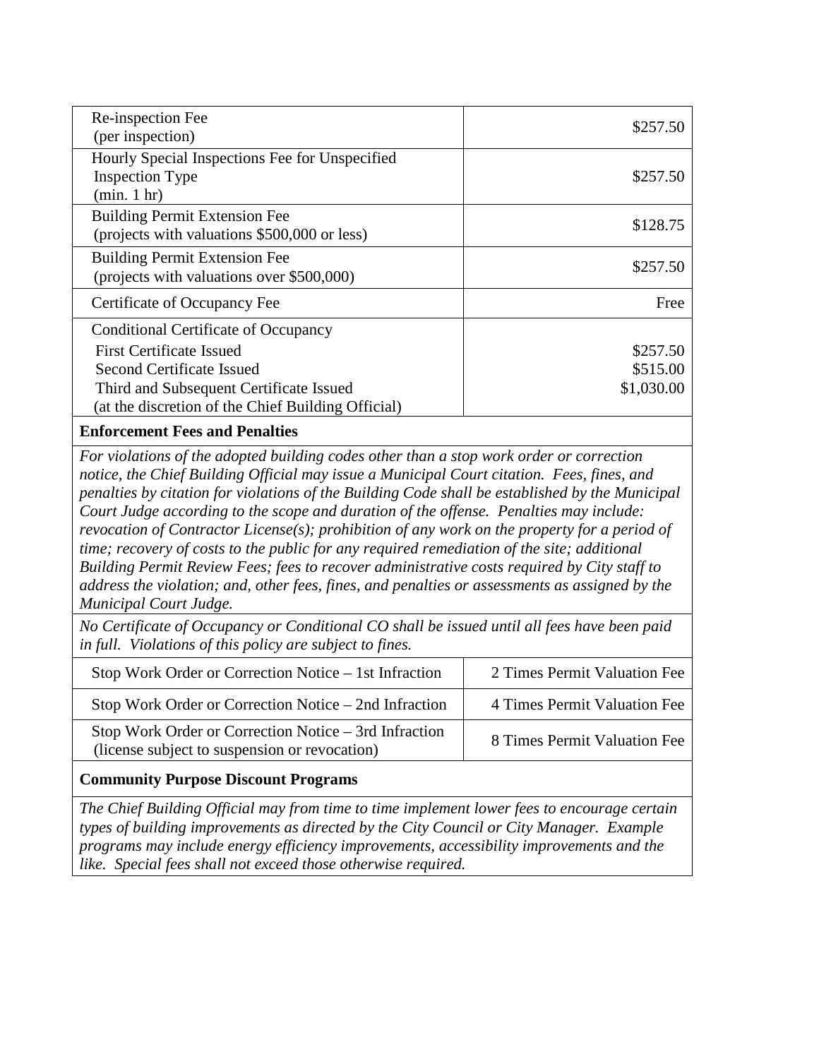| Re-inspection Fee (per inspection) | $257.50 |
|---|---|
| Hourly Special Inspections Fee for Unspecified Inspection Type (min. 1 hr) | $257.50 |
| Building Permit Extension Fee (projects with valuations $500,000 or less) | $128.75 |
| Building Permit Extension Fee (projects with valuations over $500,000) | $257.50 |
| Certificate of Occupancy Fee | Free |
| Conditional Certificate of Occupancy<br>First Certificate Issued<br>Second Certificate Issued<br>Third and Subsequent Certificate Issued<br>(at the discretion of the Chief Building Official) | <br>$257.50<br>$515.00<br>$1,030.00 |
| **Enforcement Fees and Penalties** | |
| *For violations of the adopted building codes other than a stop work order or correction notice, the Chief Building Official may issue a Municipal Court citation. Fees, fines, and penalties by citation for violations of the Building Code shall be established by the Municipal Court Judge according to the scope and duration of the offense. Penalties may include: revocation of Contractor License(s); prohibition of any work on the property for a period of time; recovery of costs to the public for any required remediation of the site; additional Building Permit Review Fees; fees to recover administrative costs required by City staff to address the violation; and, other fees, fines, and penalties or assessments as assigned by the Municipal Court Judge.* | |
| *No Certificate of Occupancy or Conditional CO shall be issued until all fees have been paid in full. Violations of this policy are subject to fines.* | |
| Stop Work Order or Correction Notice – 1st Infraction | 2 Times Permit Valuation Fee |
| Stop Work Order or Correction Notice – 2nd Infraction | 4 Times Permit Valuation Fee |
| Stop Work Order or Correction Notice – 3rd Infraction (license subject to suspension or revocation) | 8 Times Permit Valuation Fee |
| **Community Purpose Discount Programs** | |
| *The Chief Building Official may from time to time implement lower fees to encourage certain types of building improvements as directed by the City Council or City Manager. Example programs may include energy efficiency improvements, accessibility improvements and the like. Special fees shall not exceed those otherwise required.* | |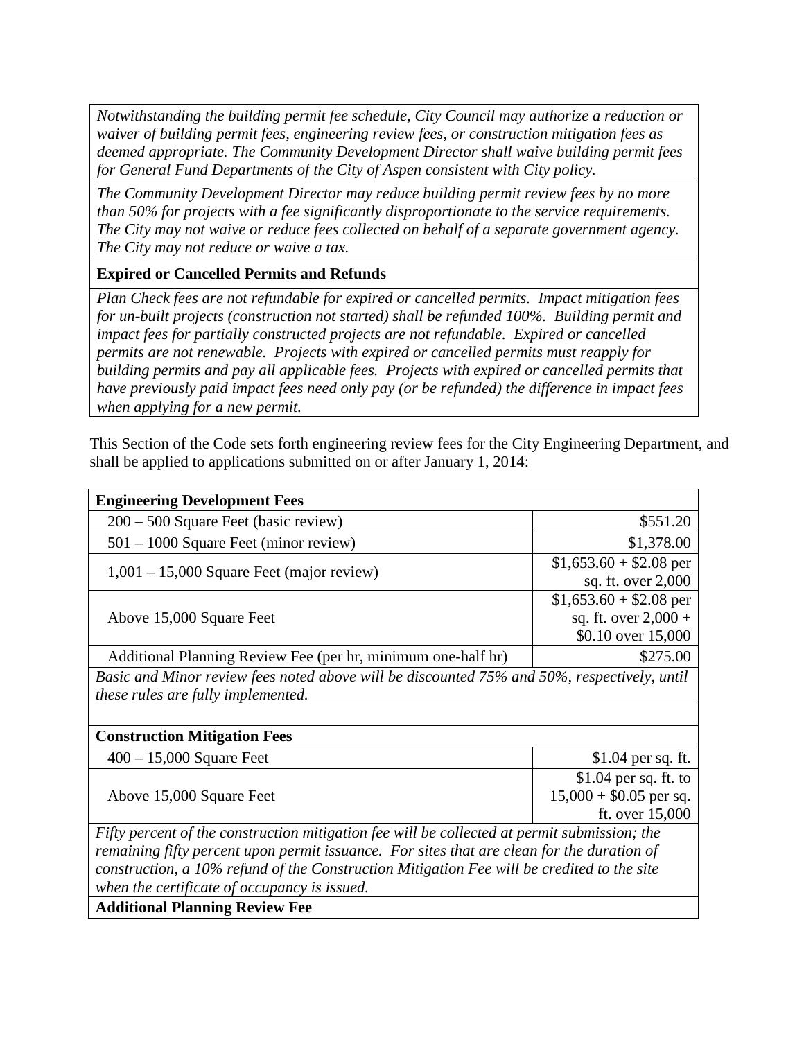| *Notwithstanding the building permit fee schedule, City Council may authorize a reduction or waiver of building permit fees, engineering review fees, or construction mitigation fees as deemed appropriate. The Community Development Director shall waive building permit fees for General Fund Departments of the City of Aspen consistent with City policy.* |
|---|
| *The Community Development Director may reduce building permit review fees by no more than 50% for projects with a fee significantly disproportionate to the service requirements. The City may not waive or reduce fees collected on behalf of a separate government agency. The City may not reduce or waive a tax.* |
| **Expired or Cancelled Permits and Refunds** |
| *Plan Check fees are not refundable for expired or cancelled permits. Impact mitigation fees for un-built projects (construction not started) shall be refunded 100%. Building permit and impact fees for partially constructed projects are not refundable. Expired or cancelled permits are not renewable. Projects with expired or cancelled permits must reapply for building permits and pay all applicable fees. Projects with expired or cancelled permits that have previously paid impact fees need only pay (or be refunded) the difference in impact fees when applying for a new permit.* |

This Section of the Code sets forth engineering review fees for the City Engineering Department, and shall be applied to applications submitted on or after January 1, 2014:

| **Engineering Development Fees** | |
|---|---|
| 200 – 500 Square Feet (basic review) | $551.20 |
| 501 – 1000 Square Feet (minor review) | $1,378.00 |
| 1,001 – 15,000 Square Feet (major review) | $1,653.60 + $2.08 per sq. ft. over 2,000 |
| Above 15,000 Square Feet | $1,653.60 + $2.08 per sq. ft. over 2,000 + $0.10 over 15,000 |
| Additional Planning Review Fee (per hr, minimum one-half hr) | $275.00 |
| *Basic and Minor review fees noted above will be discounted 75% and 50%, respectively, until these rules are fully implemented.* | |
| | |
| **Construction Mitigation Fees** | |
| 400 – 15,000 Square Feet | $1.04 per sq. ft. |
| Above 15,000 Square Feet | $1.04 per sq. ft. to 15,000 + $0.05 per sq. ft. over 15,000 |
| *Fifty percent of the construction mitigation fee will be collected at permit submission; the remaining fifty percent upon permit issuance. For sites that are clean for the duration of construction, a 10% refund of the Construction Mitigation Fee will be credited to the site when the certificate of occupancy is issued.* | |
| **Additional Planning Review Fee** | |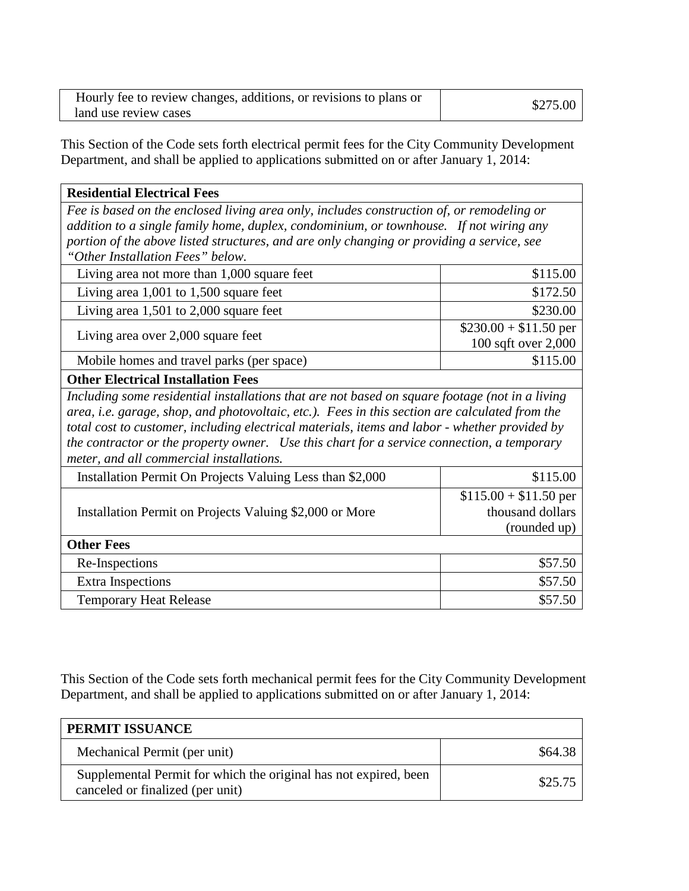| Hourly fee to review changes, additions, or revisions to plans or land use review cases | $275.00 |
|---|---|

This Section of the Code sets forth electrical permit fees for the City Community Development Department, and shall be applied to applications submitted on or after January 1, 2014:

| **Residential Electrical Fees** | |
|---|---|
| *Fee is based on the enclosed living area only, includes construction of, or remodeling or addition to a single family home, duplex, condominium, or townhouse. If not wiring any portion of the above listed structures, and are only changing or providing a service, see "Other Installation Fees" below.* | |
| Living area not more than 1,000 square feet | $115.00 |
| Living area 1,001 to 1,500 square feet | $172.50 |
| Living area 1,501 to 2,000 square feet | $230.00 |
| Living area over 2,000 square feet | $230.00 + $11.50 per 100 sqft over 2,000 |
| Mobile homes and travel parks (per space) | $115.00 |
| **Other Electrical Installation Fees** | |
| *Including some residential installations that are not based on square footage (not in a living area, i.e. garage, shop, and photovoltaic, etc.). Fees in this section are calculated from the total cost to customer, including electrical materials, items and labor - whether provided by the contractor or the property owner. Use this chart for a service connection, a temporary meter, and all commercial installations.* | |
| Installation Permit On Projects Valuing Less than $2,000 | $115.00 |
| Installation Permit on Projects Valuing $2,000 or More | $115.00 + $11.50 per thousand dollars (rounded up) |
| **Other Fees** | |
| Re-Inspections | $57.50 |
| Extra Inspections | $57.50 |
| Temporary Heat Release | $57.50 |

This Section of the Code sets forth mechanical permit fees for the City Community Development Department, and shall be applied to applications submitted on or after January 1, 2014:

| **PERMIT ISSUANCE** | |
|---|---|
| Mechanical Permit (per unit) | $64.38 |
| Supplemental Permit for which the original has not expired, been canceled or finalized (per unit) | $25.75 |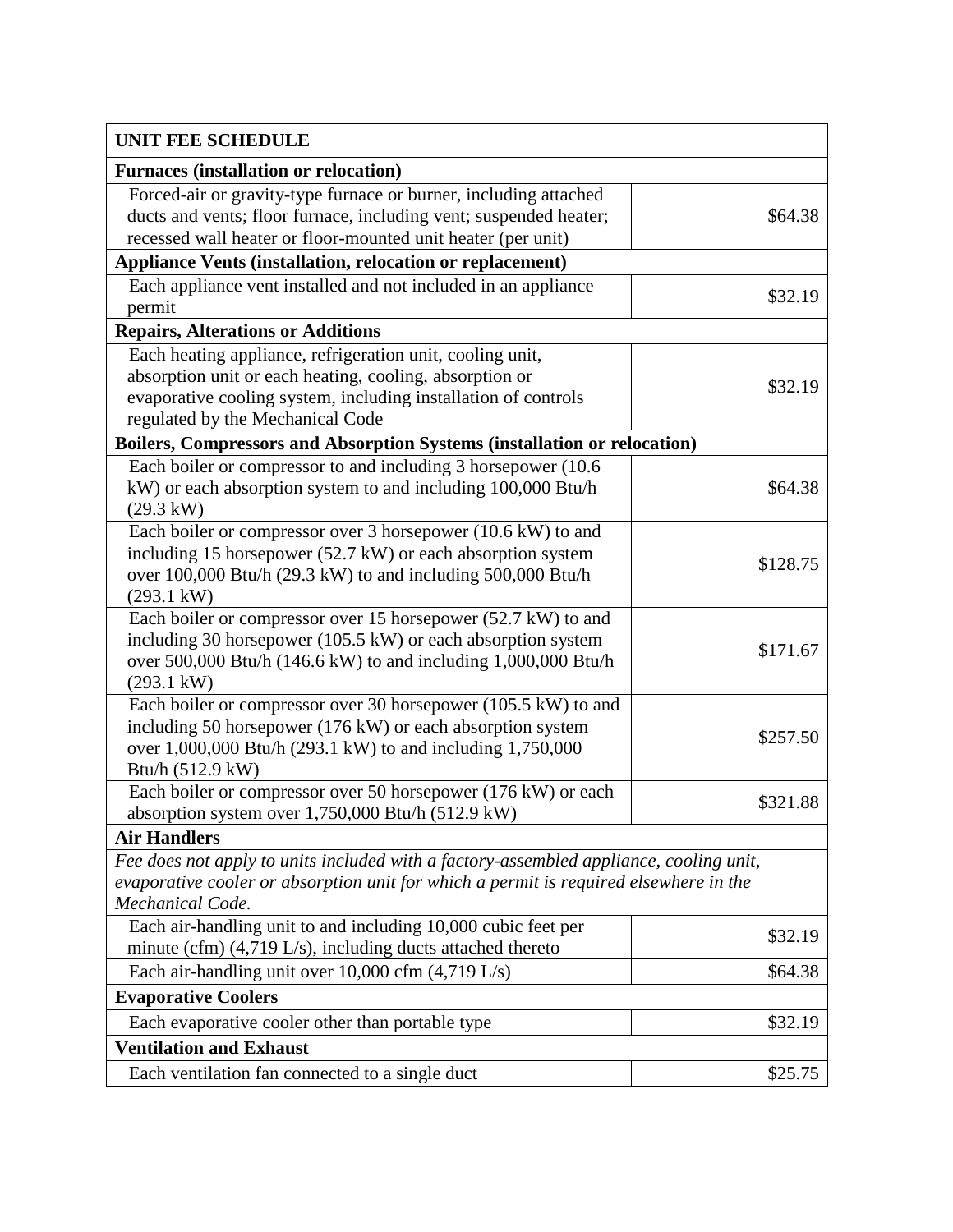| UNIT FEE SCHEDULE | |
|---|---|
| **Furnaces (installation or relocation)** | |
| Forced-air or gravity-type furnace or burner, including attached ducts and vents; floor furnace, including vent; suspended heater; recessed wall heater or floor-mounted unit heater (per unit) | $64.38 |
| **Appliance Vents (installation, relocation or replacement)** | |
| Each appliance vent installed and not included in an appliance permit | $32.19 |
| **Repairs, Alterations or Additions** | |
| Each heating appliance, refrigeration unit, cooling unit, absorption unit or each heating, cooling, absorption or evaporative cooling system, including installation of controls regulated by the Mechanical Code | $32.19 |
| **Boilers, Compressors and Absorption Systems (installation or relocation)** | |
| Each boiler or compressor to and including 3 horsepower (10.6 kW) or each absorption system to and including 100,000 Btu/h (29.3 kW) | $64.38 |
| Each boiler or compressor over 3 horsepower (10.6 kW) to and including 15 horsepower (52.7 kW) or each absorption system over 100,000 Btu/h (29.3 kW) to and including 500,000 Btu/h (293.1 kW) | $128.75 |
| Each boiler or compressor over 15 horsepower (52.7 kW) to and including 30 horsepower (105.5 kW) or each absorption system over 500,000 Btu/h (146.6 kW) to and including 1,000,000 Btu/h (293.1 kW) | $171.67 |
| Each boiler or compressor over 30 horsepower (105.5 kW) to and including 50 horsepower (176 kW) or each absorption system over 1,000,000 Btu/h (293.1 kW) to and including 1,750,000 Btu/h (512.9 kW) | $257.50 |
| Each boiler or compressor over 50 horsepower (176 kW) or each absorption system over 1,750,000 Btu/h (512.9 kW) | $321.88 |
| **Air Handlers** | |
| *Fee does not apply to units included with a factory-assembled appliance, cooling unit, evaporative cooler or absorption unit for which a permit is required elsewhere in the Mechanical Code.* | |
| Each air-handling unit to and including 10,000 cubic feet per minute (cfm) (4,719 L/s), including ducts attached thereto | $32.19 |
| Each air-handling unit over 10,000 cfm (4,719 L/s) | $64.38 |
| **Evaporative Coolers** | |
| Each evaporative cooler other than portable type | $32.19 |
| **Ventilation and Exhaust** | |
| Each ventilation fan connected to a single duct | $25.75 |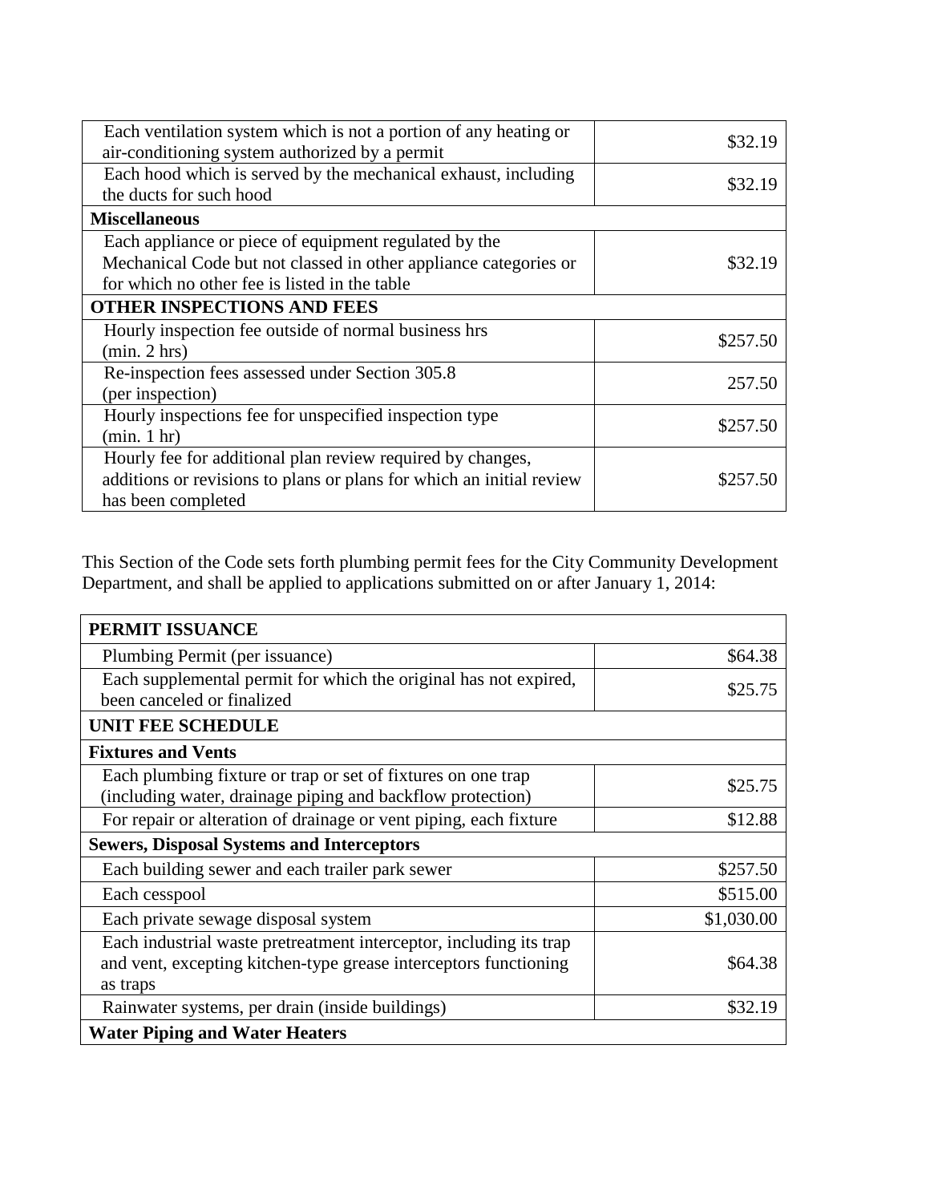| | |
|---|---|
| Each ventilation system which is not a portion of any heating or air-conditioning system authorized by a permit | $32.19 |
| Each hood which is served by the mechanical exhaust, including the ducts for such hood | $32.19 |
| **Miscellaneous** | |
| Each appliance or piece of equipment regulated by the Mechanical Code but not classed in other appliance categories or for which no other fee is listed in the table | $32.19 |
| **OTHER INSPECTIONS AND FEES** | |
| Hourly inspection fee outside of normal business hrs (min. 2 hrs) | $257.50 |
| Re-inspection fees assessed under Section 305.8 (per inspection) | 257.50 |
| Hourly inspections fee for unspecified inspection type (min. 1 hr) | $257.50 |
| Hourly fee for additional plan review required by changes, additions or revisions to plans or plans for which an initial review has been completed | $257.50 |

This Section of the Code sets forth plumbing permit fees for the City Community Development Department, and shall be applied to applications submitted on or after January 1, 2014:

| **PERMIT ISSUANCE** | |
|---|---|
| Plumbing Permit (per issuance) | $64.38 |
| Each supplemental permit for which the original has not expired, been canceled or finalized | $25.75 |
| **UNIT FEE SCHEDULE** | |
| **Fixtures and Vents** | |
| Each plumbing fixture or trap or set of fixtures on one trap (including water, drainage piping and backflow protection) | $25.75 |
| For repair or alteration of drainage or vent piping, each fixture | $12.88 |
| **Sewers, Disposal Systems and Interceptors** | |
| Each building sewer and each trailer park sewer | $257.50 |
| Each cesspool | $515.00 |
| Each private sewage disposal system | $1,030.00 |
| Each industrial waste pretreatment interceptor, including its trap and vent, excepting kitchen-type grease interceptors functioning as traps | $64.38 |
| Rainwater systems, per drain (inside buildings) | $32.19 |
| **Water Piping and Water Heaters** | |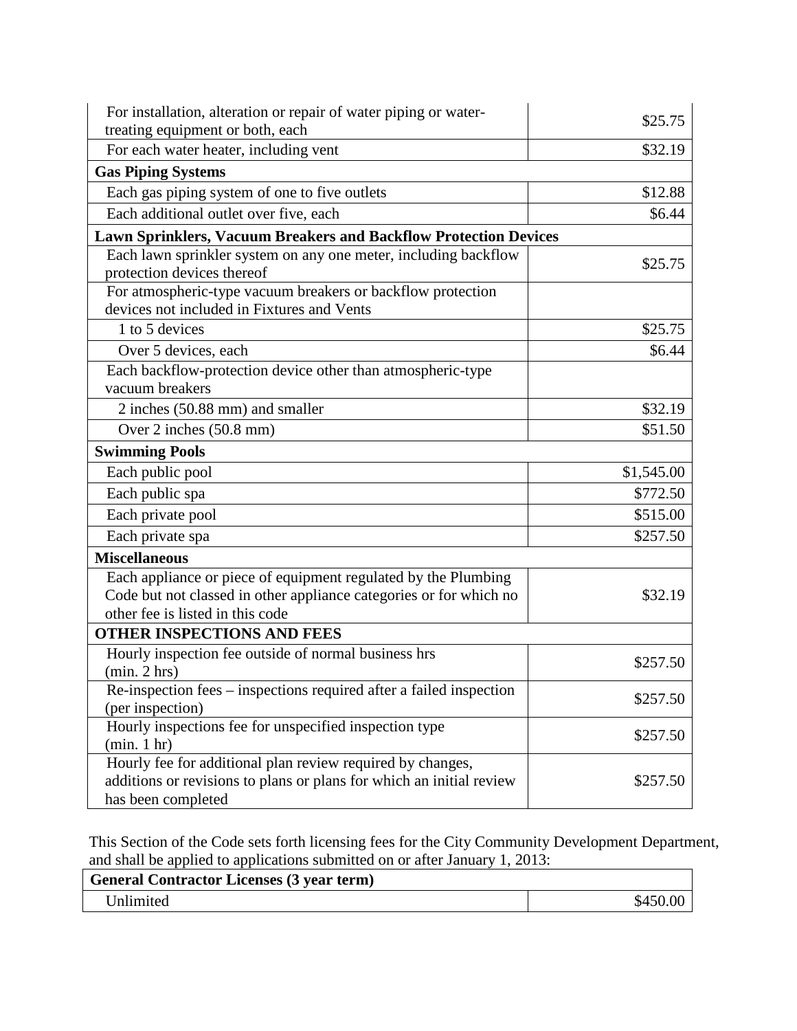| | |
|---|---|
| For installation, alteration or repair of water piping or water-treating equipment or both, each | $25.75 |
| For each water heater, including vent | $32.19 |
| **Gas Piping Systems** | |
| Each gas piping system of one to five outlets | $12.88 |
| Each additional outlet over five, each | $6.44 |
| **Lawn Sprinklers, Vacuum Breakers and Backflow Protection Devices** | |
| Each lawn sprinkler system on any one meter, including backflow protection devices thereof | $25.75 |
| For atmospheric-type vacuum breakers or backflow protection devices not included in Fixtures and Vents | |
| 1 to 5 devices | $25.75 |
| Over 5 devices, each | $6.44 |
| Each backflow-protection device other than atmospheric-type vacuum breakers | |
| 2 inches (50.88 mm) and smaller | $32.19 |
| Over 2 inches (50.8 mm) | $51.50 |
| **Swimming Pools** | |
| Each public pool | $1,545.00 |
| Each public spa | $772.50 |
| Each private pool | $515.00 |
| Each private spa | $257.50 |
| **Miscellaneous** | |
| Each appliance or piece of equipment regulated by the Plumbing Code but not classed in other appliance categories or for which no other fee is listed in this code | $32.19 |
| **OTHER INSPECTIONS AND FEES** | |
| Hourly inspection fee outside of normal business hrs (min. 2 hrs) | $257.50 |
| Re-inspection fees – inspections required after a failed inspection (per inspection) | $257.50 |
| Hourly inspections fee for unspecified inspection type (min. 1 hr) | $257.50 |
| Hourly fee for additional plan review required by changes, additions or revisions to plans or plans for which an initial review has been completed | $257.50 |

This Section of the Code sets forth licensing fees for the City Community Development Department, and shall be applied to applications submitted on or after January 1, 2013:

| **General Contractor Licenses (3 year term)** | |
|---|---|
| Unlimited | $450.00 |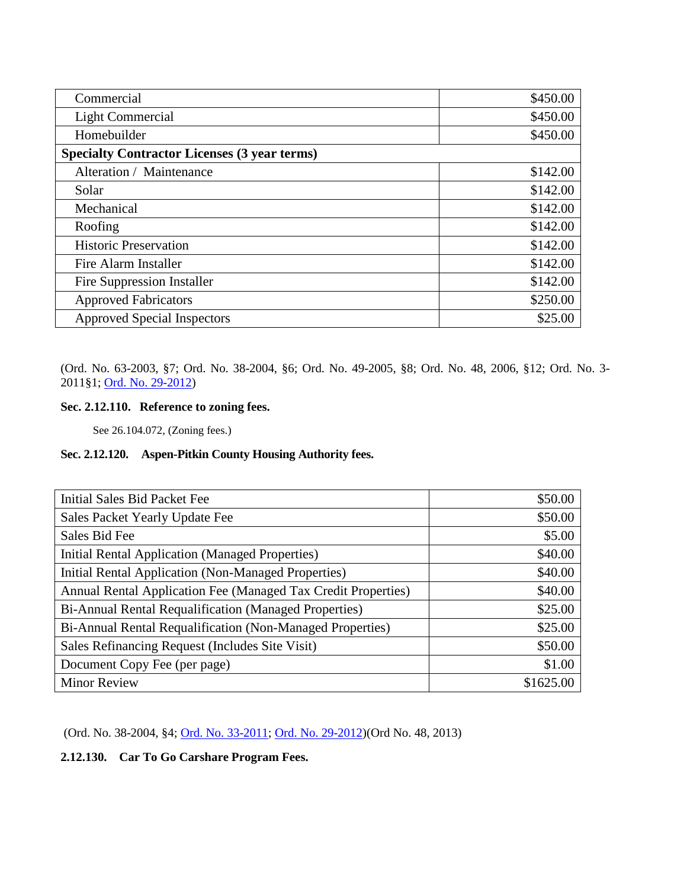| | |
|---|---|
| Commercial | $450.00 |
| Light Commercial | $450.00 |
| Homebuilder | $450.00 |
| **Specialty Contractor Licenses (3 year terms)** | |
| Alteration / Maintenance | $142.00 |
| Solar | $142.00 |
| Mechanical | $142.00 |
| Roofing | $142.00 |
| Historic Preservation | $142.00 |
| Fire Alarm Installer | $142.00 |
| Fire Suppression Installer | $142.00 |
| Approved Fabricators | $250.00 |
| Approved Special Inspectors | $25.00 |

(Ord. No. 63-2003, §7; Ord. No. 38-2004, §6; Ord. No. 49-2005, §8; Ord. No. 48, 2006, §12; Ord. No. 3-2011§1; Ord. No. 29-2012)

**Sec. 2.12.110. Reference to zoning fees.**

See 26.104.072, (Zoning fees.)

**Sec. 2.12.120. Aspen-Pitkin County Housing Authority fees.**

| | |
|---|---|
| Initial Sales Bid Packet Fee | $50.00 |
| Sales Packet Yearly Update Fee | $50.00 |
| Sales Bid Fee | $5.00 |
| Initial Rental Application (Managed Properties) | $40.00 |
| Initial Rental Application (Non-Managed Properties) | $40.00 |
| Annual Rental Application Fee (Managed Tax Credit Properties) | $40.00 |
| Bi-Annual Rental Requalification (Managed Properties) | $25.00 |
| Bi-Annual Rental Requalification (Non-Managed Properties) | $25.00 |
| Sales Refinancing Request (Includes Site Visit) | $50.00 |
| Document Copy Fee (per page) | $1.00 |
| Minor Review | $1625.00 |

(Ord. No. 38-2004, §4; Ord. No. 33-2011; Ord. No. 29-2012)(Ord No. 48, 2013)

**2.12.130. Car To Go Carshare Program Fees.**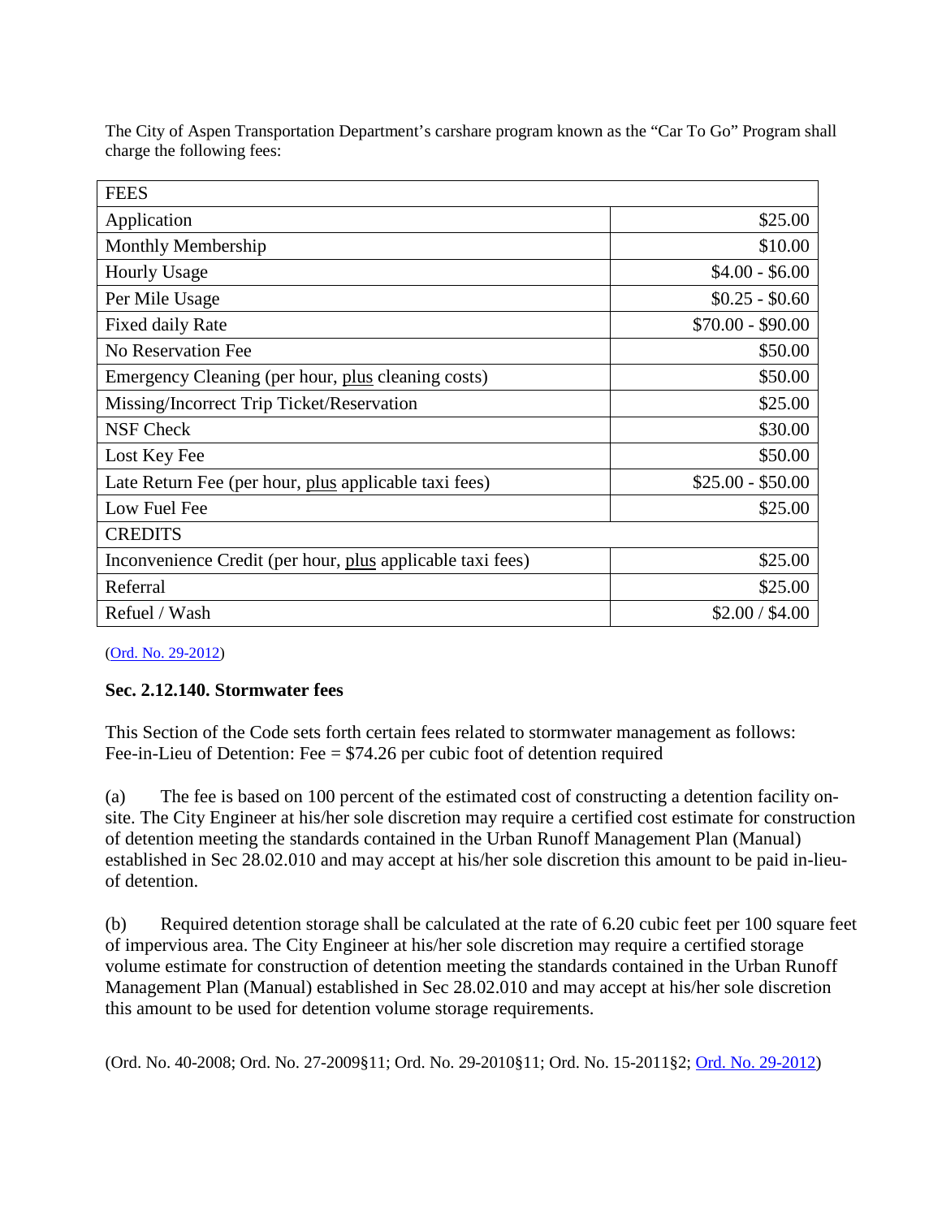The City of Aspen Transportation Department's carshare program known as the "Car To Go" Program shall charge the following fees:

| FEES | |
|---|---|
| Application | $25.00 |
| Monthly Membership | $10.00 |
| Hourly Usage | $4.00 - $6.00 |
| Per Mile Usage | $0.25 - $0.60 |
| Fixed daily Rate | $70.00 - $90.00 |
| No Reservation Fee | $50.00 |
| Emergency Cleaning (per hour, plus cleaning costs) | $50.00 |
| Missing/Incorrect Trip Ticket/Reservation | $25.00 |
| NSF Check | $30.00 |
| Lost Key Fee | $50.00 |
| Late Return Fee (per hour, plus applicable taxi fees) | $25.00 - $50.00 |
| Low Fuel Fee | $25.00 |
| CREDITS | |
| Inconvenience Credit (per hour, plus applicable taxi fees) | $25.00 |
| Referral | $25.00 |
| Refuel / Wash | $2.00 / $4.00 |

(Ord. No. 29-2012)

### Sec. 2.12.140. Stormwater fees

This Section of the Code sets forth certain fees related to stormwater management as follows:
Fee-in-Lieu of Detention: Fee = $74.26 per cubic foot of detention required

(a) The fee is based on 100 percent of the estimated cost of constructing a detention facility on-site. The City Engineer at his/her sole discretion may require a certified cost estimate for construction of detention meeting the standards contained in the Urban Runoff Management Plan (Manual) established in Sec 28.02.010 and may accept at his/her sole discretion this amount to be paid in-lieu-of detention.

(b) Required detention storage shall be calculated at the rate of 6.20 cubic feet per 100 square feet of impervious area. The City Engineer at his/her sole discretion may require a certified storage volume estimate for construction of detention meeting the standards contained in the Urban Runoff Management Plan (Manual) established in Sec 28.02.010 and may accept at his/her sole discretion this amount to be used for detention volume storage requirements.

(Ord. No. 40-2008; Ord. No. 27-2009§11; Ord. No. 29-2010§11; Ord. No. 15-2011§2; Ord. No. 29-2012)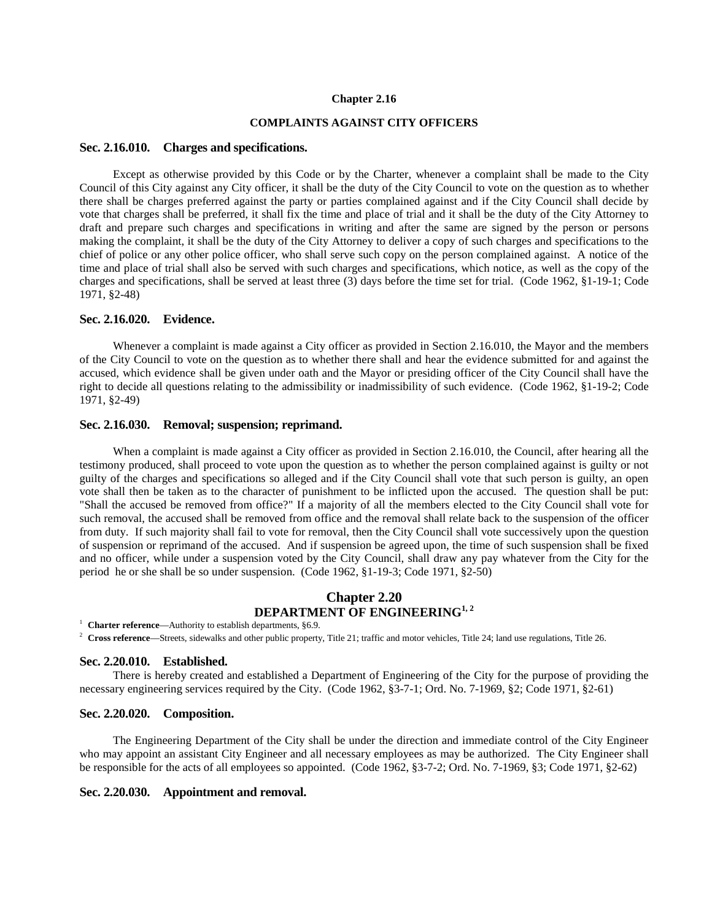## Chapter 2.16

### COMPLAINTS AGAINST CITY OFFICERS

### Sec. 2.16.010. Charges and specifications.

Except as otherwise provided by this Code or by the Charter, whenever a complaint shall be made to the City Council of this City against any City officer, it shall be the duty of the City Council to vote on the question as to whether there shall be charges preferred against the party or parties complained against and if the City Council shall decide by vote that charges shall be preferred, it shall fix the time and place of trial and it shall be the duty of the City Attorney to draft and prepare such charges and specifications in writing and after the same are signed by the person or persons making the complaint, it shall be the duty of the City Attorney to deliver a copy of such charges and specifications to the chief of police or any other police officer, who shall serve such copy on the person complained against. A notice of the time and place of trial shall also be served with such charges and specifications, which notice, as well as the copy of the charges and specifications, shall be served at least three (3) days before the time set for trial. (Code 1962, §1-19-1; Code 1971, §2-48)

### Sec. 2.16.020. Evidence.

Whenever a complaint is made against a City officer as provided in Section 2.16.010, the Mayor and the members of the City Council to vote on the question as to whether there shall and hear the evidence submitted for and against the accused, which evidence shall be given under oath and the Mayor or presiding officer of the City Council shall have the right to decide all questions relating to the admissibility or inadmissibility of such evidence. (Code 1962, §1-19-2; Code 1971, §2-49)

### Sec. 2.16.030. Removal; suspension; reprimand.

When a complaint is made against a City officer as provided in Section 2.16.010, the Council, after hearing all the testimony produced, shall proceed to vote upon the question as to whether the person complained against is guilty or not guilty of the charges and specifications so alleged and if the City Council shall vote that such person is guilty, an open vote shall then be taken as to the character of punishment to be inflicted upon the accused. The question shall be put: "Shall the accused be removed from office?" If a majority of all the members elected to the City Council shall vote for such removal, the accused shall be removed from office and the removal shall relate back to the suspension of the officer from duty. If such majority shall fail to vote for removal, then the City Council shall vote successively upon the question of suspension or reprimand of the accused. And if suspension be agreed upon, the time of such suspension shall be fixed and no officer, while under a suspension voted by the City Council, shall draw any pay whatever from the City for the period he or she shall be so under suspension. (Code 1962, §1-19-3; Code 1971, §2-50)

## Chapter 2.20
## DEPARTMENT OF ENGINEERING[1, 2]

[1] **Charter reference**—Authority to establish departments, §6.9.

[2] **Cross reference**—Streets, sidewalks and other public property, Title 21; traffic and motor vehicles, Title 24; land use regulations, Title 26.

### Sec. 2.20.010. Established.

There is hereby created and established a Department of Engineering of the City for the purpose of providing the necessary engineering services required by the City. (Code 1962, §3-7-1; Ord. No. 7-1969, §2; Code 1971, §2-61)

### Sec. 2.20.020. Composition.

The Engineering Department of the City shall be under the direction and immediate control of the City Engineer who may appoint an assistant City Engineer and all necessary employees as may be authorized. The City Engineer shall be responsible for the acts of all employees so appointed. (Code 1962, §3-7-2; Ord. No. 7-1969, §3; Code 1971, §2-62)

### Sec. 2.20.030. Appointment and removal.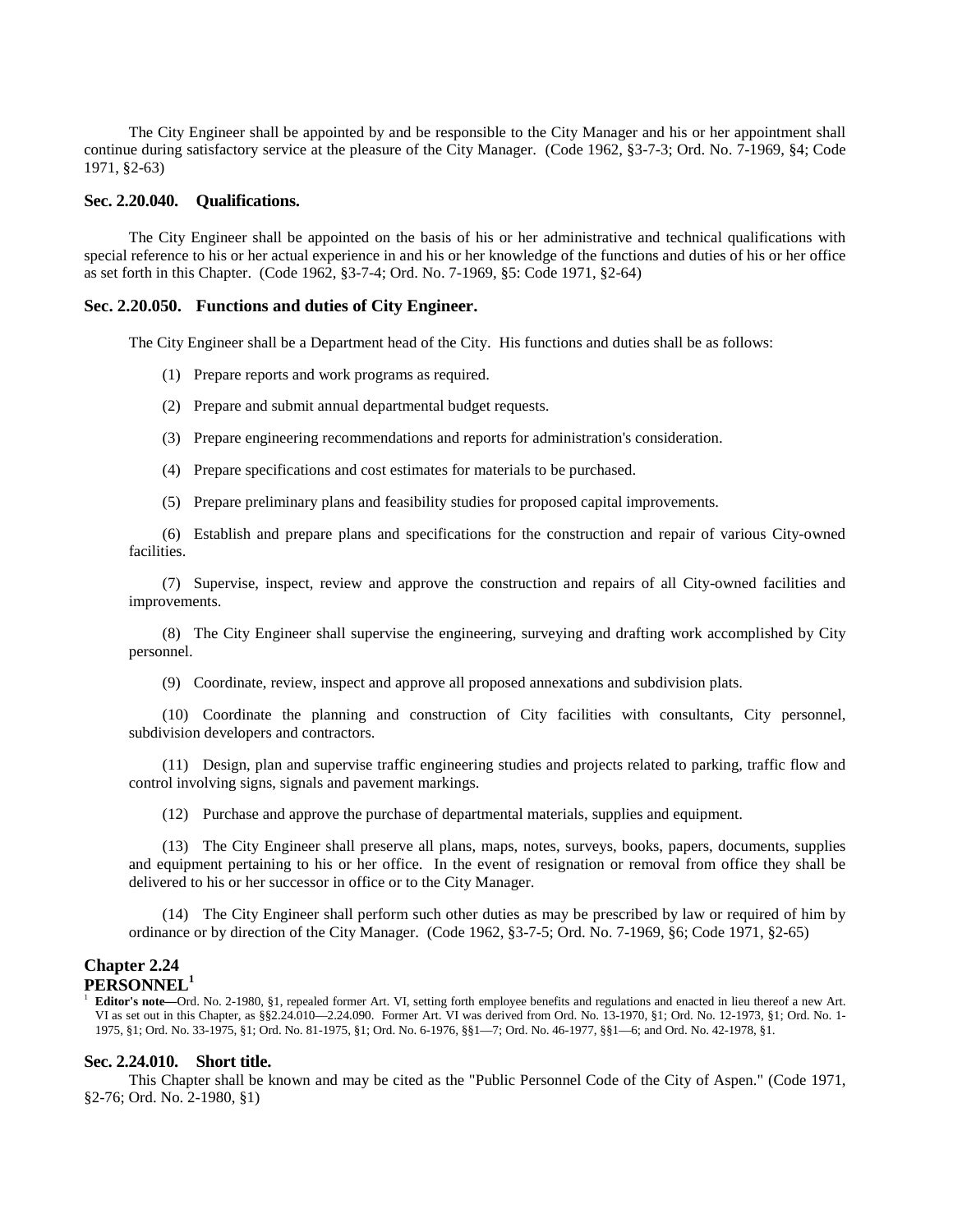The City Engineer shall be appointed by and be responsible to the City Manager and his or her appointment shall continue during satisfactory service at the pleasure of the City Manager. (Code 1962, §3-7-3; Ord. No. 7-1969, §4; Code 1971, §2-63)

### Sec. 2.20.040. Qualifications.

The City Engineer shall be appointed on the basis of his or her administrative and technical qualifications with special reference to his or her actual experience in and his or her knowledge of the functions and duties of his or her office as set forth in this Chapter. (Code 1962, §3-7-4; Ord. No. 7-1969, §5: Code 1971, §2-64)

### Sec. 2.20.050. Functions and duties of City Engineer.

The City Engineer shall be a Department head of the City. His functions and duties shall be as follows:

(1) Prepare reports and work programs as required.

(2) Prepare and submit annual departmental budget requests.

(3) Prepare engineering recommendations and reports for administration's consideration.

(4) Prepare specifications and cost estimates for materials to be purchased.

(5) Prepare preliminary plans and feasibility studies for proposed capital improvements.

(6) Establish and prepare plans and specifications for the construction and repair of various City-owned facilities.

(7) Supervise, inspect, review and approve the construction and repairs of all City-owned facilities and improvements.

(8) The City Engineer shall supervise the engineering, surveying and drafting work accomplished by City personnel.

(9) Coordinate, review, inspect and approve all proposed annexations and subdivision plats.

(10) Coordinate the planning and construction of City facilities with consultants, City personnel, subdivision developers and contractors.

(11) Design, plan and supervise traffic engineering studies and projects related to parking, traffic flow and control involving signs, signals and pavement markings.

(12) Purchase and approve the purchase of departmental materials, supplies and equipment.

(13) The City Engineer shall preserve all plans, maps, notes, surveys, books, papers, documents, supplies and equipment pertaining to his or her office. In the event of resignation or removal from office they shall be delivered to his or her successor in office or to the City Manager.

(14) The City Engineer shall perform such other duties as may be prescribed by law or required of him by ordinance or by direction of the City Manager. (Code 1962, §3-7-5; Ord. No. 7-1969, §6; Code 1971, §2-65)

## Chapter 2.24
## PERSONNEL[1]

[1] **Editor's note—**Ord. No. 2-1980, §1, repealed former Art. VI, setting forth employee benefits and regulations and enacted in lieu thereof a new Art. VI as set out in this Chapter, as §§2.24.010—2.24.090. Former Art. VI was derived from Ord. No. 13-1970, §1; Ord. No. 12-1973, §1; Ord. No. 1-1975, §1; Ord. No. 33-1975, §1; Ord. No. 81-1975, §1; Ord. No. 6-1976, §§1—7; Ord. No. 46-1977, §§1—6; and Ord. No. 42-1978, §1.

### Sec. 2.24.010. Short title.

This Chapter shall be known and may be cited as the "Public Personnel Code of the City of Aspen." (Code 1971, §2-76; Ord. No. 2-1980, §1)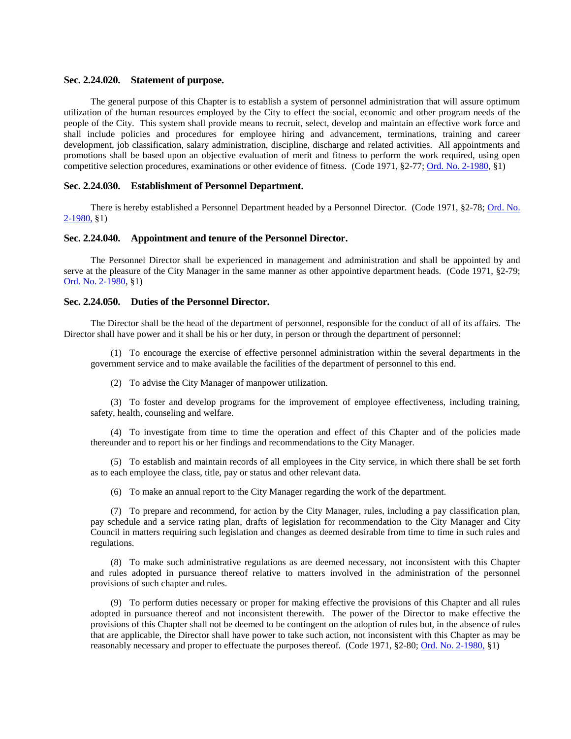### Sec. 2.24.020. Statement of purpose.

The general purpose of this Chapter is to establish a system of personnel administration that will assure optimum utilization of the human resources employed by the City to effect the social, economic and other program needs of the people of the City. This system shall provide means to recruit, select, develop and maintain an effective work force and shall include policies and procedures for employee hiring and advancement, terminations, training and career development, job classification, salary administration, discipline, discharge and related activities. All appointments and promotions shall be based upon an objective evaluation of merit and fitness to perform the work required, using open competitive selection procedures, examinations or other evidence of fitness. (Code 1971, §2-77; Ord. No. 2-1980, §1)

### Sec. 2.24.030. Establishment of Personnel Department.

There is hereby established a Personnel Department headed by a Personnel Director. (Code 1971, §2-78; Ord. No. 2-1980, §1)

### Sec. 2.24.040. Appointment and tenure of the Personnel Director.

The Personnel Director shall be experienced in management and administration and shall be appointed by and serve at the pleasure of the City Manager in the same manner as other appointive department heads. (Code 1971, §2-79; Ord. No. 2-1980, §1)

### Sec. 2.24.050. Duties of the Personnel Director.

The Director shall be the head of the department of personnel, responsible for the conduct of all of its affairs. The Director shall have power and it shall be his or her duty, in person or through the department of personnel:

(1) To encourage the exercise of effective personnel administration within the several departments in the government service and to make available the facilities of the department of personnel to this end.

(2) To advise the City Manager of manpower utilization.

(3) To foster and develop programs for the improvement of employee effectiveness, including training, safety, health, counseling and welfare.

(4) To investigate from time to time the operation and effect of this Chapter and of the policies made thereunder and to report his or her findings and recommendations to the City Manager.

(5) To establish and maintain records of all employees in the City service, in which there shall be set forth as to each employee the class, title, pay or status and other relevant data.

(6) To make an annual report to the City Manager regarding the work of the department.

(7) To prepare and recommend, for action by the City Manager, rules, including a pay classification plan, pay schedule and a service rating plan, drafts of legislation for recommendation to the City Manager and City Council in matters requiring such legislation and changes as deemed desirable from time to time in such rules and regulations.

(8) To make such administrative regulations as are deemed necessary, not inconsistent with this Chapter and rules adopted in pursuance thereof relative to matters involved in the administration of the personnel provisions of such chapter and rules.

(9) To perform duties necessary or proper for making effective the provisions of this Chapter and all rules adopted in pursuance thereof and not inconsistent therewith. The power of the Director to make effective the provisions of this Chapter shall not be deemed to be contingent on the adoption of rules but, in the absence of rules that are applicable, the Director shall have power to take such action, not inconsistent with this Chapter as may be reasonably necessary and proper to effectuate the purposes thereof. (Code 1971, §2-80; Ord. No. 2-1980, §1)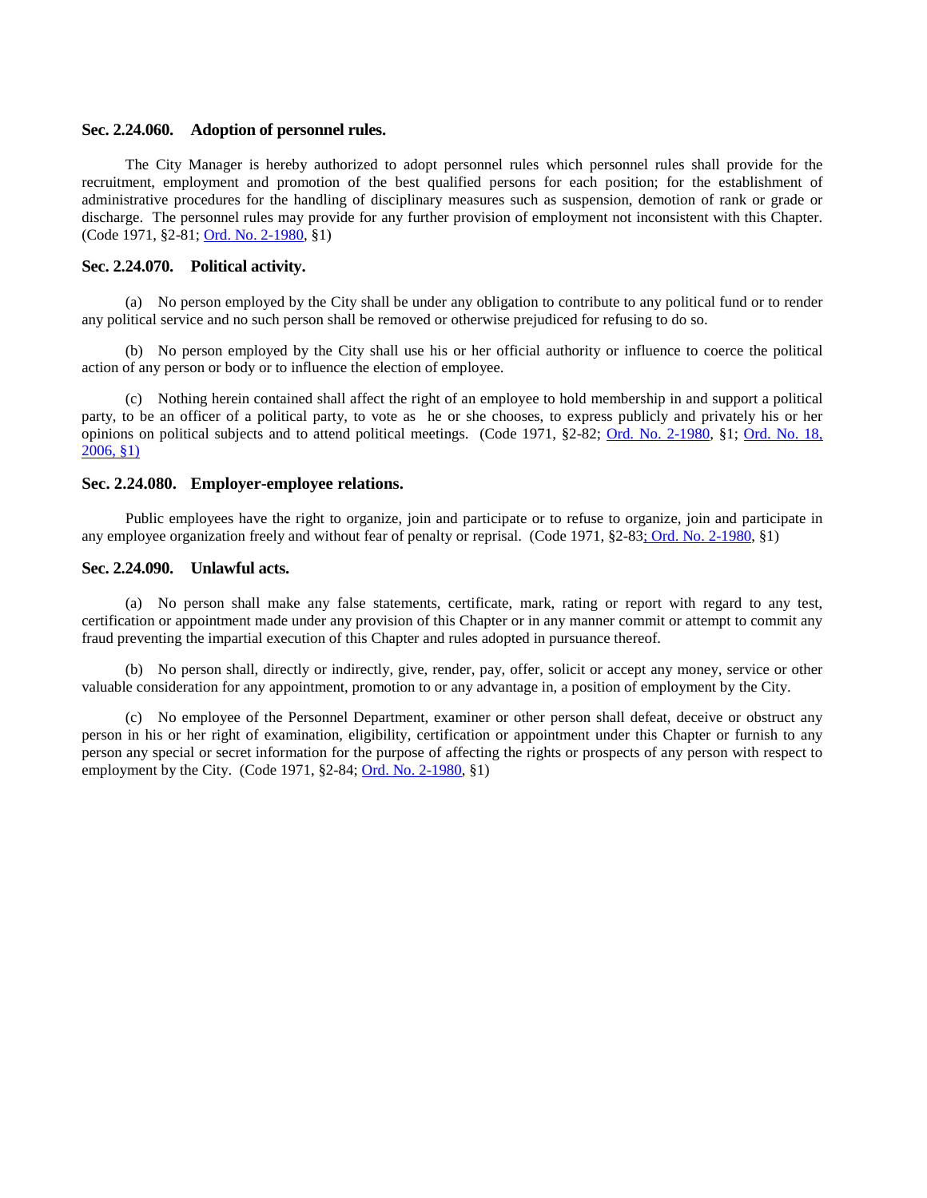### Sec. 2.24.060. Adoption of personnel rules.

The City Manager is hereby authorized to adopt personnel rules which personnel rules shall provide for the recruitment, employment and promotion of the best qualified persons for each position; for the establishment of administrative procedures for the handling of disciplinary measures such as suspension, demotion of rank or grade or discharge. The personnel rules may provide for any further provision of employment not inconsistent with this Chapter. (Code 1971, §2-81; Ord. No. 2-1980, §1)

### Sec. 2.24.070. Political activity.

(a) No person employed by the City shall be under any obligation to contribute to any political fund or to render any political service and no such person shall be removed or otherwise prejudiced for refusing to do so.

(b) No person employed by the City shall use his or her official authority or influence to coerce the political action of any person or body or to influence the election of employee.

(c) Nothing herein contained shall affect the right of an employee to hold membership in and support a political party, to be an officer of a political party, to vote as he or she chooses, to express publicly and privately his or her opinions on political subjects and to attend political meetings. (Code 1971, §2-82; Ord. No. 2-1980, §1; Ord. No. 18, 2006, §1)

### Sec. 2.24.080. Employer-employee relations.

Public employees have the right to organize, join and participate or to refuse to organize, join and participate in any employee organization freely and without fear of penalty or reprisal. (Code 1971, §2-83; Ord. No. 2-1980, §1)

### Sec. 2.24.090. Unlawful acts.

(a) No person shall make any false statements, certificate, mark, rating or report with regard to any test, certification or appointment made under any provision of this Chapter or in any manner commit or attempt to commit any fraud preventing the impartial execution of this Chapter and rules adopted in pursuance thereof.

(b) No person shall, directly or indirectly, give, render, pay, offer, solicit or accept any money, service or other valuable consideration for any appointment, promotion to or any advantage in, a position of employment by the City.

(c) No employee of the Personnel Department, examiner or other person shall defeat, deceive or obstruct any person in his or her right of examination, eligibility, certification or appointment under this Chapter or furnish to any person any special or secret information for the purpose of affecting the rights or prospects of any person with respect to employment by the City. (Code 1971, §2-84; Ord. No. 2-1980, §1)